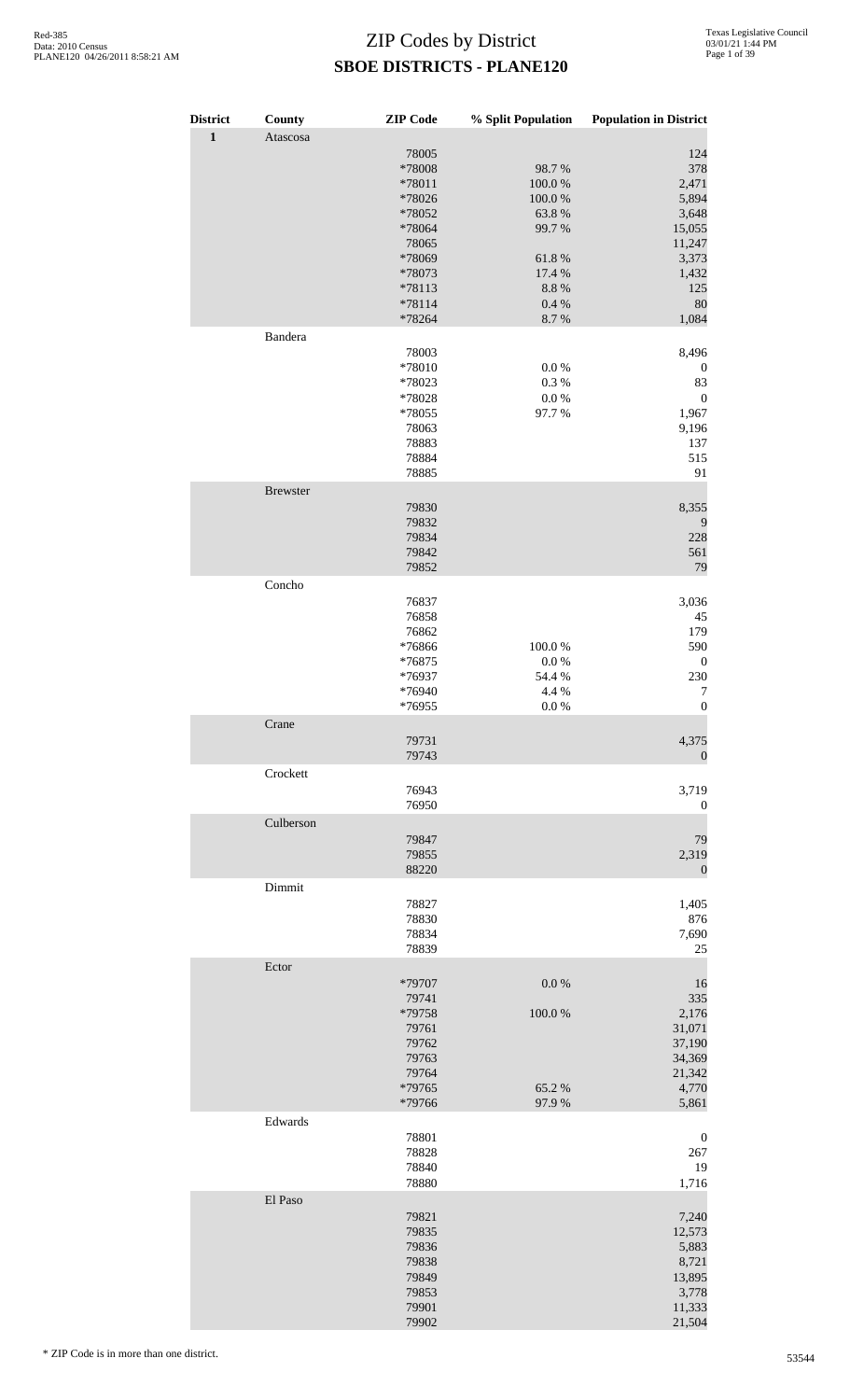# ZIP Codes by District
## SBOE DISTRICTS - PLANE120

| District | County | ZIP Code | % Split Population | Population in District |
|---|---|---|---|---|
| 1 | Atascosa | | | |
| | | 78005 | | 124 |
| | | *78008 | 98.7 % | 378 |
| | | *78011 | 100.0 % | 2,471 |
| | | *78026 | 100.0 % | 5,894 |
| | | *78052 | 63.8 % | 3,648 |
| | | *78064 | 99.7 % | 15,055 |
| | | 78065 | | 11,247 |
| | | *78069 | 61.8 % | 3,373 |
| | | *78073 | 17.4 % | 1,432 |
| | | *78113 | 8.8 % | 125 |
| | | *78114 | 0.4 % | 80 |
| | | *78264 | 8.7 % | 1,084 |
| | Bandera | | | |
| | | 78003 | | 8,496 |
| | | *78010 | 0.0 % | 0 |
| | | *78023 | 0.3 % | 83 |
| | | *78028 | 0.0 % | 0 |
| | | *78055 | 97.7 % | 1,967 |
| | | 78063 | | 9,196 |
| | | 78883 | | 137 |
| | | 78884 | | 515 |
| | | 78885 | | 91 |
| | Brewster | | | |
| | | 79830 | | 8,355 |
| | | 79832 | | 9 |
| | | 79834 | | 228 |
| | | 79842 | | 561 |
| | | 79852 | | 79 |
| | Concho | | | |
| | | 76837 | | 3,036 |
| | | 76858 | | 45 |
| | | 76862 | | 179 |
| | | *76866 | 100.0 % | 590 |
| | | *76875 | 0.0 % | 0 |
| | | *76937 | 54.4 % | 230 |
| | | *76940 | 4.4 % | 7 |
| | | *76955 | 0.0 % | 0 |
| | Crane | | | |
| | | 79731 | | 4,375 |
| | | 79743 | | 0 |
| | Crockett | | | |
| | | 76943 | | 3,719 |
| | | 76950 | | 0 |
| | Culberson | | | |
| | | 79847 | | 79 |
| | | 79855 | | 2,319 |
| | | 88220 | | 0 |
| | Dimmit | | | |
| | | 78827 | | 1,405 |
| | | 78830 | | 876 |
| | | 78834 | | 7,690 |
| | | 78839 | | 25 |
| | Ector | | | |
| | | *79707 | 0.0 % | 16 |
| | | 79741 | | 335 |
| | | *79758 | 100.0 % | 2,176 |
| | | 79761 | | 31,071 |
| | | 79762 | | 37,190 |
| | | 79763 | | 34,369 |
| | | 79764 | | 21,342 |
| | | *79765 | 65.2 % | 4,770 |
| | | *79766 | 97.9 % | 5,861 |
| | Edwards | | | |
| | | 78801 | | 0 |
| | | 78828 | | 267 |
| | | 78840 | | 19 |
| | | 78880 | | 1,716 |
| | El Paso | | | |
| | | 79821 | | 7,240 |
| | | 79835 | | 12,573 |
| | | 79836 | | 5,883 |
| | | 79838 | | 8,721 |
| | | 79849 | | 13,895 |
| | | 79853 | | 3,778 |
| | | 79901 | | 11,333 |
| | | 79902 | | 21,504 |

\* ZIP Code is in more than one district.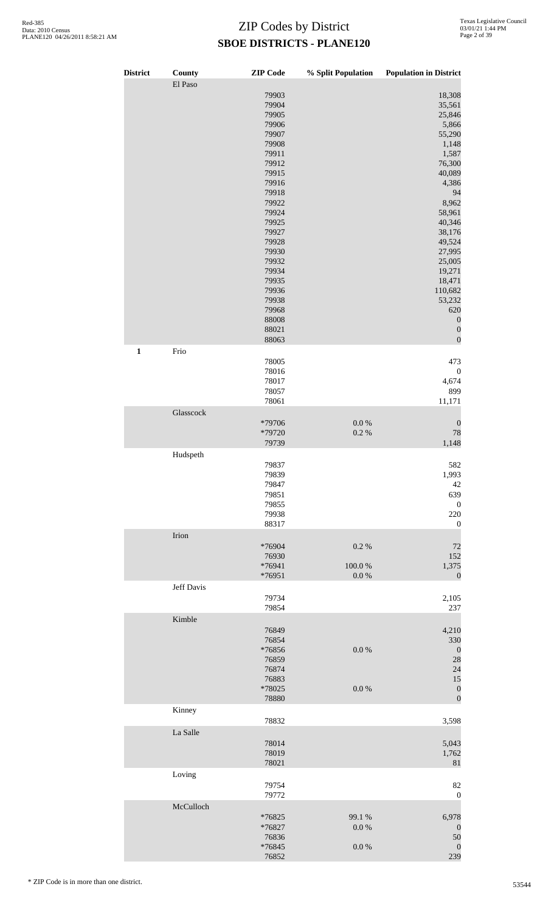# ZIP Codes by District
## SBOE DISTRICTS - PLANE120

| District | County | ZIP Code | % Split Population | Population in District |
|---|---|---|---|---|
| | El Paso | | | |
| | | 79903 | | 18,308 |
| | | 79904 | | 35,561 |
| | | 79905 | | 25,846 |
| | | 79906 | | 5,866 |
| | | 79907 | | 55,290 |
| | | 79908 | | 1,148 |
| | | 79911 | | 1,587 |
| | | 79912 | | 76,300 |
| | | 79915 | | 40,089 |
| | | 79916 | | 4,386 |
| | | 79918 | | 94 |
| | | 79922 | | 8,962 |
| | | 79924 | | 58,961 |
| | | 79925 | | 40,346 |
| | | 79927 | | 38,176 |
| | | 79928 | | 49,524 |
| | | 79930 | | 27,995 |
| | | 79932 | | 25,005 |
| | | 79934 | | 19,271 |
| | | 79935 | | 18,471 |
| | | 79936 | | 110,682 |
| | | 79938 | | 53,232 |
| | | 79968 | | 620 |
| | | 88008 | | 0 |
| | | 88021 | | 0 |
| | | 88063 | | 0 |
| 1 | Frio | | | |
| | | 78005 | | 473 |
| | | 78016 | | 0 |
| | | 78017 | | 4,674 |
| | | 78057 | | 899 |
| | | 78061 | | 11,171 |
| | Glasscock | | | |
| | | *79706 | 0.0 % | 0 |
| | | *79720 | 0.2 % | 78 |
| | | 79739 | | 1,148 |
| | Hudspeth | | | |
| | | 79837 | | 582 |
| | | 79839 | | 1,993 |
| | | 79847 | | 42 |
| | | 79851 | | 639 |
| | | 79855 | | 0 |
| | | 79938 | | 220 |
| | | 88317 | | 0 |
| | Irion | | | |
| | | *76904 | 0.2 % | 72 |
| | | 76930 | | 152 |
| | | *76941 | 100.0 % | 1,375 |
| | | *76951 | 0.0 % | 0 |
| | Jeff Davis | | | |
| | | 79734 | | 2,105 |
| | | 79854 | | 237 |
| | Kimble | | | |
| | | 76849 | | 4,210 |
| | | 76854 | | 330 |
| | | *76856 | 0.0 % | 0 |
| | | 76859 | | 28 |
| | | 76874 | | 24 |
| | | 76883 | | 15 |
| | | *78025 | 0.0 % | 0 |
| | | 78880 | | 0 |
| | Kinney | | | |
| | | 78832 | | 3,598 |
| | La Salle | | | |
| | | 78014 | | 5,043 |
| | | 78019 | | 1,762 |
| | | 78021 | | 81 |
| | Loving | | | |
| | | 79754 | | 82 |
| | | 79772 | | 0 |
| | McCulloch | | | |
| | | *76825 | 99.1 % | 6,978 |
| | | *76827 | 0.0 % | 0 |
| | | 76836 | | 50 |
| | | *76845 | 0.0 % | 0 |
| | | 76852 | | 239 |

\* ZIP Code is in more than one district.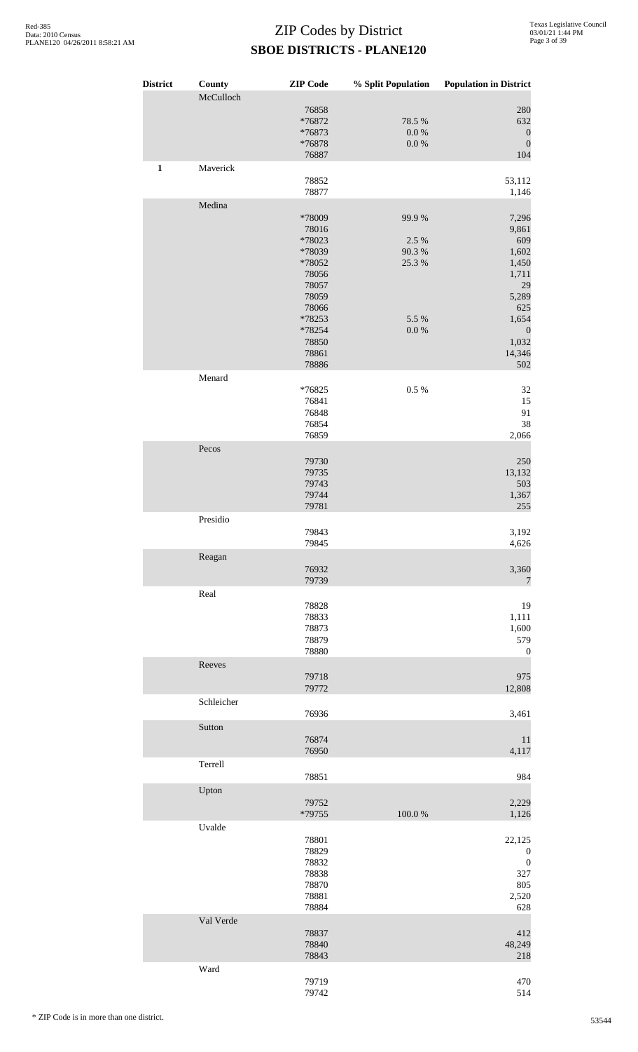# ZIP Codes by District

## SBOE DISTRICTS - PLANE120

| District | County | ZIP Code | % Split Population | Population in District |
|---|---|---|---|---|
| | McCulloch | | | |
| | | 76858 | | 280 |
| | | *76872 | 78.5 % | 632 |
| | | *76873 | 0.0 % | 0 |
| | | *76878 | 0.0 % | 0 |
| | | 76887 | | 104 |
| **1** | Maverick | | | |
| | | 78852 | | 53,112 |
| | | 78877 | | 1,146 |
| | Medina | | | |
| | | *78009 | 99.9 % | 7,296 |
| | | 78016 | | 9,861 |
| | | *78023 | 2.5 % | 609 |
| | | *78039 | 90.3 % | 1,602 |
| | | *78052 | 25.3 % | 1,450 |
| | | 78056 | | 1,711 |
| | | 78057 | | 29 |
| | | 78059 | | 5,289 |
| | | 78066 | | 625 |
| | | *78253 | 5.5 % | 1,654 |
| | | *78254 | 0.0 % | 0 |
| | | 78850 | | 1,032 |
| | | 78861 | | 14,346 |
| | | 78886 | | 502 |
| | Menard | | | |
| | | *76825 | 0.5 % | 32 |
| | | 76841 | | 15 |
| | | 76848 | | 91 |
| | | 76854 | | 38 |
| | | 76859 | | 2,066 |
| | Pecos | | | |
| | | 79730 | | 250 |
| | | 79735 | | 13,132 |
| | | 79743 | | 503 |
| | | 79744 | | 1,367 |
| | | 79781 | | 255 |
| | Presidio | | | |
| | | 79843 | | 3,192 |
| | | 79845 | | 4,626 |
| | Reagan | | | |
| | | 76932 | | 3,360 |
| | | 79739 | | 7 |
| | Real | | | |
| | | 78828 | | 19 |
| | | 78833 | | 1,111 |
| | | 78873 | | 1,600 |
| | | 78879 | | 579 |
| | | 78880 | | 0 |
| | Reeves | | | |
| | | 79718 | | 975 |
| | | 79772 | | 12,808 |
| | Schleicher | | | |
| | | 76936 | | 3,461 |
| | Sutton | | | |
| | | 76874 | | 11 |
| | | 76950 | | 4,117 |
| | Terrell | | | |
| | | 78851 | | 984 |
| | Upton | | | |
| | | 79752 | | 2,229 |
| | | *79755 | 100.0 % | 1,126 |
| | Uvalde | | | |
| | | 78801 | | 22,125 |
| | | 78829 | | 0 |
| | | 78832 | | 0 |
| | | 78838 | | 327 |
| | | 78870 | | 805 |
| | | 78881 | | 2,520 |
| | | 78884 | | 628 |
| | Val Verde | | | |
| | | 78837 | | 412 |
| | | 78840 | | 48,249 |
| | | 78843 | | 218 |
| | Ward | | | |
| | | 79719 | | 470 |
| | | 79742 | | 514 |

* ZIP Code is in more than one district.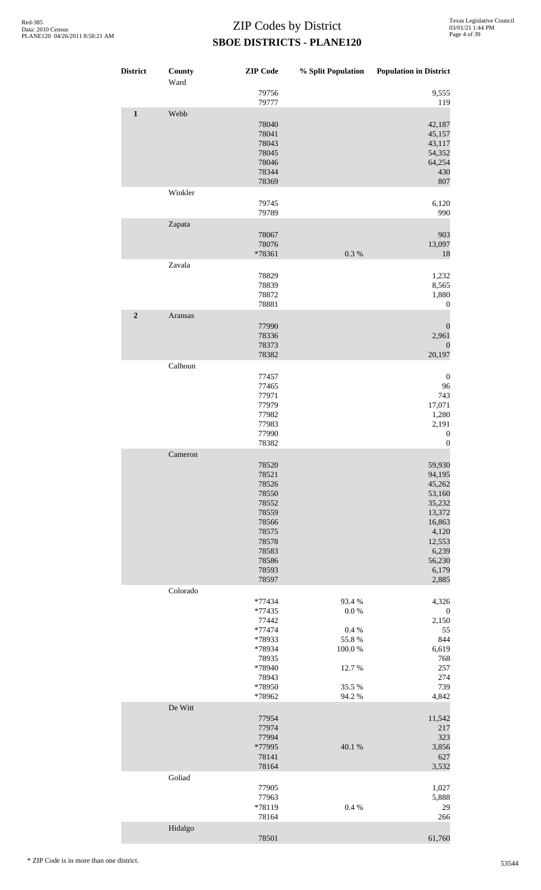# ZIP Codes by District

## SBOE DISTRICTS - PLANE120

| District | County | ZIP Code | % Split Population | Population in District |
|---|---|---|---|---|
| | Ward | | | |
| | | 79756 | | 9,555 |
| | | 79777 | | 119 |
| **1** | Webb | | | |
| | | 78040 | | 42,187 |
| | | 78041 | | 45,157 |
| | | 78043 | | 43,117 |
| | | 78045 | | 54,352 |
| | | 78046 | | 64,254 |
| | | 78344 | | 430 |
| | | 78369 | | 807 |
| | Winkler | | | |
| | | 79745 | | 6,120 |
| | | 79789 | | 990 |
| | Zapata | | | |
| | | 78067 | | 903 |
| | | 78076 | | 13,097 |
| | | *78361 | 0.3 % | 18 |
| | Zavala | | | |
| | | 78829 | | 1,232 |
| | | 78839 | | 8,565 |
| | | 78872 | | 1,880 |
| | | 78881 | | 0 |
| **2** | Aransas | | | |
| | | 77990 | | 0 |
| | | 78336 | | 2,961 |
| | | 78373 | | 0 |
| | | 78382 | | 20,197 |
| | Calhoun | | | |
| | | 77457 | | 0 |
| | | 77465 | | 96 |
| | | 77971 | | 743 |
| | | 77979 | | 17,071 |
| | | 77982 | | 1,280 |
| | | 77983 | | 2,191 |
| | | 77990 | | 0 |
| | | 78382 | | 0 |
| | Cameron | | | |
| | | 78520 | | 59,930 |
| | | 78521 | | 94,195 |
| | | 78526 | | 45,262 |
| | | 78550 | | 53,160 |
| | | 78552 | | 35,232 |
| | | 78559 | | 13,372 |
| | | 78566 | | 16,863 |
| | | 78575 | | 4,120 |
| | | 78578 | | 12,553 |
| | | 78583 | | 6,239 |
| | | 78586 | | 56,230 |
| | | 78593 | | 6,179 |
| | | 78597 | | 2,885 |
| | Colorado | | | |
| | | *77434 | 93.4 % | 4,326 |
| | | *77435 | 0.0 % | 0 |
| | | 77442 | | 2,150 |
| | | *77474 | 0.4 % | 55 |
| | | *78933 | 55.8 % | 844 |
| | | *78934 | 100.0 % | 6,619 |
| | | 78935 | | 768 |
| | | *78940 | 12.7 % | 257 |
| | | 78943 | | 274 |
| | | *78950 | 35.5 % | 739 |
| | | *78962 | 94.2 % | 4,842 |
| | De Witt | | | |
| | | 77954 | | 11,542 |
| | | 77974 | | 217 |
| | | 77994 | | 323 |
| | | *77995 | 40.1 % | 3,856 |
| | | 78141 | | 627 |
| | | 78164 | | 3,532 |
| | Goliad | | | |
| | | 77905 | | 1,027 |
| | | 77963 | | 5,888 |
| | | *78119 | 0.4 % | 29 |
| | | 78164 | | 266 |
| | Hidalgo | | | |
| | | 78501 | | 61,760 |

\* ZIP Code is in more than one district.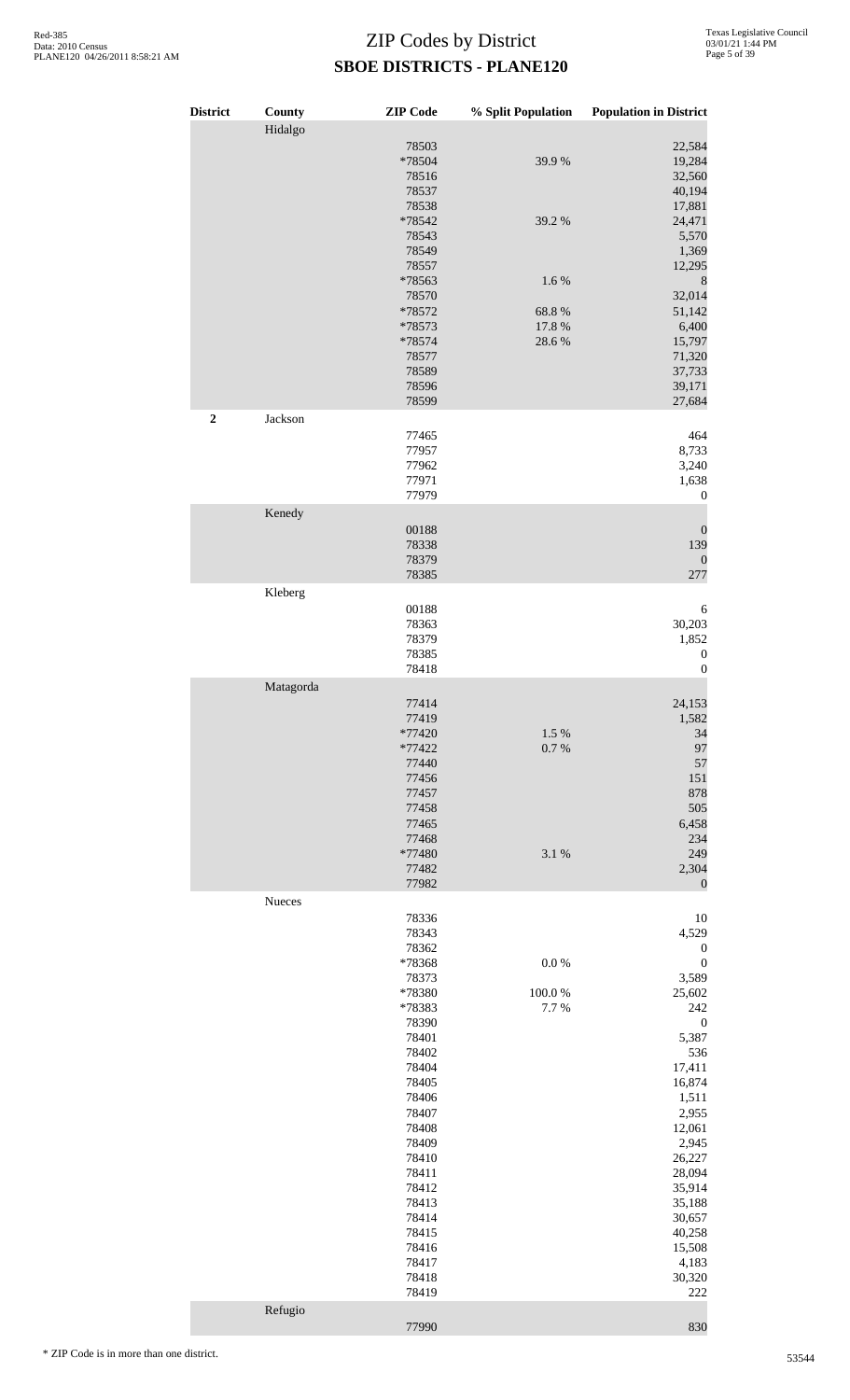# ZIP Codes by District
## SBOE DISTRICTS - PLANE120

| District | County | ZIP Code | % Split Population | Population in District |
|---|---|---|---|---|
| | Hidalgo | | | |
| | | 78503 | | 22,584 |
| | | *78504 | 39.9 % | 19,284 |
| | | 78516 | | 32,560 |
| | | 78537 | | 40,194 |
| | | 78538 | | 17,881 |
| | | *78542 | 39.2 % | 24,471 |
| | | 78543 | | 5,570 |
| | | 78549 | | 1,369 |
| | | 78557 | | 12,295 |
| | | *78563 | 1.6 % | 8 |
| | | 78570 | | 32,014 |
| | | *78572 | 68.8 % | 51,142 |
| | | *78573 | 17.8 % | 6,400 |
| | | *78574 | 28.6 % | 15,797 |
| | | 78577 | | 71,320 |
| | | 78589 | | 37,733 |
| | | 78596 | | 39,171 |
| | | 78599 | | 27,684 |
| **2** | Jackson | | | |
| | | 77465 | | 464 |
| | | 77957 | | 8,733 |
| | | 77962 | | 3,240 |
| | | 77971 | | 1,638 |
| | | 77979 | | 0 |
| | Kenedy | | | |
| | | 00188 | | 0 |
| | | 78338 | | 139 |
| | | 78379 | | 0 |
| | | 78385 | | 277 |
| | Kleberg | | | |
| | | 00188 | | 6 |
| | | 78363 | | 30,203 |
| | | 78379 | | 1,852 |
| | | 78385 | | 0 |
| | | 78418 | | 0 |
| | Matagorda | | | |
| | | 77414 | | 24,153 |
| | | 77419 | | 1,582 |
| | | *77420 | 1.5 % | 34 |
| | | *77422 | 0.7 % | 97 |
| | | 77440 | | 57 |
| | | 77456 | | 151 |
| | | 77457 | | 878 |
| | | 77458 | | 505 |
| | | 77465 | | 6,458 |
| | | 77468 | | 234 |
| | | *77480 | 3.1 % | 249 |
| | | 77482 | | 2,304 |
| | | 77982 | | 0 |
| | Nueces | | | |
| | | 78336 | | 10 |
| | | 78343 | | 4,529 |
| | | 78362 | | 0 |
| | | *78368 | 0.0 % | 0 |
| | | 78373 | | 3,589 |
| | | *78380 | 100.0 % | 25,602 |
| | | *78383 | 7.7 % | 242 |
| | | 78390 | | 0 |
| | | 78401 | | 5,387 |
| | | 78402 | | 536 |
| | | 78404 | | 17,411 |
| | | 78405 | | 16,874 |
| | | 78406 | | 1,511 |
| | | 78407 | | 2,955 |
| | | 78408 | | 12,061 |
| | | 78409 | | 2,945 |
| | | 78410 | | 26,227 |
| | | 78411 | | 28,094 |
| | | 78412 | | 35,914 |
| | | 78413 | | 35,188 |
| | | 78414 | | 30,657 |
| | | 78415 | | 40,258 |
| | | 78416 | | 15,508 |
| | | 78417 | | 4,183 |
| | | 78418 | | 30,320 |
| | | 78419 | | 222 |
| | Refugio | | | |
| | | 77990 | | 830 |

\* ZIP Code is in more than one district.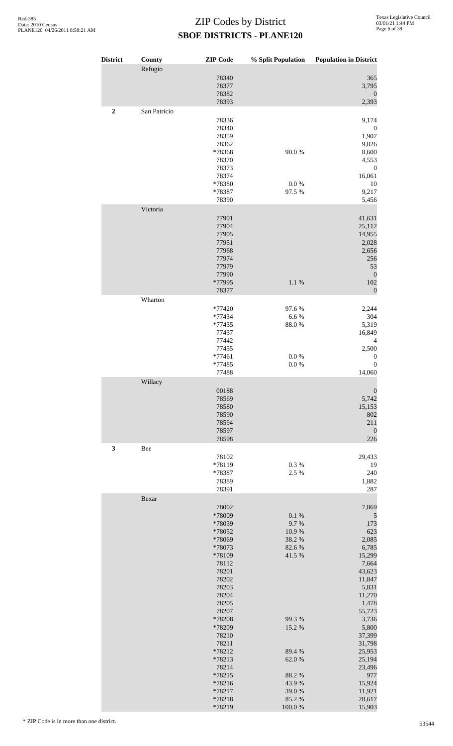# ZIP Codes by District

## SBOE DISTRICTS - PLANE120

| District | County | ZIP Code | % Split Population | Population in District |
|---|---|---|---|---|
| | Refugio | | | |
| | | 78340 | | 365 |
| | | 78377 | | 3,795 |
| | | 78382 | | 0 |
| | | 78393 | | 2,393 |
| **2** | San Patricio | | | |
| | | 78336 | | 9,174 |
| | | 78340 | | 0 |
| | | 78359 | | 1,907 |
| | | 78362 | | 9,826 |
| | | *78368 | 90.0 % | 8,600 |
| | | 78370 | | 4,553 |
| | | 78373 | | 0 |
| | | 78374 | | 16,061 |
| | | *78380 | 0.0 % | 10 |
| | | *78387 | 97.5 % | 9,217 |
| | | 78390 | | 5,456 |
| | Victoria | | | |
| | | 77901 | | 41,631 |
| | | 77904 | | 25,112 |
| | | 77905 | | 14,955 |
| | | 77951 | | 2,028 |
| | | 77968 | | 2,656 |
| | | 77974 | | 256 |
| | | 77979 | | 53 |
| | | 77990 | | 0 |
| | | *77995 | 1.1 % | 102 |
| | | 78377 | | 0 |
| | Wharton | | | |
| | | *77420 | 97.6 % | 2,244 |
| | | *77434 | 6.6 % | 304 |
| | | *77435 | 88.0 % | 5,319 |
| | | 77437 | | 16,849 |
| | | 77442 | | 4 |
| | | 77455 | | 2,500 |
| | | *77461 | 0.0 % | 0 |
| | | *77485 | 0.0 % | 0 |
| | | 77488 | | 14,060 |
| | Willacy | | | |
| | | 00188 | | 0 |
| | | 78569 | | 5,742 |
| | | 78580 | | 15,153 |
| | | 78590 | | 802 |
| | | 78594 | | 211 |
| | | 78597 | | 0 |
| | | 78598 | | 226 |
| **3** | Bee | | | |
| | | 78102 | | 29,433 |
| | | *78119 | 0.3 % | 19 |
| | | *78387 | 2.5 % | 240 |
| | | 78389 | | 1,882 |
| | | 78391 | | 287 |
| | Bexar | | | |
| | | 78002 | | 7,869 |
| | | *78009 | 0.1 % | 5 |
| | | *78039 | 9.7 % | 173 |
| | | *78052 | 10.9 % | 623 |
| | | *78069 | 38.2 % | 2,085 |
| | | *78073 | 82.6 % | 6,785 |
| | | *78109 | 41.5 % | 15,299 |
| | | 78112 | | 7,664 |
| | | 78201 | | 43,623 |
| | | 78202 | | 11,847 |
| | | 78203 | | 5,831 |
| | | 78204 | | 11,270 |
| | | 78205 | | 1,478 |
| | | 78207 | | 55,723 |
| | | *78208 | 99.3 % | 3,736 |
| | | *78209 | 15.2 % | 5,800 |
| | | 78210 | | 37,399 |
| | | 78211 | | 31,798 |
| | | *78212 | 89.4 % | 25,953 |
| | | *78213 | 62.0 % | 25,194 |
| | | 78214 | | 23,496 |
| | | *78215 | 88.2 % | 977 |
| | | *78216 | 43.9 % | 15,924 |
| | | *78217 | 39.0 % | 11,921 |
| | | *78218 | 85.2 % | 28,617 |
| | | *78219 | 100.0 % | 15,903 |

\* ZIP Code is in more than one district.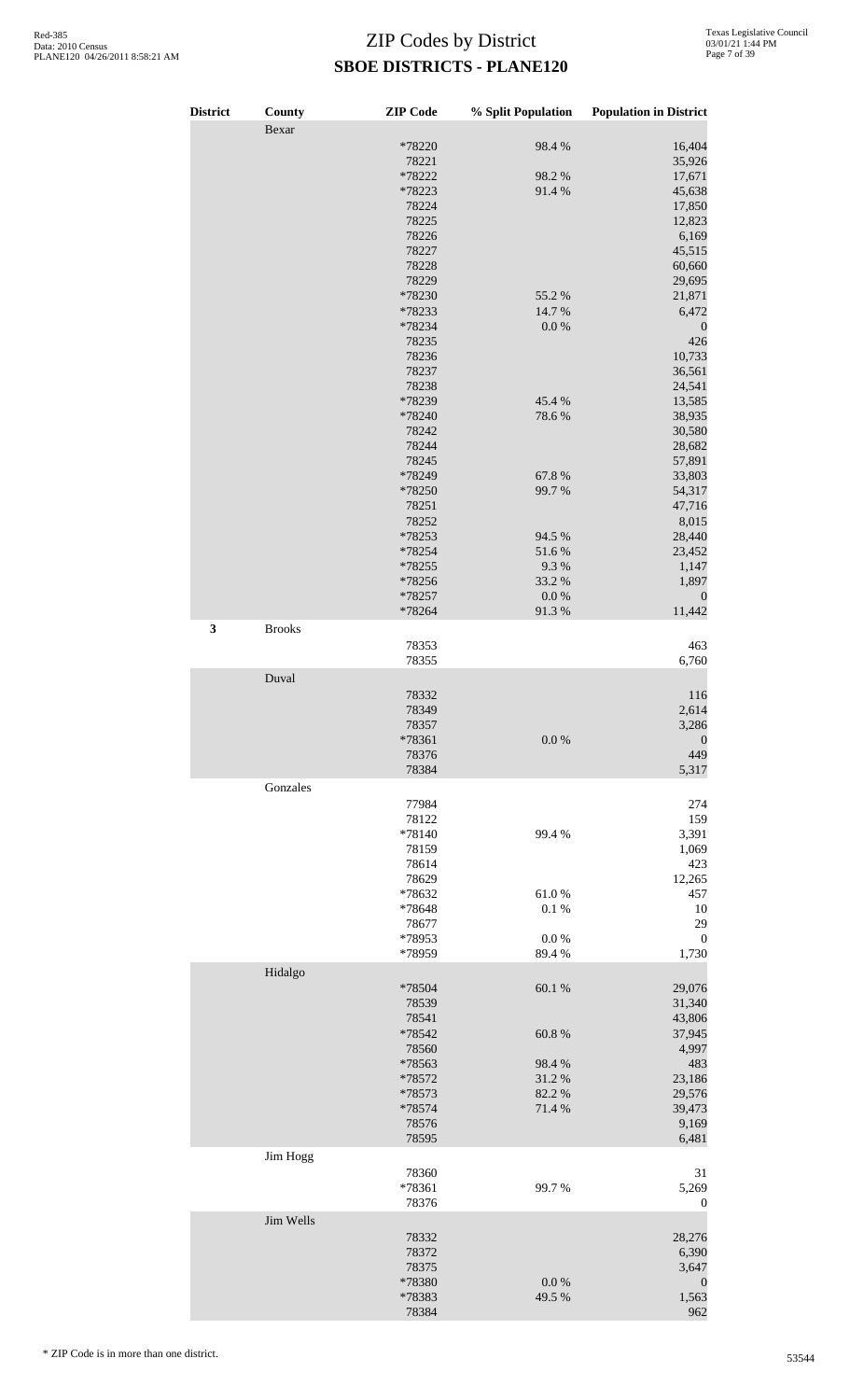# ZIP Codes by District

## SBOE DISTRICTS - PLANE120

| District | County | ZIP Code | % Split Population | Population in District |
|---|---|---|---|---|
| | Bexar | | | |
| | | *78220 | 98.4 % | 16,404 |
| | | 78221 | | 35,926 |
| | | *78222 | 98.2 % | 17,671 |
| | | *78223 | 91.4 % | 45,638 |
| | | 78224 | | 17,850 |
| | | 78225 | | 12,823 |
| | | 78226 | | 6,169 |
| | | 78227 | | 45,515 |
| | | 78228 | | 60,660 |
| | | 78229 | | 29,695 |
| | | *78230 | 55.2 % | 21,871 |
| | | *78233 | 14.7 % | 6,472 |
| | | *78234 | 0.0 % | 0 |
| | | 78235 | | 426 |
| | | 78236 | | 10,733 |
| | | 78237 | | 36,561 |
| | | 78238 | | 24,541 |
| | | *78239 | 45.4 % | 13,585 |
| | | *78240 | 78.6 % | 38,935 |
| | | 78242 | | 30,580 |
| | | 78244 | | 28,682 |
| | | 78245 | | 57,891 |
| | | *78249 | 67.8 % | 33,803 |
| | | *78250 | 99.7 % | 54,317 |
| | | 78251 | | 47,716 |
| | | 78252 | | 8,015 |
| | | *78253 | 94.5 % | 28,440 |
| | | *78254 | 51.6 % | 23,452 |
| | | *78255 | 9.3 % | 1,147 |
| | | *78256 | 33.2 % | 1,897 |
| | | *78257 | 0.0 % | 0 |
| | | *78264 | 91.3 % | 11,442 |
| **3** | Brooks | | | |
| | | 78353 | | 463 |
| | | 78355 | | 6,760 |
| | Duval | | | |
| | | 78332 | | 116 |
| | | 78349 | | 2,614 |
| | | 78357 | | 3,286 |
| | | *78361 | 0.0 % | 0 |
| | | 78376 | | 449 |
| | | 78384 | | 5,317 |
| | Gonzales | | | |
| | | 77984 | | 274 |
| | | 78122 | | 159 |
| | | *78140 | 99.4 % | 3,391 |
| | | 78159 | | 1,069 |
| | | 78614 | | 423 |
| | | 78629 | | 12,265 |
| | | *78632 | 61.0 % | 457 |
| | | *78648 | 0.1 % | 10 |
| | | 78677 | | 29 |
| | | *78953 | 0.0 % | 0 |
| | | *78959 | 89.4 % | 1,730 |
| | Hidalgo | | | |
| | | *78504 | 60.1 % | 29,076 |
| | | 78539 | | 31,340 |
| | | 78541 | | 43,806 |
| | | *78542 | 60.8 % | 37,945 |
| | | 78560 | | 4,997 |
| | | *78563 | 98.4 % | 483 |
| | | *78572 | 31.2 % | 23,186 |
| | | *78573 | 82.2 % | 29,576 |
| | | *78574 | 71.4 % | 39,473 |
| | | 78576 | | 9,169 |
| | | 78595 | | 6,481 |
| | Jim Hogg | | | |
| | | 78360 | | 31 |
| | | *78361 | 99.7 % | 5,269 |
| | | 78376 | | 0 |
| | Jim Wells | | | |
| | | 78332 | | 28,276 |
| | | 78372 | | 6,390 |
| | | 78375 | | 3,647 |
| | | *78380 | 0.0 % | 0 |
| | | *78383 | 49.5 % | 1,563 |
| | | 78384 | | 962 |

\* ZIP Code is in more than one district.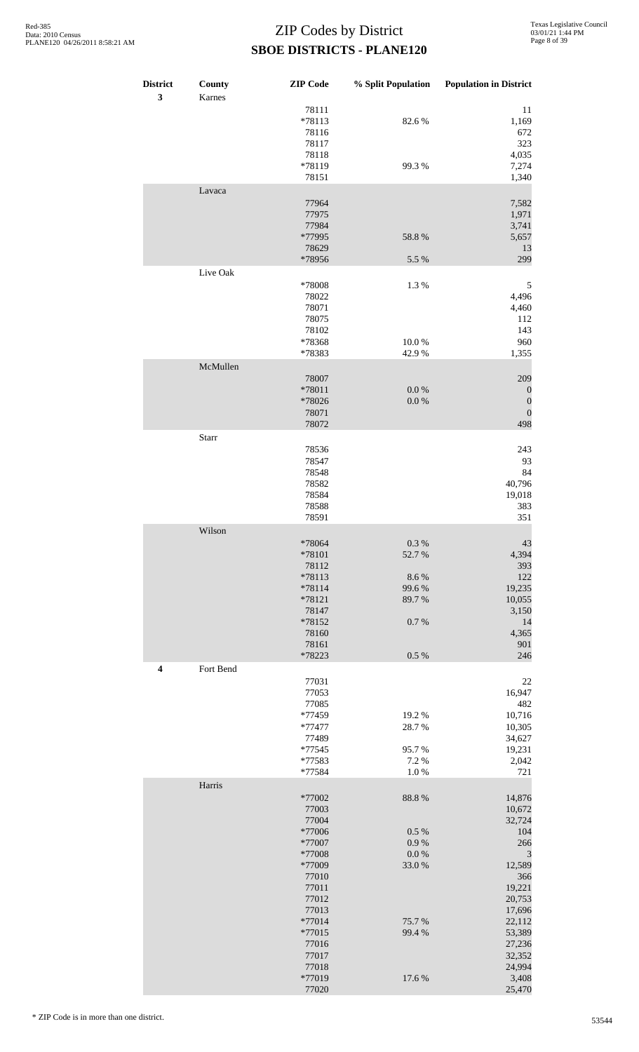# ZIP Codes by District
## SBOE DISTRICTS - PLANE120

| District | County | ZIP Code | % Split Population | Population in District |
|---|---|---|---|---|
| 3 | Karnes | | | |
| | | 78111 | | 11 |
| | | *78113 | 82.6 % | 1,169 |
| | | 78116 | | 672 |
| | | 78117 | | 323 |
| | | 78118 | | 4,035 |
| | | *78119 | 99.3 % | 7,274 |
| | | 78151 | | 1,340 |
| | Lavaca | | | |
| | | 77964 | | 7,582 |
| | | 77975 | | 1,971 |
| | | 77984 | | 3,741 |
| | | *77995 | 58.8 % | 5,657 |
| | | 78629 | | 13 |
| | | *78956 | 5.5 % | 299 |
| | Live Oak | | | |
| | | *78008 | 1.3 % | 5 |
| | | 78022 | | 4,496 |
| | | 78071 | | 4,460 |
| | | 78075 | | 112 |
| | | 78102 | | 143 |
| | | *78368 | 10.0 % | 960 |
| | | *78383 | 42.9 % | 1,355 |
| | McMullen | | | |
| | | 78007 | | 209 |
| | | *78011 | 0.0 % | 0 |
| | | *78026 | 0.0 % | 0 |
| | | 78071 | | 0 |
| | | 78072 | | 498 |
| | Starr | | | |
| | | 78536 | | 243 |
| | | 78547 | | 93 |
| | | 78548 | | 84 |
| | | 78582 | | 40,796 |
| | | 78584 | | 19,018 |
| | | 78588 | | 383 |
| | | 78591 | | 351 |
| | Wilson | | | |
| | | *78064 | 0.3 % | 43 |
| | | *78101 | 52.7 % | 4,394 |
| | | 78112 | | 393 |
| | | *78113 | 8.6 % | 122 |
| | | *78114 | 99.6 % | 19,235 |
| | | *78121 | 89.7 % | 10,055 |
| | | 78147 | | 3,150 |
| | | *78152 | 0.7 % | 14 |
| | | 78160 | | 4,365 |
| | | 78161 | | 901 |
| | | *78223 | 0.5 % | 246 |
| 4 | Fort Bend | | | |
| | | 77031 | | 22 |
| | | 77053 | | 16,947 |
| | | 77085 | | 482 |
| | | *77459 | 19.2 % | 10,716 |
| | | *77477 | 28.7 % | 10,305 |
| | | 77489 | | 34,627 |
| | | *77545 | 95.7 % | 19,231 |
| | | *77583 | 7.2 % | 2,042 |
| | | *77584 | 1.0 % | 721 |
| | Harris | | | |
| | | *77002 | 88.8 % | 14,876 |
| | | 77003 | | 10,672 |
| | | 77004 | | 32,724 |
| | | *77006 | 0.5 % | 104 |
| | | *77007 | 0.9 % | 266 |
| | | *77008 | 0.0 % | 3 |
| | | *77009 | 33.0 % | 12,589 |
| | | 77010 | | 366 |
| | | 77011 | | 19,221 |
| | | 77012 | | 20,753 |
| | | 77013 | | 17,696 |
| | | *77014 | 75.7 % | 22,112 |
| | | *77015 | 99.4 % | 53,389 |
| | | 77016 | | 27,236 |
| | | 77017 | | 32,352 |
| | | 77018 | | 24,994 |
| | | *77019 | 17.6 % | 3,408 |
| | | 77020 | | 25,470 |

\* ZIP Code is in more than one district.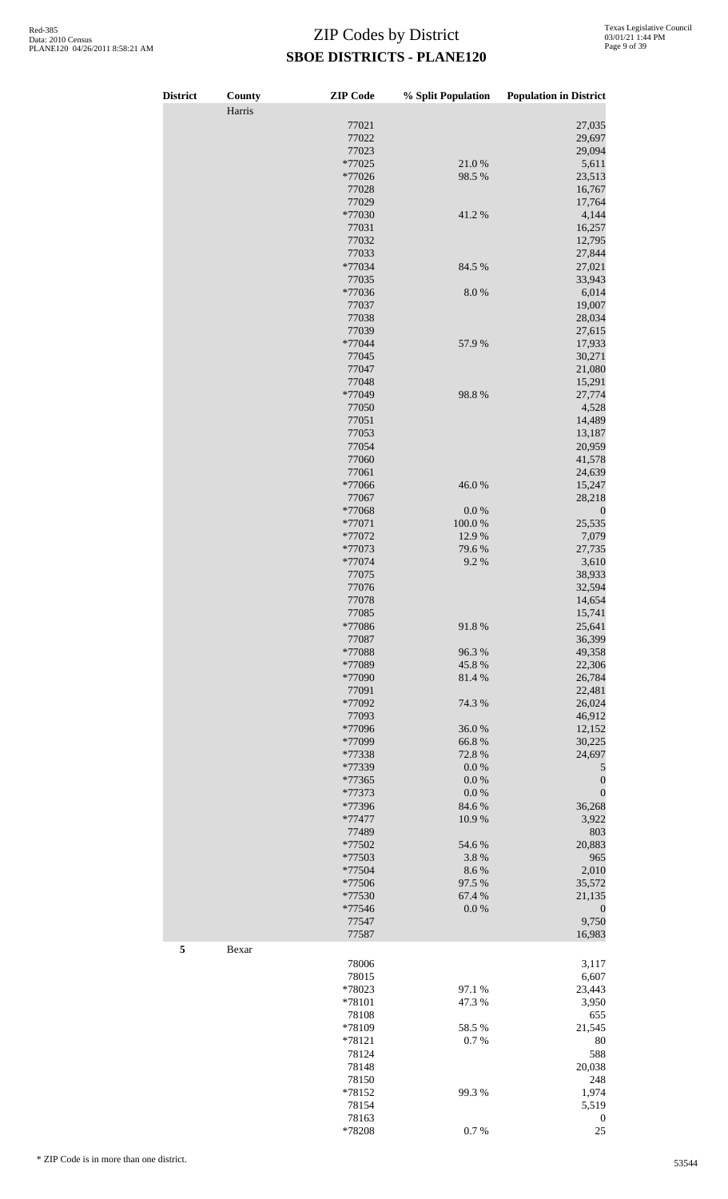# ZIP Codes by District
## SBOE DISTRICTS - PLANE120

| District | County | ZIP Code | % Split Population | Population in District |
|---|---|---|---|---|
| | Harris | | | |
| | | 77021 | | 27,035 |
| | | 77022 | | 29,697 |
| | | 77023 | | 29,094 |
| | | *77025 | 21.0 % | 5,611 |
| | | *77026 | 98.5 % | 23,513 |
| | | 77028 | | 16,767 |
| | | 77029 | | 17,764 |
| | | *77030 | 41.2 % | 4,144 |
| | | 77031 | | 16,257 |
| | | 77032 | | 12,795 |
| | | 77033 | | 27,844 |
| | | *77034 | 84.5 % | 27,021 |
| | | 77035 | | 33,943 |
| | | *77036 | 8.0 % | 6,014 |
| | | 77037 | | 19,007 |
| | | 77038 | | 28,034 |
| | | 77039 | | 27,615 |
| | | *77044 | 57.9 % | 17,933 |
| | | 77045 | | 30,271 |
| | | 77047 | | 21,080 |
| | | 77048 | | 15,291 |
| | | *77049 | 98.8 % | 27,774 |
| | | 77050 | | 4,528 |
| | | 77051 | | 14,489 |
| | | 77053 | | 13,187 |
| | | 77054 | | 20,959 |
| | | 77060 | | 41,578 |
| | | 77061 | | 24,639 |
| | | *77066 | 46.0 % | 15,247 |
| | | 77067 | | 28,218 |
| | | *77068 | 0.0 % | 0 |
| | | *77071 | 100.0 % | 25,535 |
| | | *77072 | 12.9 % | 7,079 |
| | | *77073 | 79.6 % | 27,735 |
| | | *77074 | 9.2 % | 3,610 |
| | | 77075 | | 38,933 |
| | | 77076 | | 32,594 |
| | | 77078 | | 14,654 |
| | | 77085 | | 15,741 |
| | | *77086 | 91.8 % | 25,641 |
| | | 77087 | | 36,399 |
| | | *77088 | 96.3 % | 49,358 |
| | | *77089 | 45.8 % | 22,306 |
| | | *77090 | 81.4 % | 26,784 |
| | | 77091 | | 22,481 |
| | | *77092 | 74.3 % | 26,024 |
| | | 77093 | | 46,912 |
| | | *77096 | 36.0 % | 12,152 |
| | | *77099 | 66.8 % | 30,225 |
| | | *77338 | 72.8 % | 24,697 |
| | | *77339 | 0.0 % | 5 |
| | | *77365 | 0.0 % | 0 |
| | | *77373 | 0.0 % | 0 |
| | | *77396 | 84.6 % | 36,268 |
| | | *77477 | 10.9 % | 3,922 |
| | | 77489 | | 803 |
| | | *77502 | 54.6 % | 20,883 |
| | | *77503 | 3.8 % | 965 |
| | | *77504 | 8.6 % | 2,010 |
| | | *77506 | 97.5 % | 35,572 |
| | | *77530 | 67.4 % | 21,135 |
| | | *77546 | 0.0 % | 0 |
| | | 77547 | | 9,750 |
| | | 77587 | | 16,983 |
| **5** | Bexar | | | |
| | | 78006 | | 3,117 |
| | | 78015 | | 6,607 |
| | | *78023 | 97.1 % | 23,443 |
| | | *78101 | 47.3 % | 3,950 |
| | | 78108 | | 655 |
| | | *78109 | 58.5 % | 21,545 |
| | | *78121 | 0.7 % | 80 |
| | | 78124 | | 588 |
| | | 78148 | | 20,038 |
| | | 78150 | | 248 |
| | | *78152 | 99.3 % | 1,974 |
| | | 78154 | | 5,519 |
| | | 78163 | | 0 |
| | | *78208 | 0.7 % | 25 |

* ZIP Code is in more than one district.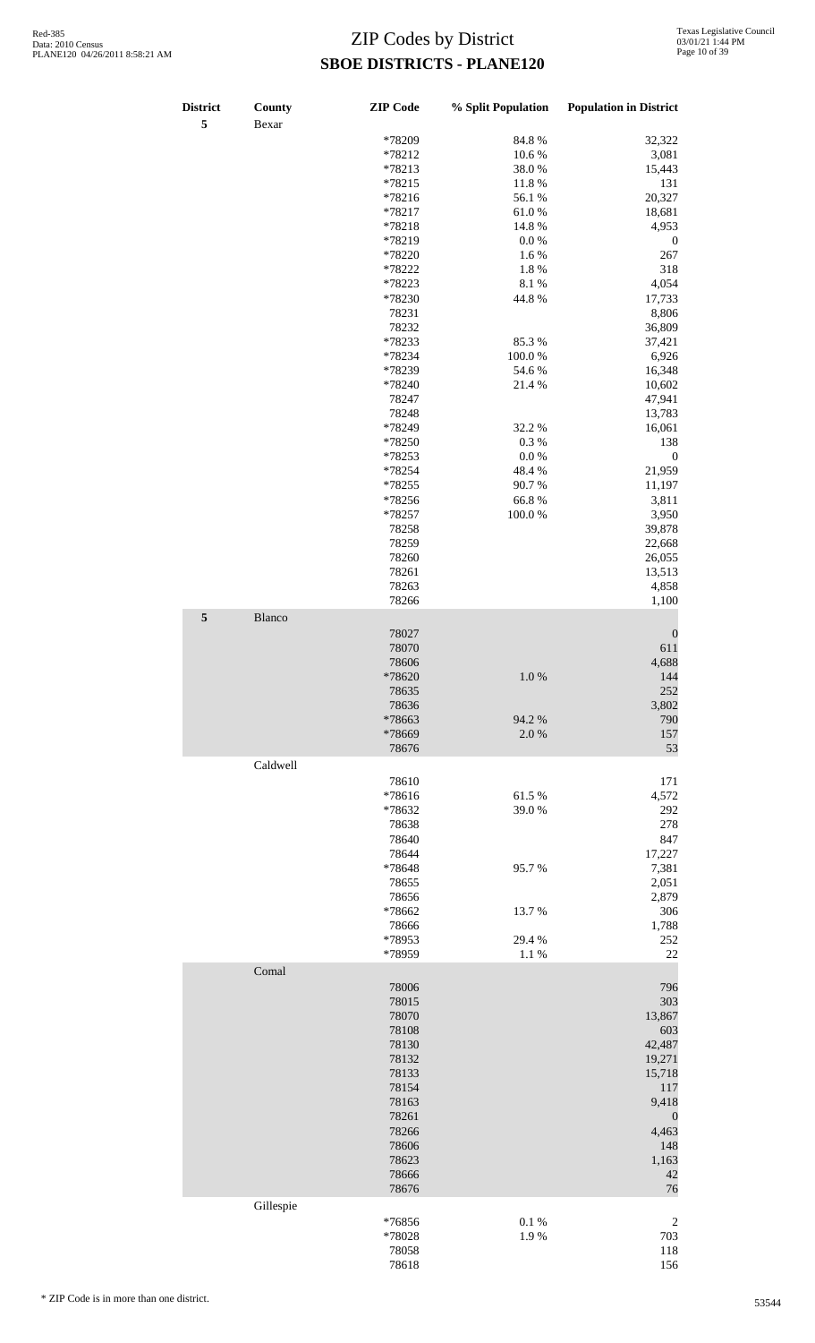# ZIP Codes by District
## SBOE DISTRICTS - PLANE120

| District | County | ZIP Code | % Split Population | Population in District |
|---|---|---|---|---|
| 5 | Bexar | | | |
| | | *78209 | 84.8 % | 32,322 |
| | | *78212 | 10.6 % | 3,081 |
| | | *78213 | 38.0 % | 15,443 |
| | | *78215 | 11.8 % | 131 |
| | | *78216 | 56.1 % | 20,327 |
| | | *78217 | 61.0 % | 18,681 |
| | | *78218 | 14.8 % | 4,953 |
| | | *78219 | 0.0 % | 0 |
| | | *78220 | 1.6 % | 267 |
| | | *78222 | 1.8 % | 318 |
| | | *78223 | 8.1 % | 4,054 |
| | | *78230 | 44.8 % | 17,733 |
| | | 78231 | | 8,806 |
| | | 78232 | | 36,809 |
| | | *78233 | 85.3 % | 37,421 |
| | | *78234 | 100.0 % | 6,926 |
| | | *78239 | 54.6 % | 16,348 |
| | | *78240 | 21.4 % | 10,602 |
| | | 78247 | | 47,941 |
| | | 78248 | | 13,783 |
| | | *78249 | 32.2 % | 16,061 |
| | | *78250 | 0.3 % | 138 |
| | | *78253 | 0.0 % | 0 |
| | | *78254 | 48.4 % | 21,959 |
| | | *78255 | 90.7 % | 11,197 |
| | | *78256 | 66.8 % | 3,811 |
| | | *78257 | 100.0 % | 3,950 |
| | | 78258 | | 39,878 |
| | | 78259 | | 22,668 |
| | | 78260 | | 26,055 |
| | | 78261 | | 13,513 |
| | | 78263 | | 4,858 |
| | | 78266 | | 1,100 |
| 5 | Blanco | | | |
| | | 78027 | | 0 |
| | | 78070 | | 611 |
| | | 78606 | | 4,688 |
| | | *78620 | 1.0 % | 144 |
| | | 78635 | | 252 |
| | | 78636 | | 3,802 |
| | | *78663 | 94.2 % | 790 |
| | | *78669 | 2.0 % | 157 |
| | | 78676 | | 53 |
| | Caldwell | | | |
| | | 78610 | | 171 |
| | | *78616 | 61.5 % | 4,572 |
| | | *78632 | 39.0 % | 292 |
| | | 78638 | | 278 |
| | | 78640 | | 847 |
| | | 78644 | | 17,227 |
| | | *78648 | 95.7 % | 7,381 |
| | | 78655 | | 2,051 |
| | | 78656 | | 2,879 |
| | | *78662 | 13.7 % | 306 |
| | | 78666 | | 1,788 |
| | | *78953 | 29.4 % | 252 |
| | | *78959 | 1.1 % | 22 |
| | Comal | | | |
| | | 78006 | | 796 |
| | | 78015 | | 303 |
| | | 78070 | | 13,867 |
| | | 78108 | | 603 |
| | | 78130 | | 42,487 |
| | | 78132 | | 19,271 |
| | | 78133 | | 15,718 |
| | | 78154 | | 117 |
| | | 78163 | | 9,418 |
| | | 78261 | | 0 |
| | | 78266 | | 4,463 |
| | | 78606 | | 148 |
| | | 78623 | | 1,163 |
| | | 78666 | | 42 |
| | | 78676 | | 76 |
| | Gillespie | | | |
| | | *76856 | 0.1 % | 2 |
| | | *78028 | 1.9 % | 703 |
| | | 78058 | | 118 |
| | | 78618 | | 156 |

* ZIP Code is in more than one district.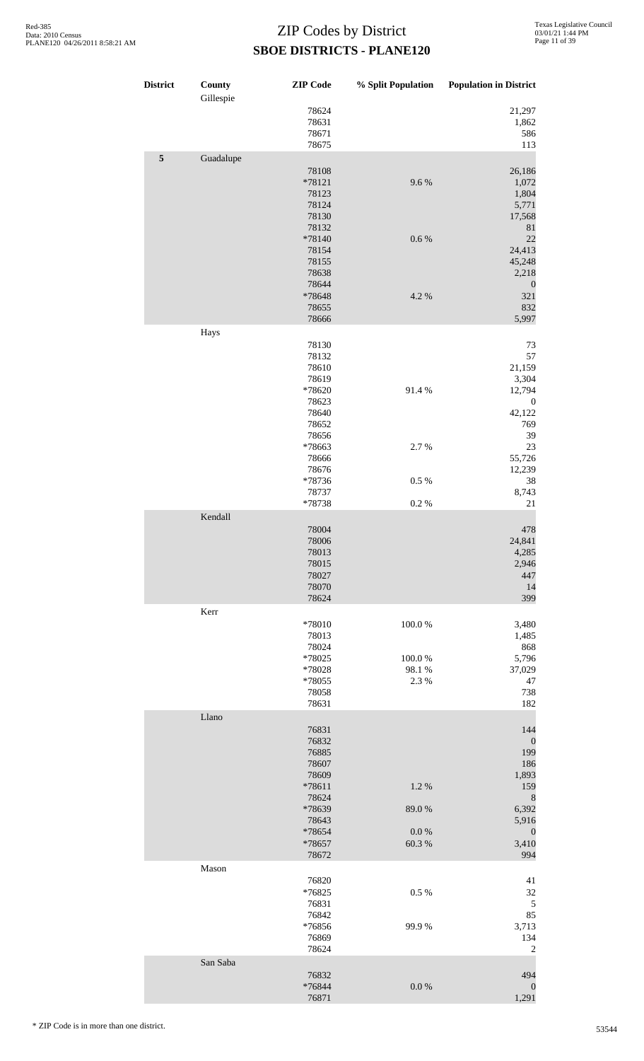# ZIP Codes by District
## SBOE DISTRICTS - PLANE120

| District | County | ZIP Code | % Split Population | Population in District |
|---|---|---|---|---|
| | Gillespie | | | |
| | | 78624 | | 21,297 |
| | | 78631 | | 1,862 |
| | | 78671 | | 586 |
| | | 78675 | | 113 |
| **5** | Guadalupe | | | |
| | | 78108 | | 26,186 |
| | | *78121 | 9.6 % | 1,072 |
| | | 78123 | | 1,804 |
| | | 78124 | | 5,771 |
| | | 78130 | | 17,568 |
| | | 78132 | | 81 |
| | | *78140 | 0.6 % | 22 |
| | | 78154 | | 24,413 |
| | | 78155 | | 45,248 |
| | | 78638 | | 2,218 |
| | | 78644 | | 0 |
| | | *78648 | 4.2 % | 321 |
| | | 78655 | | 832 |
| | | 78666 | | 5,997 |
| | Hays | | | |
| | | 78130 | | 73 |
| | | 78132 | | 57 |
| | | 78610 | | 21,159 |
| | | 78619 | | 3,304 |
| | | *78620 | 91.4 % | 12,794 |
| | | 78623 | | 0 |
| | | 78640 | | 42,122 |
| | | 78652 | | 769 |
| | | 78656 | | 39 |
| | | *78663 | 2.7 % | 23 |
| | | 78666 | | 55,726 |
| | | 78676 | | 12,239 |
| | | *78736 | 0.5 % | 38 |
| | | 78737 | | 8,743 |
| | | *78738 | 0.2 % | 21 |
| | Kendall | | | |
| | | 78004 | | 478 |
| | | 78006 | | 24,841 |
| | | 78013 | | 4,285 |
| | | 78015 | | 2,946 |
| | | 78027 | | 447 |
| | | 78070 | | 14 |
| | | 78624 | | 399 |
| | Kerr | | | |
| | | *78010 | 100.0 % | 3,480 |
| | | 78013 | | 1,485 |
| | | 78024 | | 868 |
| | | *78025 | 100.0 % | 5,796 |
| | | *78028 | 98.1 % | 37,029 |
| | | *78055 | 2.3 % | 47 |
| | | 78058 | | 738 |
| | | 78631 | | 182 |
| | Llano | | | |
| | | 76831 | | 144 |
| | | 76832 | | 0 |
| | | 76885 | | 199 |
| | | 78607 | | 186 |
| | | 78609 | | 1,893 |
| | | *78611 | 1.2 % | 159 |
| | | 78624 | | 8 |
| | | *78639 | 89.0 % | 6,392 |
| | | 78643 | | 5,916 |
| | | *78654 | 0.0 % | 0 |
| | | *78657 | 60.3 % | 3,410 |
| | | 78672 | | 994 |
| | Mason | | | |
| | | 76820 | | 41 |
| | | *76825 | 0.5 % | 32 |
| | | 76831 | | 5 |
| | | 76842 | | 85 |
| | | *76856 | 99.9 % | 3,713 |
| | | 76869 | | 134 |
| | | 78624 | | 2 |
| | San Saba | | | |
| | | 76832 | | 494 |
| | | *76844 | 0.0 % | 0 |
| | | 76871 | | 1,291 |

\* ZIP Code is in more than one district.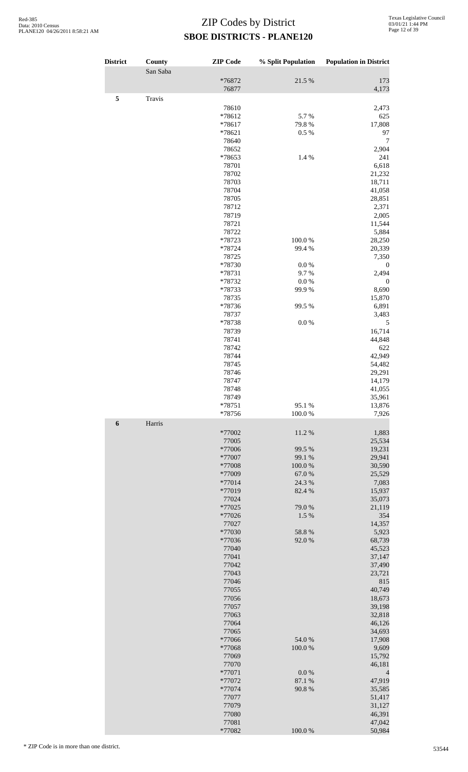# ZIP Codes by District

**SBOE DISTRICTS - PLANE120**

| District | County | ZIP Code | % Split Population | Population in District |
|---|---|---|---|---|
| | San Saba | | | |
| | | *76872 | 21.5 % | 173 |
| | | 76877 | | 4,173 |
| **5** | Travis | | | |
| | | 78610 | | 2,473 |
| | | *78612 | 5.7 % | 625 |
| | | *78617 | 79.8 % | 17,808 |
| | | *78621 | 0.5 % | 97 |
| | | 78640 | | 7 |
| | | 78652 | | 2,904 |
| | | *78653 | 1.4 % | 241 |
| | | 78701 | | 6,618 |
| | | 78702 | | 21,232 |
| | | 78703 | | 18,711 |
| | | 78704 | | 41,058 |
| | | 78705 | | 28,851 |
| | | 78712 | | 2,371 |
| | | 78719 | | 2,005 |
| | | 78721 | | 11,544 |
| | | 78722 | | 5,884 |
| | | *78723 | 100.0 % | 28,250 |
| | | *78724 | 99.4 % | 20,339 |
| | | 78725 | | 7,350 |
| | | *78730 | 0.0 % | 0 |
| | | *78731 | 9.7 % | 2,494 |
| | | *78732 | 0.0 % | 0 |
| | | *78733 | 99.9 % | 8,690 |
| | | 78735 | | 15,870 |
| | | *78736 | 99.5 % | 6,891 |
| | | 78737 | | 3,483 |
| | | *78738 | 0.0 % | 5 |
| | | 78739 | | 16,714 |
| | | 78741 | | 44,848 |
| | | 78742 | | 622 |
| | | 78744 | | 42,949 |
| | | 78745 | | 54,482 |
| | | 78746 | | 29,291 |
| | | 78747 | | 14,179 |
| | | 78748 | | 41,055 |
| | | 78749 | | 35,961 |
| | | *78751 | 95.1 % | 13,876 |
| | | *78756 | 100.0 % | 7,926 |
| **6** | Harris | | | |
| | | *77002 | 11.2 % | 1,883 |
| | | 77005 | | 25,534 |
| | | *77006 | 99.5 % | 19,231 |
| | | *77007 | 99.1 % | 29,941 |
| | | *77008 | 100.0 % | 30,590 |
| | | *77009 | 67.0 % | 25,529 |
| | | *77014 | 24.3 % | 7,083 |
| | | *77019 | 82.4 % | 15,937 |
| | | 77024 | | 35,073 |
| | | *77025 | 79.0 % | 21,119 |
| | | *77026 | 1.5 % | 354 |
| | | 77027 | | 14,357 |
| | | *77030 | 58.8 % | 5,923 |
| | | *77036 | 92.0 % | 68,739 |
| | | 77040 | | 45,523 |
| | | 77041 | | 37,147 |
| | | 77042 | | 37,490 |
| | | 77043 | | 23,721 |
| | | 77046 | | 815 |
| | | 77055 | | 40,749 |
| | | 77056 | | 18,673 |
| | | 77057 | | 39,198 |
| | | 77063 | | 32,818 |
| | | 77064 | | 46,126 |
| | | 77065 | | 34,693 |
| | | *77066 | 54.0 % | 17,908 |
| | | *77068 | 100.0 % | 9,609 |
| | | 77069 | | 15,792 |
| | | 77070 | | 46,181 |
| | | *77071 | 0.0 % | 4 |
| | | *77072 | 87.1 % | 47,919 |
| | | *77074 | 90.8 % | 35,585 |
| | | 77077 | | 51,417 |
| | | 77079 | | 31,127 |
| | | 77080 | | 46,391 |
| | | 77081 | | 47,042 |
| | | *77082 | 100.0 % | 50,984 |

\* ZIP Code is in more than one district.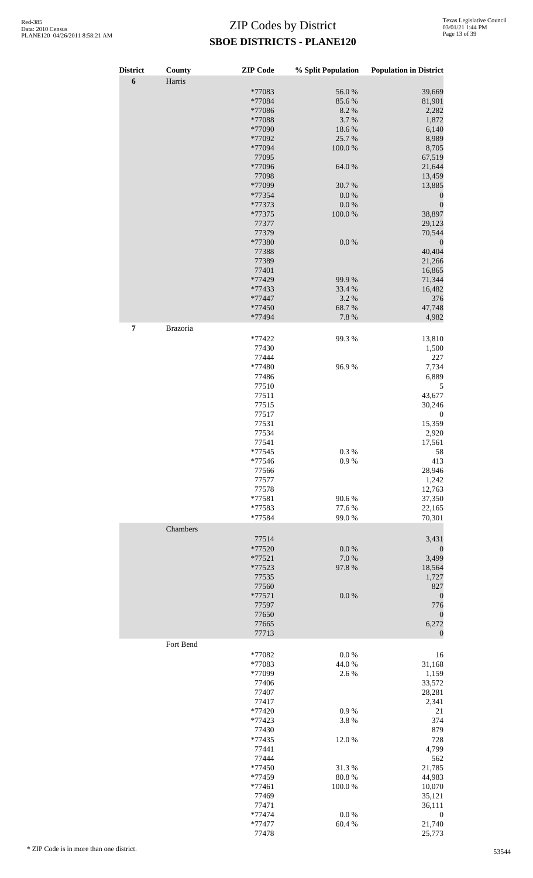# ZIP Codes by District

## SBOE DISTRICTS - PLANE120

| District | County | ZIP Code | % Split Population | Population in District |
|---|---|---|---|---|
| 6 | Harris | | | |
| | | *77083 | 56.0 % | 39,669 |
| | | *77084 | 85.6 % | 81,901 |
| | | *77086 | 8.2 % | 2,282 |
| | | *77088 | 3.7 % | 1,872 |
| | | *77090 | 18.6 % | 6,140 |
| | | *77092 | 25.7 % | 8,989 |
| | | *77094 | 100.0 % | 8,705 |
| | | 77095 | | 67,519 |
| | | *77096 | 64.0 % | 21,644 |
| | | 77098 | | 13,459 |
| | | *77099 | 30.7 % | 13,885 |
| | | *77354 | 0.0 % | 0 |
| | | *77373 | 0.0 % | 0 |
| | | *77375 | 100.0 % | 38,897 |
| | | 77377 | | 29,123 |
| | | 77379 | | 70,544 |
| | | *77380 | 0.0 % | 0 |
| | | 77388 | | 40,404 |
| | | 77389 | | 21,266 |
| | | 77401 | | 16,865 |
| | | *77429 | 99.9 % | 71,344 |
| | | *77433 | 33.4 % | 16,482 |
| | | *77447 | 3.2 % | 376 |
| | | *77450 | 68.7 % | 47,748 |
| | | *77494 | 7.8 % | 4,982 |
| 7 | Brazoria | | | |
| | | *77422 | 99.3 % | 13,810 |
| | | 77430 | | 1,500 |
| | | 77444 | | 227 |
| | | *77480 | 96.9 % | 7,734 |
| | | 77486 | | 6,889 |
| | | 77510 | | 5 |
| | | 77511 | | 43,677 |
| | | 77515 | | 30,246 |
| | | 77517 | | 0 |
| | | 77531 | | 15,359 |
| | | 77534 | | 2,920 |
| | | 77541 | | 17,561 |
| | | *77545 | 0.3 % | 58 |
| | | *77546 | 0.9 % | 413 |
| | | 77566 | | 28,946 |
| | | 77577 | | 1,242 |
| | | 77578 | | 12,763 |
| | | *77581 | 90.6 % | 37,350 |
| | | *77583 | 77.6 % | 22,165 |
| | | *77584 | 99.0 % | 70,301 |
| | Chambers | | | |
| | | 77514 | | 3,431 |
| | | *77520 | 0.0 % | 0 |
| | | *77521 | 7.0 % | 3,499 |
| | | *77523 | 97.8 % | 18,564 |
| | | 77535 | | 1,727 |
| | | 77560 | | 827 |
| | | *77571 | 0.0 % | 0 |
| | | 77597 | | 776 |
| | | 77650 | | 0 |
| | | 77665 | | 6,272 |
| | | 77713 | | 0 |
| | Fort Bend | | | |
| | | *77082 | 0.0 % | 16 |
| | | *77083 | 44.0 % | 31,168 |
| | | *77099 | 2.6 % | 1,159 |
| | | 77406 | | 33,572 |
| | | 77407 | | 28,281 |
| | | 77417 | | 2,341 |
| | | *77420 | 0.9 % | 21 |
| | | *77423 | 3.8 % | 374 |
| | | 77430 | | 879 |
| | | *77435 | 12.0 % | 728 |
| | | 77441 | | 4,799 |
| | | 77444 | | 562 |
| | | *77450 | 31.3 % | 21,785 |
| | | *77459 | 80.8 % | 44,983 |
| | | *77461 | 100.0 % | 10,070 |
| | | 77469 | | 35,121 |
| | | 77471 | | 36,111 |
| | | *77474 | 0.0 % | 0 |
| | | *77477 | 60.4 % | 21,740 |
| | | 77478 | | 25,773 |

* ZIP Code is in more than one district.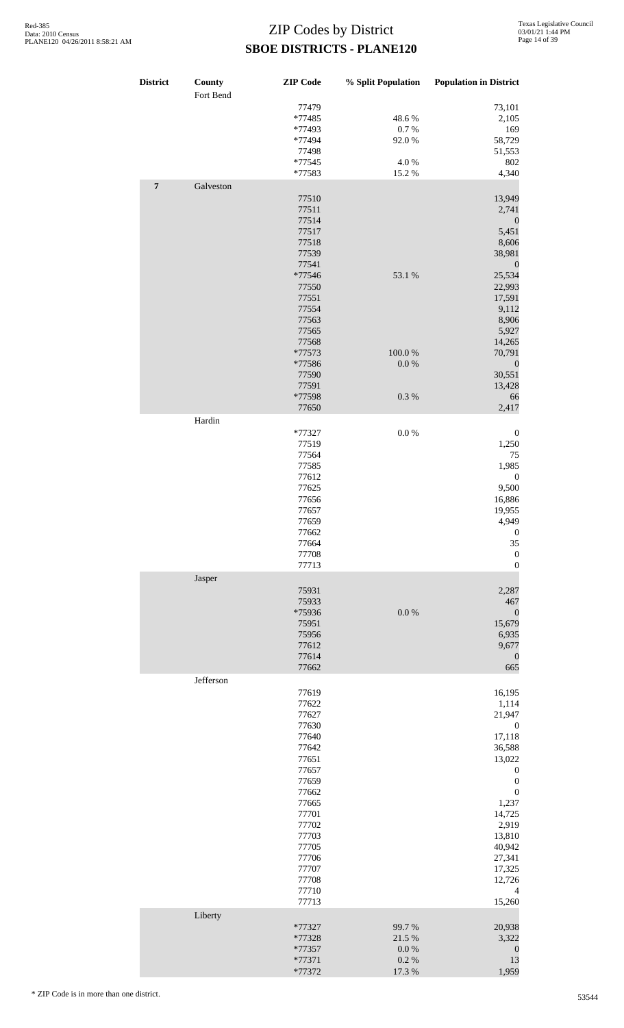# ZIP Codes by District

## SBOE DISTRICTS - PLANE120

| District | County | ZIP Code | % Split Population | Population in District |
|---|---|---|---|---|
| | Fort Bend | | | |
| | | 77479 | | 73,101 |
| | | *77485 | 48.6 % | 2,105 |
| | | *77493 | 0.7 % | 169 |
| | | *77494 | 92.0 % | 58,729 |
| | | 77498 | | 51,553 |
| | | *77545 | 4.0 % | 802 |
| | | *77583 | 15.2 % | 4,340 |
| **7** | Galveston | | | |
| | | 77510 | | 13,949 |
| | | 77511 | | 2,741 |
| | | 77514 | | 0 |
| | | 77517 | | 5,451 |
| | | 77518 | | 8,606 |
| | | 77539 | | 38,981 |
| | | 77541 | | 0 |
| | | *77546 | 53.1 % | 25,534 |
| | | 77550 | | 22,993 |
| | | 77551 | | 17,591 |
| | | 77554 | | 9,112 |
| | | 77563 | | 8,906 |
| | | 77565 | | 5,927 |
| | | 77568 | | 14,265 |
| | | *77573 | 100.0 % | 70,791 |
| | | *77586 | 0.0 % | 0 |
| | | 77590 | | 30,551 |
| | | 77591 | | 13,428 |
| | | *77598 | 0.3 % | 66 |
| | | 77650 | | 2,417 |
| | Hardin | | | |
| | | *77327 | 0.0 % | 0 |
| | | 77519 | | 1,250 |
| | | 77564 | | 75 |
| | | 77585 | | 1,985 |
| | | 77612 | | 0 |
| | | 77625 | | 9,500 |
| | | 77656 | | 16,886 |
| | | 77657 | | 19,955 |
| | | 77659 | | 4,949 |
| | | 77662 | | 0 |
| | | 77664 | | 35 |
| | | 77708 | | 0 |
| | | 77713 | | 0 |
| | Jasper | | | |
| | | 75931 | | 2,287 |
| | | 75933 | | 467 |
| | | *75936 | 0.0 % | 0 |
| | | 75951 | | 15,679 |
| | | 75956 | | 6,935 |
| | | 77612 | | 9,677 |
| | | 77614 | | 0 |
| | | 77662 | | 665 |
| | Jefferson | | | |
| | | 77619 | | 16,195 |
| | | 77622 | | 1,114 |
| | | 77627 | | 21,947 |
| | | 77630 | | 0 |
| | | 77640 | | 17,118 |
| | | 77642 | | 36,588 |
| | | 77651 | | 13,022 |
| | | 77657 | | 0 |
| | | 77659 | | 0 |
| | | 77662 | | 0 |
| | | 77665 | | 1,237 |
| | | 77701 | | 14,725 |
| | | 77702 | | 2,919 |
| | | 77703 | | 13,810 |
| | | 77705 | | 40,942 |
| | | 77706 | | 27,341 |
| | | 77707 | | 17,325 |
| | | 77708 | | 12,726 |
| | | 77710 | | 4 |
| | | 77713 | | 15,260 |
| | Liberty | | | |
| | | *77327 | 99.7 % | 20,938 |
| | | *77328 | 21.5 % | 3,322 |
| | | *77357 | 0.0 % | 0 |
| | | *77371 | 0.2 % | 13 |
| | | *77372 | 17.3 % | 1,959 |

\* ZIP Code is in more than one district.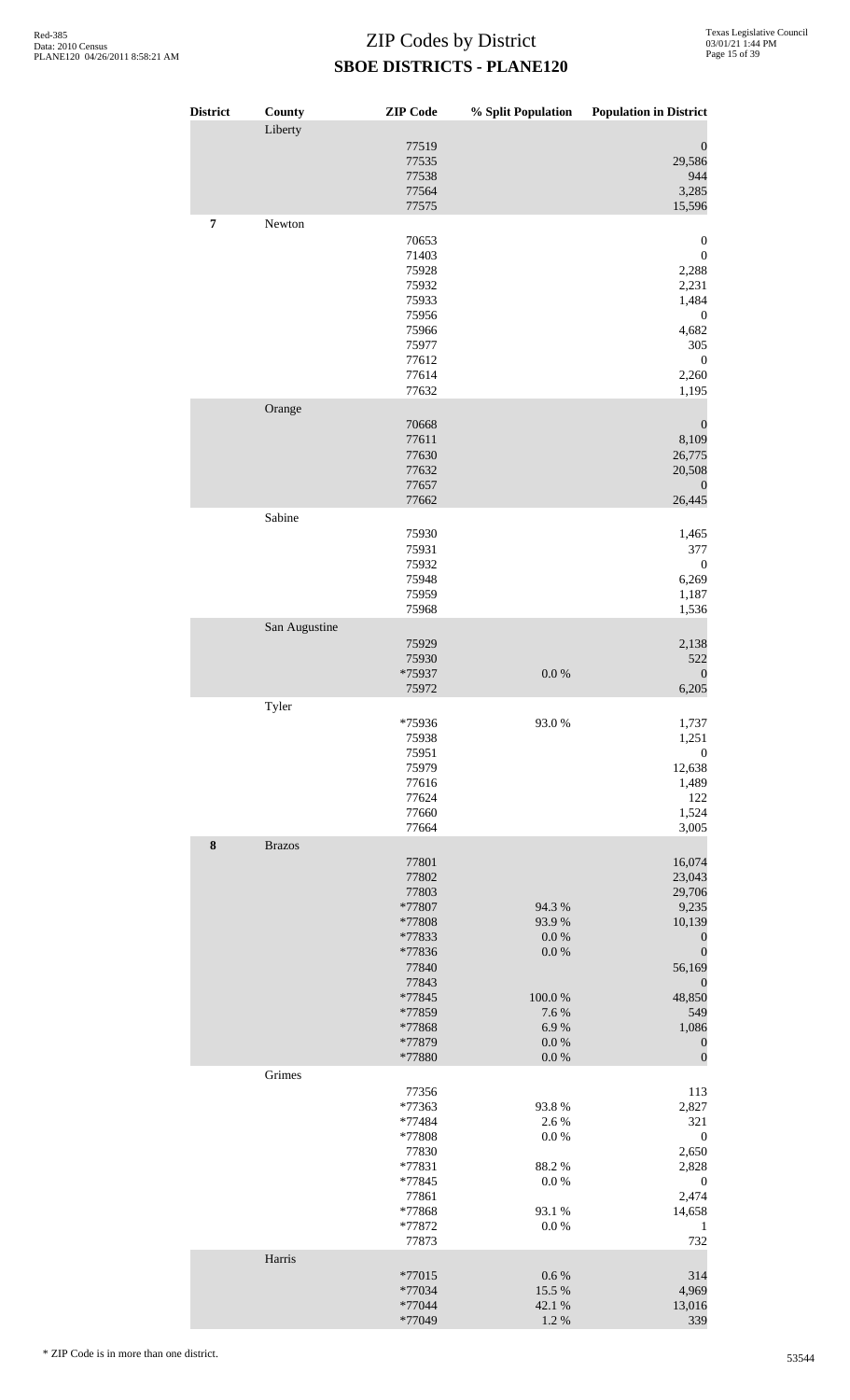# ZIP Codes by District

## SBOE DISTRICTS - PLANE120

| District | County | ZIP Code | % Split Population | Population in District |
|---|---|---|---|---|
| | Liberty | | | |
| | | 77519 | | 0 |
| | | 77535 | | 29,586 |
| | | 77538 | | 944 |
| | | 77564 | | 3,285 |
| | | 77575 | | 15,596 |
| **7** | Newton | | | |
| | | 70653 | | 0 |
| | | 71403 | | 0 |
| | | 75928 | | 2,288 |
| | | 75932 | | 2,231 |
| | | 75933 | | 1,484 |
| | | 75956 | | 0 |
| | | 75966 | | 4,682 |
| | | 75977 | | 305 |
| | | 77612 | | 0 |
| | | 77614 | | 2,260 |
| | | 77632 | | 1,195 |
| | Orange | | | |
| | | 70668 | | 0 |
| | | 77611 | | 8,109 |
| | | 77630 | | 26,775 |
| | | 77632 | | 20,508 |
| | | 77657 | | 0 |
| | | 77662 | | 26,445 |
| | Sabine | | | |
| | | 75930 | | 1,465 |
| | | 75931 | | 377 |
| | | 75932 | | 0 |
| | | 75948 | | 6,269 |
| | | 75959 | | 1,187 |
| | | 75968 | | 1,536 |
| | San Augustine | | | |
| | | 75929 | | 2,138 |
| | | 75930 | | 522 |
| | | *75937 | 0.0 % | 0 |
| | | 75972 | | 6,205 |
| | Tyler | | | |
| | | *75936 | 93.0 % | 1,737 |
| | | 75938 | | 1,251 |
| | | 75951 | | 0 |
| | | 75979 | | 12,638 |
| | | 77616 | | 1,489 |
| | | 77624 | | 122 |
| | | 77660 | | 1,524 |
| | | 77664 | | 3,005 |
| **8** | Brazos | | | |
| | | 77801 | | 16,074 |
| | | 77802 | | 23,043 |
| | | 77803 | | 29,706 |
| | | *77807 | 94.3 % | 9,235 |
| | | *77808 | 93.9 % | 10,139 |
| | | *77833 | 0.0 % | 0 |
| | | *77836 | 0.0 % | 0 |
| | | 77840 | | 56,169 |
| | | 77843 | | 0 |
| | | *77845 | 100.0 % | 48,850 |
| | | *77859 | 7.6 % | 549 |
| | | *77868 | 6.9 % | 1,086 |
| | | *77879 | 0.0 % | 0 |
| | | *77880 | 0.0 % | 0 |
| | Grimes | | | |
| | | 77356 | | 113 |
| | | *77363 | 93.8 % | 2,827 |
| | | *77484 | 2.6 % | 321 |
| | | *77808 | 0.0 % | 0 |
| | | 77830 | | 2,650 |
| | | *77831 | 88.2 % | 2,828 |
| | | *77845 | 0.0 % | 0 |
| | | 77861 | | 2,474 |
| | | *77868 | 93.1 % | 14,658 |
| | | *77872 | 0.0 % | 1 |
| | | 77873 | | 732 |
| | Harris | | | |
| | | *77015 | 0.6 % | 314 |
| | | *77034 | 15.5 % | 4,969 |
| | | *77044 | 42.1 % | 13,016 |
| | | *77049 | 1.2 % | 339 |

* ZIP Code is in more than one district.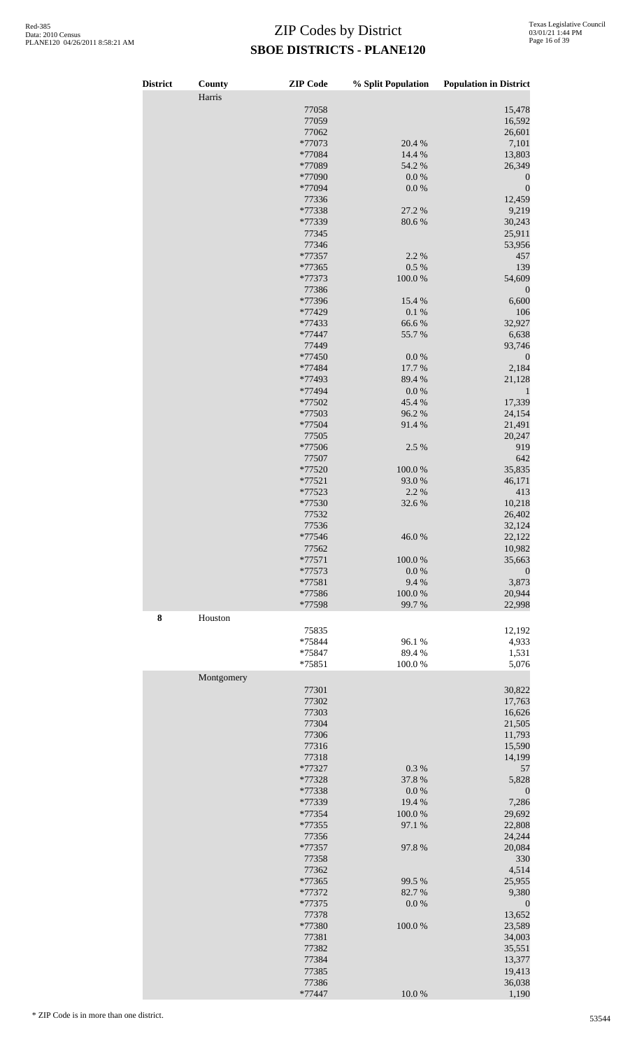# ZIP Codes by District

## SBOE DISTRICTS - PLANE120

| District | County | ZIP Code | % Split Population | Population in District |
|---|---|---|---|---|
| | Harris | | | |
| | | 77058 | | 15,478 |
| | | 77059 | | 16,592 |
| | | 77062 | | 26,601 |
| | | *77073 | 20.4 % | 7,101 |
| | | *77084 | 14.4 % | 13,803 |
| | | *77089 | 54.2 % | 26,349 |
| | | *77090 | 0.0 % | 0 |
| | | *77094 | 0.0 % | 0 |
| | | 77336 | | 12,459 |
| | | *77338 | 27.2 % | 9,219 |
| | | *77339 | 80.6 % | 30,243 |
| | | 77345 | | 25,911 |
| | | 77346 | | 53,956 |
| | | *77357 | 2.2 % | 457 |
| | | *77365 | 0.5 % | 139 |
| | | *77373 | 100.0 % | 54,609 |
| | | 77386 | | 0 |
| | | *77396 | 15.4 % | 6,600 |
| | | *77429 | 0.1 % | 106 |
| | | *77433 | 66.6 % | 32,927 |
| | | *77447 | 55.7 % | 6,638 |
| | | 77449 | | 93,746 |
| | | *77450 | 0.0 % | 0 |
| | | *77484 | 17.7 % | 2,184 |
| | | *77493 | 89.4 % | 21,128 |
| | | *77494 | 0.0 % | 1 |
| | | *77502 | 45.4 % | 17,339 |
| | | *77503 | 96.2 % | 24,154 |
| | | *77504 | 91.4 % | 21,491 |
| | | 77505 | | 20,247 |
| | | *77506 | 2.5 % | 919 |
| | | 77507 | | 642 |
| | | *77520 | 100.0 % | 35,835 |
| | | *77521 | 93.0 % | 46,171 |
| | | *77523 | 2.2 % | 413 |
| | | *77530 | 32.6 % | 10,218 |
| | | 77532 | | 26,402 |
| | | 77536 | | 32,124 |
| | | *77546 | 46.0 % | 22,122 |
| | | 77562 | | 10,982 |
| | | *77571 | 100.0 % | 35,663 |
| | | *77573 | 0.0 % | 0 |
| | | *77581 | 9.4 % | 3,873 |
| | | *77586 | 100.0 % | 20,944 |
| | | *77598 | 99.7 % | 22,998 |
| **8** | Houston | | | |
| | | 75835 | | 12,192 |
| | | *75844 | 96.1 % | 4,933 |
| | | *75847 | 89.4 % | 1,531 |
| | | *75851 | 100.0 % | 5,076 |
| | Montgomery | | | |
| | | 77301 | | 30,822 |
| | | 77302 | | 17,763 |
| | | 77303 | | 16,626 |
| | | 77304 | | 21,505 |
| | | 77306 | | 11,793 |
| | | 77316 | | 15,590 |
| | | 77318 | | 14,199 |
| | | *77327 | 0.3 % | 57 |
| | | *77328 | 37.8 % | 5,828 |
| | | *77338 | 0.0 % | 0 |
| | | *77339 | 19.4 % | 7,286 |
| | | *77354 | 100.0 % | 29,692 |
| | | *77355 | 97.1 % | 22,808 |
| | | 77356 | | 24,244 |
| | | *77357 | 97.8 % | 20,084 |
| | | 77358 | | 330 |
| | | 77362 | | 4,514 |
| | | *77365 | 99.5 % | 25,955 |
| | | *77372 | 82.7 % | 9,380 |
| | | *77375 | 0.0 % | 0 |
| | | 77378 | | 13,652 |
| | | *77380 | 100.0 % | 23,589 |
| | | 77381 | | 34,003 |
| | | 77382 | | 35,551 |
| | | 77384 | | 13,377 |
| | | 77385 | | 19,413 |
| | | 77386 | | 36,038 |
| | | *77447 | 10.0 % | 1,190 |

\* ZIP Code is in more than one district.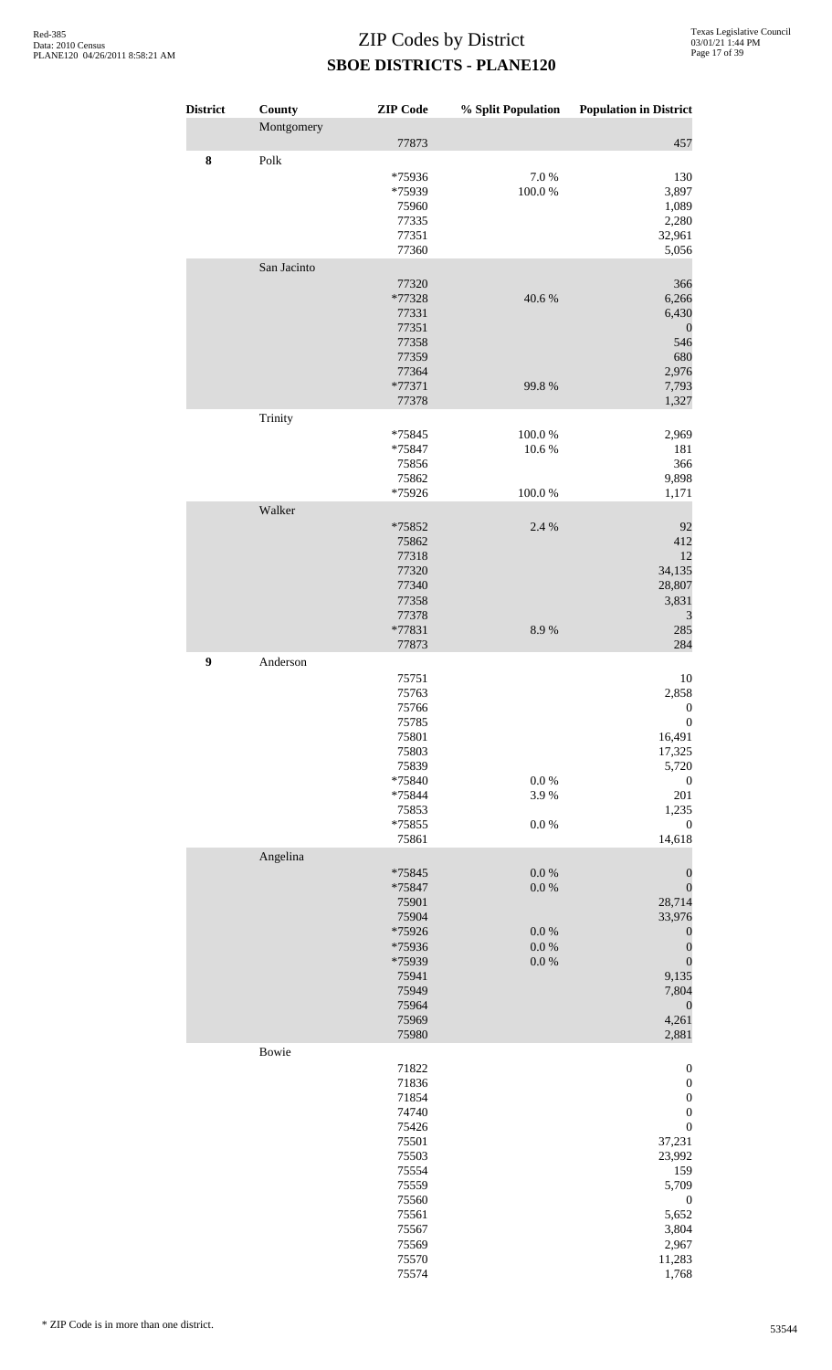# ZIP Codes by District

## SBOE DISTRICTS - PLANE120

| District | County | ZIP Code | % Split Population | Population in District |
|---|---|---|---|---|
| | Montgomery | | | |
| | | 77873 | | 457 |
| **8** | Polk | | | |
| | | *75936 | 7.0 % | 130 |
| | | *75939 | 100.0 % | 3,897 |
| | | 75960 | | 1,089 |
| | | 77335 | | 2,280 |
| | | 77351 | | 32,961 |
| | | 77360 | | 5,056 |
| | San Jacinto | | | |
| | | 77320 | | 366 |
| | | *77328 | 40.6 % | 6,266 |
| | | 77331 | | 6,430 |
| | | 77351 | | 0 |
| | | 77358 | | 546 |
| | | 77359 | | 680 |
| | | 77364 | | 2,976 |
| | | *77371 | 99.8 % | 7,793 |
| | | 77378 | | 1,327 |
| | Trinity | | | |
| | | *75845 | 100.0 % | 2,969 |
| | | *75847 | 10.6 % | 181 |
| | | 75856 | | 366 |
| | | 75862 | | 9,898 |
| | | *75926 | 100.0 % | 1,171 |
| | Walker | | | |
| | | *75852 | 2.4 % | 92 |
| | | 75862 | | 412 |
| | | 77318 | | 12 |
| | | 77320 | | 34,135 |
| | | 77340 | | 28,807 |
| | | 77358 | | 3,831 |
| | | 77378 | | 3 |
| | | *77831 | 8.9 % | 285 |
| | | 77873 | | 284 |
| **9** | Anderson | | | |
| | | 75751 | | 10 |
| | | 75763 | | 2,858 |
| | | 75766 | | 0 |
| | | 75785 | | 0 |
| | | 75801 | | 16,491 |
| | | 75803 | | 17,325 |
| | | 75839 | | 5,720 |
| | | *75840 | 0.0 % | 0 |
| | | *75844 | 3.9 % | 201 |
| | | 75853 | | 1,235 |
| | | *75855 | 0.0 % | 0 |
| | | 75861 | | 14,618 |
| | Angelina | | | |
| | | *75845 | 0.0 % | 0 |
| | | *75847 | 0.0 % | 0 |
| | | 75901 | | 28,714 |
| | | 75904 | | 33,976 |
| | | *75926 | 0.0 % | 0 |
| | | *75936 | 0.0 % | 0 |
| | | *75939 | 0.0 % | 0 |
| | | 75941 | | 9,135 |
| | | 75949 | | 7,804 |
| | | 75964 | | 0 |
| | | 75969 | | 4,261 |
| | | 75980 | | 2,881 |
| | Bowie | | | |
| | | 71822 | | 0 |
| | | 71836 | | 0 |
| | | 71854 | | 0 |
| | | 74740 | | 0 |
| | | 75426 | | 0 |
| | | 75501 | | 37,231 |
| | | 75503 | | 23,992 |
| | | 75554 | | 159 |
| | | 75559 | | 5,709 |
| | | 75560 | | 0 |
| | | 75561 | | 5,652 |
| | | 75567 | | 3,804 |
| | | 75569 | | 2,967 |
| | | 75570 | | 11,283 |
| | | 75574 | | 1,768 |

\* ZIP Code is in more than one district.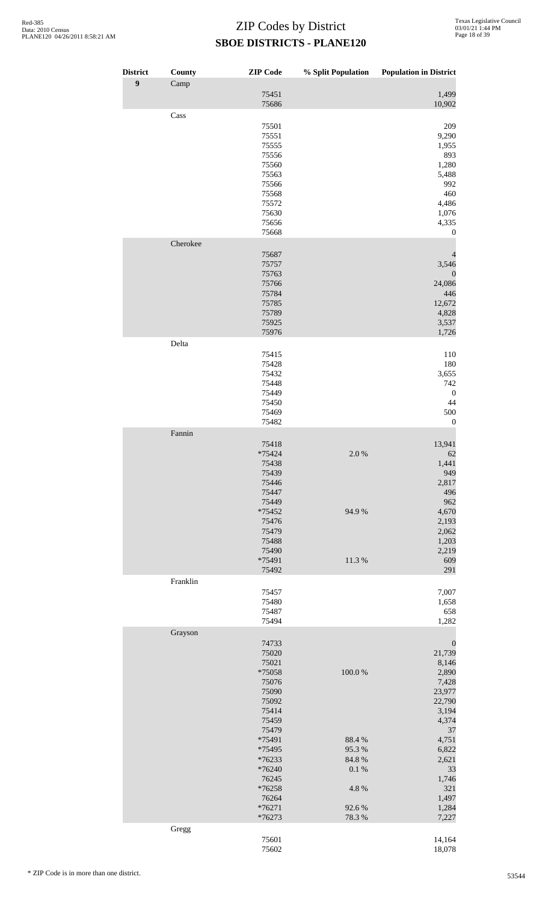# ZIP Codes by District

## SBOE DISTRICTS - PLANE120

| District | County | ZIP Code | % Split Population | Population in District |
|---|---|---|---|---|
| **9** | Camp | | | |
| | | 75451 | | 1,499 |
| | | 75686 | | 10,902 |
| | Cass | | | |
| | | 75501 | | 209 |
| | | 75551 | | 9,290 |
| | | 75555 | | 1,955 |
| | | 75556 | | 893 |
| | | 75560 | | 1,280 |
| | | 75563 | | 5,488 |
| | | 75566 | | 992 |
| | | 75568 | | 460 |
| | | 75572 | | 4,486 |
| | | 75630 | | 1,076 |
| | | 75656 | | 4,335 |
| | | 75668 | | 0 |
| | Cherokee | | | |
| | | 75687 | | 4 |
| | | 75757 | | 3,546 |
| | | 75763 | | 0 |
| | | 75766 | | 24,086 |
| | | 75784 | | 446 |
| | | 75785 | | 12,672 |
| | | 75789 | | 4,828 |
| | | 75925 | | 3,537 |
| | | 75976 | | 1,726 |
| | Delta | | | |
| | | 75415 | | 110 |
| | | 75428 | | 180 |
| | | 75432 | | 3,655 |
| | | 75448 | | 742 |
| | | 75449 | | 0 |
| | | 75450 | | 44 |
| | | 75469 | | 500 |
| | | 75482 | | 0 |
| | Fannin | | | |
| | | 75418 | | 13,941 |
| | | *75424 | 2.0 % | 62 |
| | | 75438 | | 1,441 |
| | | 75439 | | 949 |
| | | 75446 | | 2,817 |
| | | 75447 | | 496 |
| | | 75449 | | 962 |
| | | *75452 | 94.9 % | 4,670 |
| | | 75476 | | 2,193 |
| | | 75479 | | 2,062 |
| | | 75488 | | 1,203 |
| | | 75490 | | 2,219 |
| | | *75491 | 11.3 % | 609 |
| | | 75492 | | 291 |
| | Franklin | | | |
| | | 75457 | | 7,007 |
| | | 75480 | | 1,658 |
| | | 75487 | | 658 |
| | | 75494 | | 1,282 |
| | Grayson | | | |
| | | 74733 | | 0 |
| | | 75020 | | 21,739 |
| | | 75021 | | 8,146 |
| | | *75058 | 100.0 % | 2,890 |
| | | 75076 | | 7,428 |
| | | 75090 | | 23,977 |
| | | 75092 | | 22,790 |
| | | 75414 | | 3,194 |
| | | 75459 | | 4,374 |
| | | 75479 | | 37 |
| | | *75491 | 88.4 % | 4,751 |
| | | *75495 | 95.3 % | 6,822 |
| | | *76233 | 84.8 % | 2,621 |
| | | *76240 | 0.1 % | 33 |
| | | 76245 | | 1,746 |
| | | *76258 | 4.8 % | 321 |
| | | 76264 | | 1,497 |
| | | *76271 | 92.6 % | 1,284 |
| | | *76273 | 78.3 % | 7,227 |
| | Gregg | | | |
| | | 75601 | | 14,164 |
| | | 75602 | | 18,078 |

\* ZIP Code is in more than one district.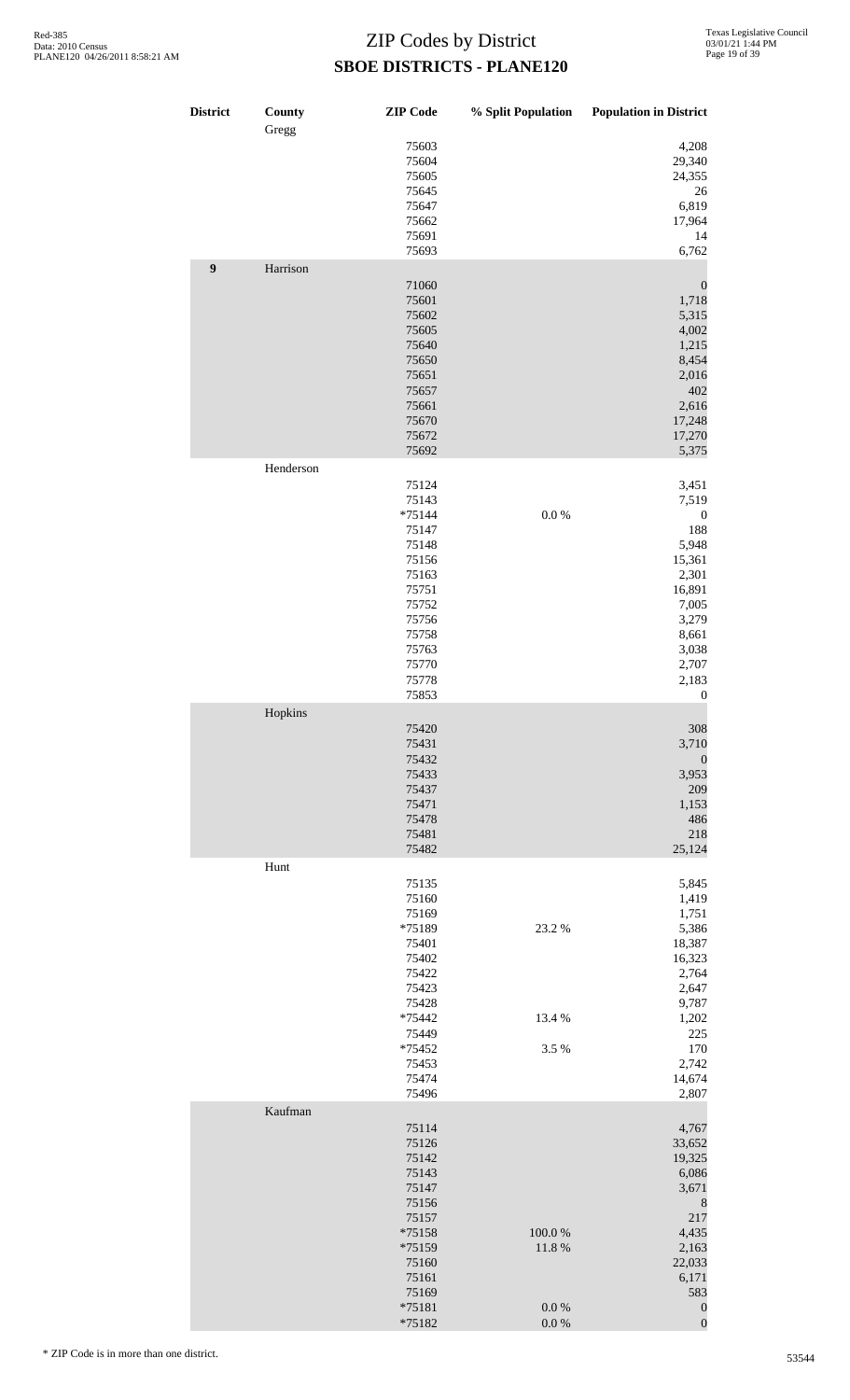# ZIP Codes by District

## SBOE DISTRICTS - PLANE120

| District | County | ZIP Code | % Split Population | Population in District |
|---|---|---|---|---|
| | Gregg | | | |
| | | 75603 | | 4,208 |
| | | 75604 | | 29,340 |
| | | 75605 | | 24,355 |
| | | 75645 | | 26 |
| | | 75647 | | 6,819 |
| | | 75662 | | 17,964 |
| | | 75691 | | 14 |
| | | 75693 | | 6,762 |
| **9** | Harrison | | | |
| | | 71060 | | 0 |
| | | 75601 | | 1,718 |
| | | 75602 | | 5,315 |
| | | 75605 | | 4,002 |
| | | 75640 | | 1,215 |
| | | 75650 | | 8,454 |
| | | 75651 | | 2,016 |
| | | 75657 | | 402 |
| | | 75661 | | 2,616 |
| | | 75670 | | 17,248 |
| | | 75672 | | 17,270 |
| | | 75692 | | 5,375 |
| | Henderson | | | |
| | | 75124 | | 3,451 |
| | | 75143 | | 7,519 |
| | | *75144 | 0.0 % | 0 |
| | | 75147 | | 188 |
| | | 75148 | | 5,948 |
| | | 75156 | | 15,361 |
| | | 75163 | | 2,301 |
| | | 75751 | | 16,891 |
| | | 75752 | | 7,005 |
| | | 75756 | | 3,279 |
| | | 75758 | | 8,661 |
| | | 75763 | | 3,038 |
| | | 75770 | | 2,707 |
| | | 75778 | | 2,183 |
| | | 75853 | | 0 |
| | Hopkins | | | |
| | | 75420 | | 308 |
| | | 75431 | | 3,710 |
| | | 75432 | | 0 |
| | | 75433 | | 3,953 |
| | | 75437 | | 209 |
| | | 75471 | | 1,153 |
| | | 75478 | | 486 |
| | | 75481 | | 218 |
| | | 75482 | | 25,124 |
| | Hunt | | | |
| | | 75135 | | 5,845 |
| | | 75160 | | 1,419 |
| | | 75169 | | 1,751 |
| | | *75189 | 23.2 % | 5,386 |
| | | 75401 | | 18,387 |
| | | 75402 | | 16,323 |
| | | 75422 | | 2,764 |
| | | 75423 | | 2,647 |
| | | 75428 | | 9,787 |
| | | *75442 | 13.4 % | 1,202 |
| | | 75449 | | 225 |
| | | *75452 | 3.5 % | 170 |
| | | 75453 | | 2,742 |
| | | 75474 | | 14,674 |
| | | 75496 | | 2,807 |
| | Kaufman | | | |
| | | 75114 | | 4,767 |
| | | 75126 | | 33,652 |
| | | 75142 | | 19,325 |
| | | 75143 | | 6,086 |
| | | 75147 | | 3,671 |
| | | 75156 | | 8 |
| | | 75157 | | 217 |
| | | *75158 | 100.0 % | 4,435 |
| | | *75159 | 11.8 % | 2,163 |
| | | 75160 | | 22,033 |
| | | 75161 | | 6,171 |
| | | 75169 | | 583 |
| | | *75181 | 0.0 % | 0 |
| | | *75182 | 0.0 % | 0 |

\* ZIP Code is in more than one district.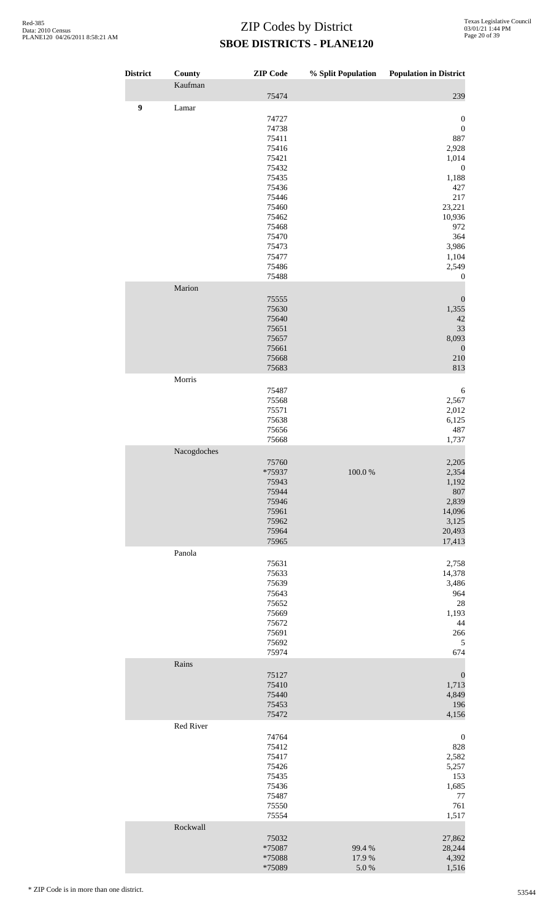# ZIP Codes by District

## SBOE DISTRICTS - PLANE120

| District | County | ZIP Code | % Split Population | Population in District |
|---|---|---|---|---|
| | Kaufman | | | |
| | | 75474 | | 239 |
| **9** | Lamar | | | |
| | | 74727 | | 0 |
| | | 74738 | | 0 |
| | | 75411 | | 887 |
| | | 75416 | | 2,928 |
| | | 75421 | | 1,014 |
| | | 75432 | | 0 |
| | | 75435 | | 1,188 |
| | | 75436 | | 427 |
| | | 75446 | | 217 |
| | | 75460 | | 23,221 |
| | | 75462 | | 10,936 |
| | | 75468 | | 972 |
| | | 75470 | | 364 |
| | | 75473 | | 3,986 |
| | | 75477 | | 1,104 |
| | | 75486 | | 2,549 |
| | | 75488 | | 0 |
| | Marion | | | |
| | | 75555 | | 0 |
| | | 75630 | | 1,355 |
| | | 75640 | | 42 |
| | | 75651 | | 33 |
| | | 75657 | | 8,093 |
| | | 75661 | | 0 |
| | | 75668 | | 210 |
| | | 75683 | | 813 |
| | Morris | | | |
| | | 75487 | | 6 |
| | | 75568 | | 2,567 |
| | | 75571 | | 2,012 |
| | | 75638 | | 6,125 |
| | | 75656 | | 487 |
| | | 75668 | | 1,737 |
| | Nacogdoches | | | |
| | | 75760 | | 2,205 |
| | | *75937 | 100.0 % | 2,354 |
| | | 75943 | | 1,192 |
| | | 75944 | | 807 |
| | | 75946 | | 2,839 |
| | | 75961 | | 14,096 |
| | | 75962 | | 3,125 |
| | | 75964 | | 20,493 |
| | | 75965 | | 17,413 |
| | Panola | | | |
| | | 75631 | | 2,758 |
| | | 75633 | | 14,378 |
| | | 75639 | | 3,486 |
| | | 75643 | | 964 |
| | | 75652 | | 28 |
| | | 75669 | | 1,193 |
| | | 75672 | | 44 |
| | | 75691 | | 266 |
| | | 75692 | | 5 |
| | | 75974 | | 674 |
| | Rains | | | |
| | | 75127 | | 0 |
| | | 75410 | | 1,713 |
| | | 75440 | | 4,849 |
| | | 75453 | | 196 |
| | | 75472 | | 4,156 |
| | Red River | | | |
| | | 74764 | | 0 |
| | | 75412 | | 828 |
| | | 75417 | | 2,582 |
| | | 75426 | | 5,257 |
| | | 75435 | | 153 |
| | | 75436 | | 1,685 |
| | | 75487 | | 77 |
| | | 75550 | | 761 |
| | | 75554 | | 1,517 |
| | Rockwall | | | |
| | | 75032 | | 27,862 |
| | | *75087 | 99.4 % | 28,244 |
| | | *75088 | 17.9 % | 4,392 |
| | | *75089 | 5.0 % | 1,516 |

* ZIP Code is in more than one district.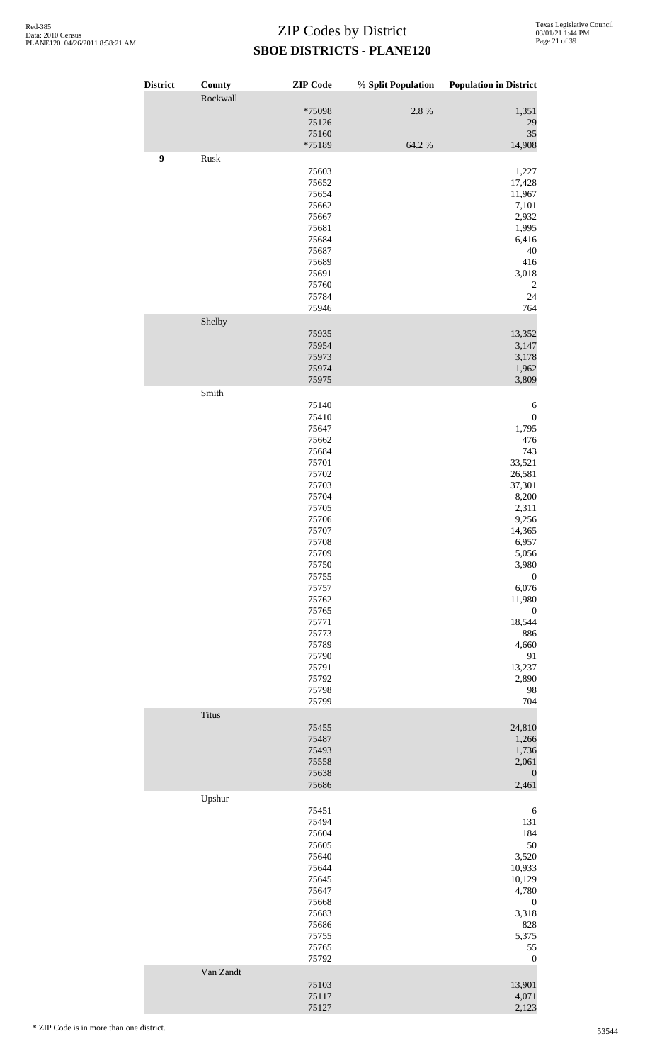# ZIP Codes by District

## SBOE DISTRICTS - PLANE120

| District | County | ZIP Code | % Split Population | Population in District |
|---|---|---|---|---|
| | Rockwall | | | |
| | | *75098 | 2.8 % | 1,351 |
| | | 75126 | | 29 |
| | | 75160 | | 35 |
| | | *75189 | 64.2 % | 14,908 |
| **9** | Rusk | | | |
| | | 75603 | | 1,227 |
| | | 75652 | | 17,428 |
| | | 75654 | | 11,967 |
| | | 75662 | | 7,101 |
| | | 75667 | | 2,932 |
| | | 75681 | | 1,995 |
| | | 75684 | | 6,416 |
| | | 75687 | | 40 |
| | | 75689 | | 416 |
| | | 75691 | | 3,018 |
| | | 75760 | | 2 |
| | | 75784 | | 24 |
| | | 75946 | | 764 |
| | Shelby | | | |
| | | 75935 | | 13,352 |
| | | 75954 | | 3,147 |
| | | 75973 | | 3,178 |
| | | 75974 | | 1,962 |
| | | 75975 | | 3,809 |
| | Smith | | | |
| | | 75140 | | 6 |
| | | 75410 | | 0 |
| | | 75647 | | 1,795 |
| | | 75662 | | 476 |
| | | 75684 | | 743 |
| | | 75701 | | 33,521 |
| | | 75702 | | 26,581 |
| | | 75703 | | 37,301 |
| | | 75704 | | 8,200 |
| | | 75705 | | 2,311 |
| | | 75706 | | 9,256 |
| | | 75707 | | 14,365 |
| | | 75708 | | 6,957 |
| | | 75709 | | 5,056 |
| | | 75750 | | 3,980 |
| | | 75755 | | 0 |
| | | 75757 | | 6,076 |
| | | 75762 | | 11,980 |
| | | 75765 | | 0 |
| | | 75771 | | 18,544 |
| | | 75773 | | 886 |
| | | 75789 | | 4,660 |
| | | 75790 | | 91 |
| | | 75791 | | 13,237 |
| | | 75792 | | 2,890 |
| | | 75798 | | 98 |
| | | 75799 | | 704 |
| | Titus | | | |
| | | 75455 | | 24,810 |
| | | 75487 | | 1,266 |
| | | 75493 | | 1,736 |
| | | 75558 | | 2,061 |
| | | 75638 | | 0 |
| | | 75686 | | 2,461 |
| | Upshur | | | |
| | | 75451 | | 6 |
| | | 75494 | | 131 |
| | | 75604 | | 184 |
| | | 75605 | | 50 |
| | | 75640 | | 3,520 |
| | | 75644 | | 10,933 |
| | | 75645 | | 10,129 |
| | | 75647 | | 4,780 |
| | | 75668 | | 0 |
| | | 75683 | | 3,318 |
| | | 75686 | | 828 |
| | | 75755 | | 5,375 |
| | | 75765 | | 55 |
| | | 75792 | | 0 |
| | Van Zandt | | | |
| | | 75103 | | 13,901 |
| | | 75117 | | 4,071 |
| | | 75127 | | 2,123 |

* ZIP Code is in more than one district.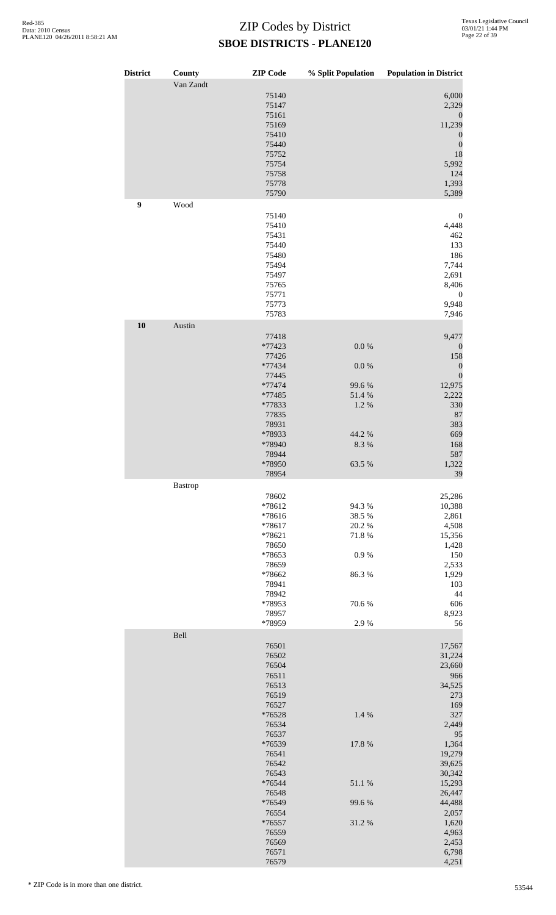# ZIP Codes by District

## SBOE DISTRICTS - PLANE120

| District | County | ZIP Code | % Split Population | Population in District |
|---|---|---|---|---|
| | Van Zandt | | | |
| | | 75140 | | 6,000 |
| | | 75147 | | 2,329 |
| | | 75161 | | 0 |
| | | 75169 | | 11,239 |
| | | 75410 | | 0 |
| | | 75440 | | 0 |
| | | 75752 | | 18 |
| | | 75754 | | 5,992 |
| | | 75758 | | 124 |
| | | 75778 | | 1,393 |
| | | 75790 | | 5,389 |
| **9** | Wood | | | |
| | | 75140 | | 0 |
| | | 75410 | | 4,448 |
| | | 75431 | | 462 |
| | | 75440 | | 133 |
| | | 75480 | | 186 |
| | | 75494 | | 7,744 |
| | | 75497 | | 2,691 |
| | | 75765 | | 8,406 |
| | | 75771 | | 0 |
| | | 75773 | | 9,948 |
| | | 75783 | | 7,946 |
| **10** | Austin | | | |
| | | 77418 | | 9,477 |
| | | *77423 | 0.0 % | 0 |
| | | 77426 | | 158 |
| | | *77434 | 0.0 % | 0 |
| | | 77445 | | 0 |
| | | *77474 | 99.6 % | 12,975 |
| | | *77485 | 51.4 % | 2,222 |
| | | *77833 | 1.2 % | 330 |
| | | 77835 | | 87 |
| | | 78931 | | 383 |
| | | *78933 | 44.2 % | 669 |
| | | *78940 | 8.3 % | 168 |
| | | 78944 | | 587 |
| | | *78950 | 63.5 % | 1,322 |
| | | 78954 | | 39 |
| | Bastrop | | | |
| | | 78602 | | 25,286 |
| | | *78612 | 94.3 % | 10,388 |
| | | *78616 | 38.5 % | 2,861 |
| | | *78617 | 20.2 % | 4,508 |
| | | *78621 | 71.8 % | 15,356 |
| | | 78650 | | 1,428 |
| | | *78653 | 0.9 % | 150 |
| | | 78659 | | 2,533 |
| | | *78662 | 86.3 % | 1,929 |
| | | 78941 | | 103 |
| | | 78942 | | 44 |
| | | *78953 | 70.6 % | 606 |
| | | 78957 | | 8,923 |
| | | *78959 | 2.9 % | 56 |
| | Bell | | | |
| | | 76501 | | 17,567 |
| | | 76502 | | 31,224 |
| | | 76504 | | 23,660 |
| | | 76511 | | 966 |
| | | 76513 | | 34,525 |
| | | 76519 | | 273 |
| | | 76527 | | 169 |
| | | *76528 | 1.4 % | 327 |
| | | 76534 | | 2,449 |
| | | 76537 | | 95 |
| | | *76539 | 17.8 % | 1,364 |
| | | 76541 | | 19,279 |
| | | 76542 | | 39,625 |
| | | 76543 | | 30,342 |
| | | *76544 | 51.1 % | 15,293 |
| | | 76548 | | 26,447 |
| | | *76549 | 99.6 % | 44,488 |
| | | 76554 | | 2,057 |
| | | *76557 | 31.2 % | 1,620 |
| | | 76559 | | 4,963 |
| | | 76569 | | 2,453 |
| | | 76571 | | 6,798 |
| | | 76579 | | 4,251 |

\* ZIP Code is in more than one district.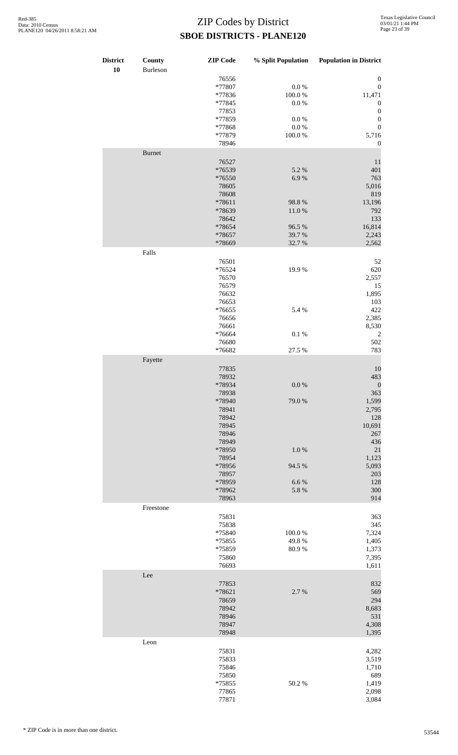# ZIP Codes by District

## SBOE DISTRICTS - PLANE120

| District | County | ZIP Code | % Split Population | Population in District |
|---|---|---|---|---|
| 10 | Burleson | | | |
| | | 76556 | | 0 |
| | | *77807 | 0.0 % | 0 |
| | | *77836 | 100.0 % | 11,471 |
| | | *77845 | 0.0 % | 0 |
| | | 77853 | | 0 |
| | | *77859 | 0.0 % | 0 |
| | | *77868 | 0.0 % | 0 |
| | | *77879 | 100.0 % | 5,716 |
| | | 78946 | | 0 |
| | Burnet | | | |
| | | 76527 | | 11 |
| | | *76539 | 5.2 % | 401 |
| | | *76550 | 6.9 % | 763 |
| | | 78605 | | 5,016 |
| | | 78608 | | 819 |
| | | *78611 | 98.8 % | 13,196 |
| | | *78639 | 11.0 % | 792 |
| | | 78642 | | 133 |
| | | *78654 | 96.5 % | 16,814 |
| | | *78657 | 39.7 % | 2,243 |
| | | *78669 | 32.7 % | 2,562 |
| | Falls | | | |
| | | 76501 | | 52 |
| | | *76524 | 19.9 % | 620 |
| | | 76570 | | 2,557 |
| | | 76579 | | 15 |
| | | 76632 | | 1,895 |
| | | 76653 | | 103 |
| | | *76655 | 5.4 % | 422 |
| | | 76656 | | 2,385 |
| | | 76661 | | 8,530 |
| | | *76664 | 0.1 % | 2 |
| | | 76680 | | 502 |
| | | *76682 | 27.5 % | 783 |
| | Fayette | | | |
| | | 77835 | | 10 |
| | | 78932 | | 483 |
| | | *78934 | 0.0 % | 0 |
| | | 78938 | | 363 |
| | | *78940 | 79.0 % | 1,599 |
| | | 78941 | | 2,795 |
| | | 78942 | | 128 |
| | | 78945 | | 10,691 |
| | | 78946 | | 267 |
| | | 78949 | | 436 |
| | | *78950 | 1.0 % | 21 |
| | | 78954 | | 1,123 |
| | | *78956 | 94.5 % | 5,093 |
| | | 78957 | | 203 |
| | | *78959 | 6.6 % | 128 |
| | | *78962 | 5.8 % | 300 |
| | | 78963 | | 914 |
| | Freestone | | | |
| | | 75831 | | 363 |
| | | 75838 | | 345 |
| | | *75840 | 100.0 % | 7,324 |
| | | *75855 | 49.8 % | 1,405 |
| | | *75859 | 80.9 % | 1,373 |
| | | 75860 | | 7,395 |
| | | 76693 | | 1,611 |
| | Lee | | | |
| | | 77853 | | 832 |
| | | *78621 | 2.7 % | 569 |
| | | 78659 | | 294 |
| | | 78942 | | 8,683 |
| | | 78946 | | 531 |
| | | 78947 | | 4,308 |
| | | 78948 | | 1,395 |
| | Leon | | | |
| | | 75831 | | 4,282 |
| | | 75833 | | 3,519 |
| | | 75846 | | 1,710 |
| | | 75850 | | 689 |
| | | *75855 | 50.2 % | 1,419 |
| | | 77865 | | 2,098 |
| | | 77871 | | 3,084 |

\* ZIP Code is in more than one district.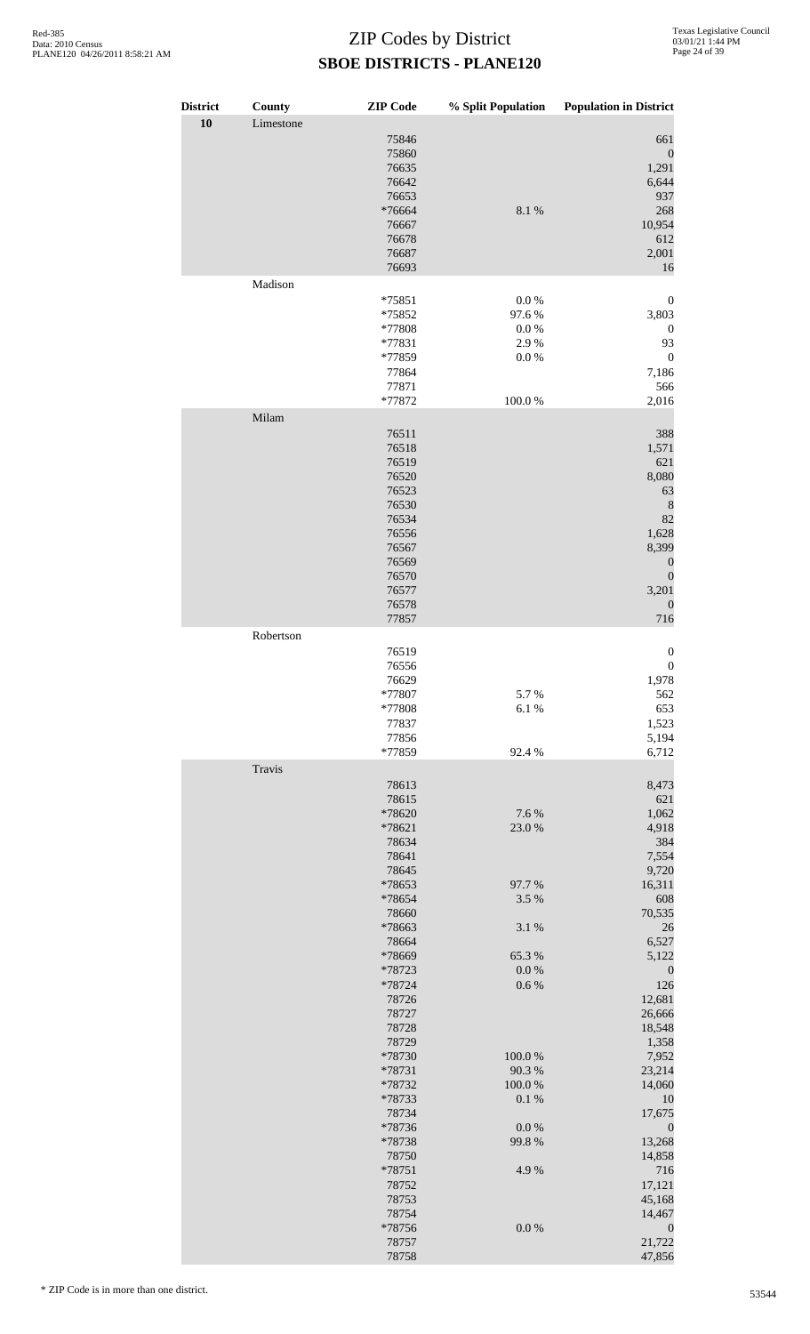# ZIP Codes by District
## SBOE DISTRICTS - PLANE120

| District | County | ZIP Code | % Split Population | Population in District |
|---|---|---|---|---|
| 10 | Limestone | | | |
| | | 75846 | | 661 |
| | | 75860 | | 0 |
| | | 76635 | | 1,291 |
| | | 76642 | | 6,644 |
| | | 76653 | | 937 |
| | | *76664 | 8.1 % | 268 |
| | | 76667 | | 10,954 |
| | | 76678 | | 612 |
| | | 76687 | | 2,001 |
| | | 76693 | | 16 |
| | Madison | | | |
| | | *75851 | 0.0 % | 0 |
| | | *75852 | 97.6 % | 3,803 |
| | | *77808 | 0.0 % | 0 |
| | | *77831 | 2.9 % | 93 |
| | | *77859 | 0.0 % | 0 |
| | | 77864 | | 7,186 |
| | | 77871 | | 566 |
| | | *77872 | 100.0 % | 2,016 |
| | Milam | | | |
| | | 76511 | | 388 |
| | | 76518 | | 1,571 |
| | | 76519 | | 621 |
| | | 76520 | | 8,080 |
| | | 76523 | | 63 |
| | | 76530 | | 8 |
| | | 76534 | | 82 |
| | | 76556 | | 1,628 |
| | | 76567 | | 8,399 |
| | | 76569 | | 0 |
| | | 76570 | | 0 |
| | | 76577 | | 3,201 |
| | | 76578 | | 0 |
| | | 77857 | | 716 |
| | Robertson | | | |
| | | 76519 | | 0 |
| | | 76556 | | 0 |
| | | 76629 | | 1,978 |
| | | *77807 | 5.7 % | 562 |
| | | *77808 | 6.1 % | 653 |
| | | 77837 | | 1,523 |
| | | 77856 | | 5,194 |
| | | *77859 | 92.4 % | 6,712 |
| | Travis | | | |
| | | 78613 | | 8,473 |
| | | 78615 | | 621 |
| | | *78620 | 7.6 % | 1,062 |
| | | *78621 | 23.0 % | 4,918 |
| | | 78634 | | 384 |
| | | 78641 | | 7,554 |
| | | 78645 | | 9,720 |
| | | *78653 | 97.7 % | 16,311 |
| | | *78654 | 3.5 % | 608 |
| | | 78660 | | 70,535 |
| | | *78663 | 3.1 % | 26 |
| | | 78664 | | 6,527 |
| | | *78669 | 65.3 % | 5,122 |
| | | *78723 | 0.0 % | 0 |
| | | *78724 | 0.6 % | 126 |
| | | 78726 | | 12,681 |
| | | 78727 | | 26,666 |
| | | 78728 | | 18,548 |
| | | 78729 | | 1,358 |
| | | *78730 | 100.0 % | 7,952 |
| | | *78731 | 90.3 % | 23,214 |
| | | *78732 | 100.0 % | 14,060 |
| | | *78733 | 0.1 % | 10 |
| | | 78734 | | 17,675 |
| | | *78736 | 0.0 % | 0 |
| | | *78738 | 99.8 % | 13,268 |
| | | 78750 | | 14,858 |
| | | *78751 | 4.9 % | 716 |
| | | 78752 | | 17,121 |
| | | 78753 | | 45,168 |
| | | 78754 | | 14,467 |
| | | *78756 | 0.0 % | 0 |
| | | 78757 | | 21,722 |
| | | 78758 | | 47,856 |

* ZIP Code is in more than one district.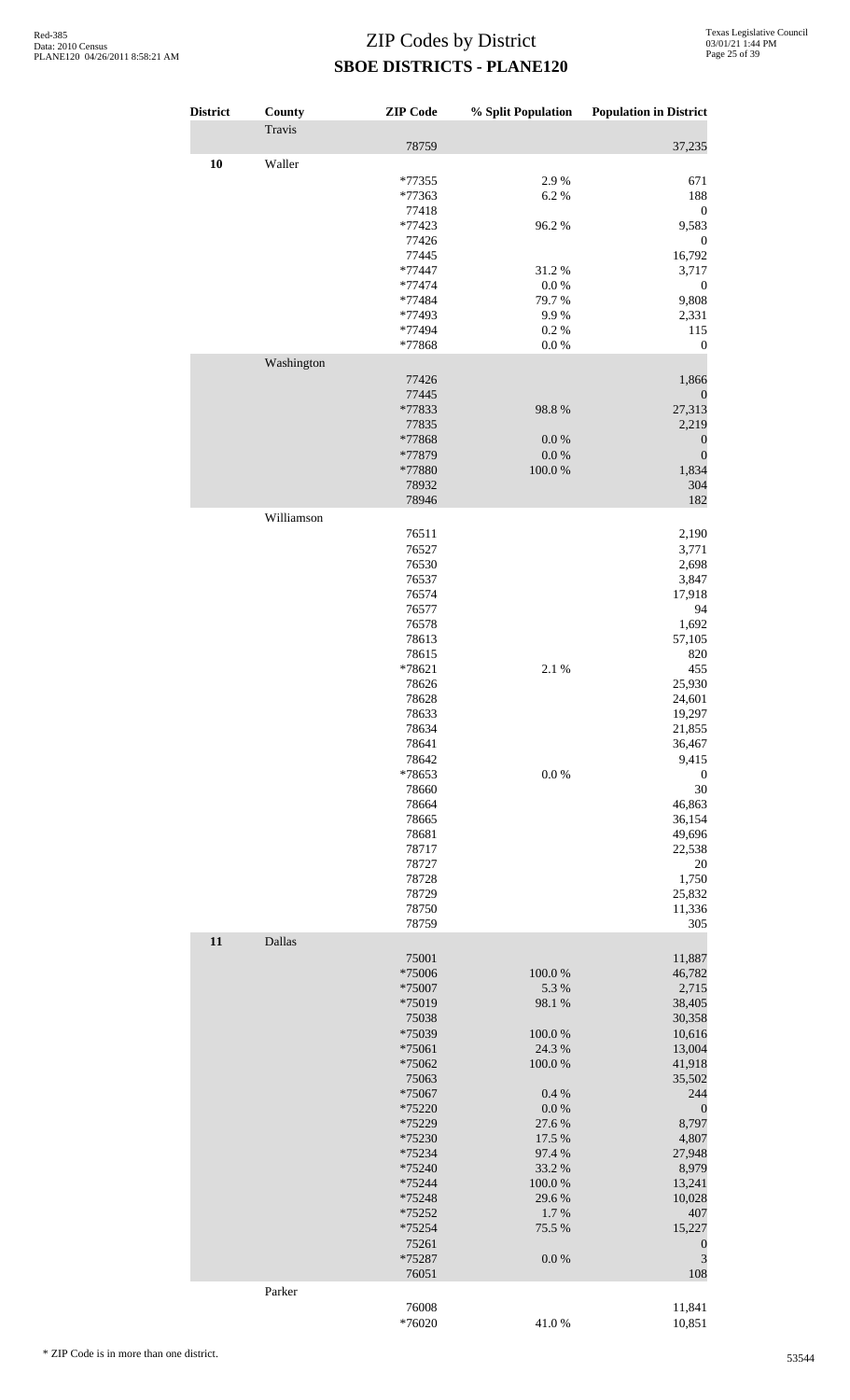# ZIP Codes by District

**SBOE DISTRICTS - PLANE120**

| District | County | ZIP Code | % Split Population | Population in District |
|---|---|---|---|---|
| | Travis | | | |
| | | 78759 | | 37,235 |
| **10** | Waller | | | |
| | | *77355 | 2.9 % | 671 |
| | | *77363 | 6.2 % | 188 |
| | | 77418 | | 0 |
| | | *77423 | 96.2 % | 9,583 |
| | | 77426 | | 0 |
| | | 77445 | | 16,792 |
| | | *77447 | 31.2 % | 3,717 |
| | | *77474 | 0.0 % | 0 |
| | | *77484 | 79.7 % | 9,808 |
| | | *77493 | 9.9 % | 2,331 |
| | | *77494 | 0.2 % | 115 |
| | | *77868 | 0.0 % | 0 |
| | Washington | | | |
| | | 77426 | | 1,866 |
| | | 77445 | | 0 |
| | | *77833 | 98.8 % | 27,313 |
| | | 77835 | | 2,219 |
| | | *77868 | 0.0 % | 0 |
| | | *77879 | 0.0 % | 0 |
| | | *77880 | 100.0 % | 1,834 |
| | | 78932 | | 304 |
| | | 78946 | | 182 |
| | Williamson | | | |
| | | 76511 | | 2,190 |
| | | 76527 | | 3,771 |
| | | 76530 | | 2,698 |
| | | 76537 | | 3,847 |
| | | 76574 | | 17,918 |
| | | 76577 | | 94 |
| | | 76578 | | 1,692 |
| | | 78613 | | 57,105 |
| | | 78615 | | 820 |
| | | *78621 | 2.1 % | 455 |
| | | 78626 | | 25,930 |
| | | 78628 | | 24,601 |
| | | 78633 | | 19,297 |
| | | 78634 | | 21,855 |
| | | 78641 | | 36,467 |
| | | 78642 | | 9,415 |
| | | *78653 | 0.0 % | 0 |
| | | 78660 | | 30 |
| | | 78664 | | 46,863 |
| | | 78665 | | 36,154 |
| | | 78681 | | 49,696 |
| | | 78717 | | 22,538 |
| | | 78727 | | 20 |
| | | 78728 | | 1,750 |
| | | 78729 | | 25,832 |
| | | 78750 | | 11,336 |
| | | 78759 | | 305 |
| **11** | Dallas | | | |
| | | 75001 | | 11,887 |
| | | *75006 | 100.0 % | 46,782 |
| | | *75007 | 5.3 % | 2,715 |
| | | *75019 | 98.1 % | 38,405 |
| | | 75038 | | 30,358 |
| | | *75039 | 100.0 % | 10,616 |
| | | *75061 | 24.3 % | 13,004 |
| | | *75062 | 100.0 % | 41,918 |
| | | 75063 | | 35,502 |
| | | *75067 | 0.4 % | 244 |
| | | *75220 | 0.0 % | 0 |
| | | *75229 | 27.6 % | 8,797 |
| | | *75230 | 17.5 % | 4,807 |
| | | *75234 | 97.4 % | 27,948 |
| | | *75240 | 33.2 % | 8,979 |
| | | *75244 | 100.0 % | 13,241 |
| | | *75248 | 29.6 % | 10,028 |
| | | *75252 | 1.7 % | 407 |
| | | *75254 | 75.5 % | 15,227 |
| | | 75261 | | 0 |
| | | *75287 | 0.0 % | 3 |
| | | 76051 | | 108 |
| | Parker | | | |
| | | 76008 | | 11,841 |
| | | *76020 | 41.0 % | 10,851 |

\* ZIP Code is in more than one district.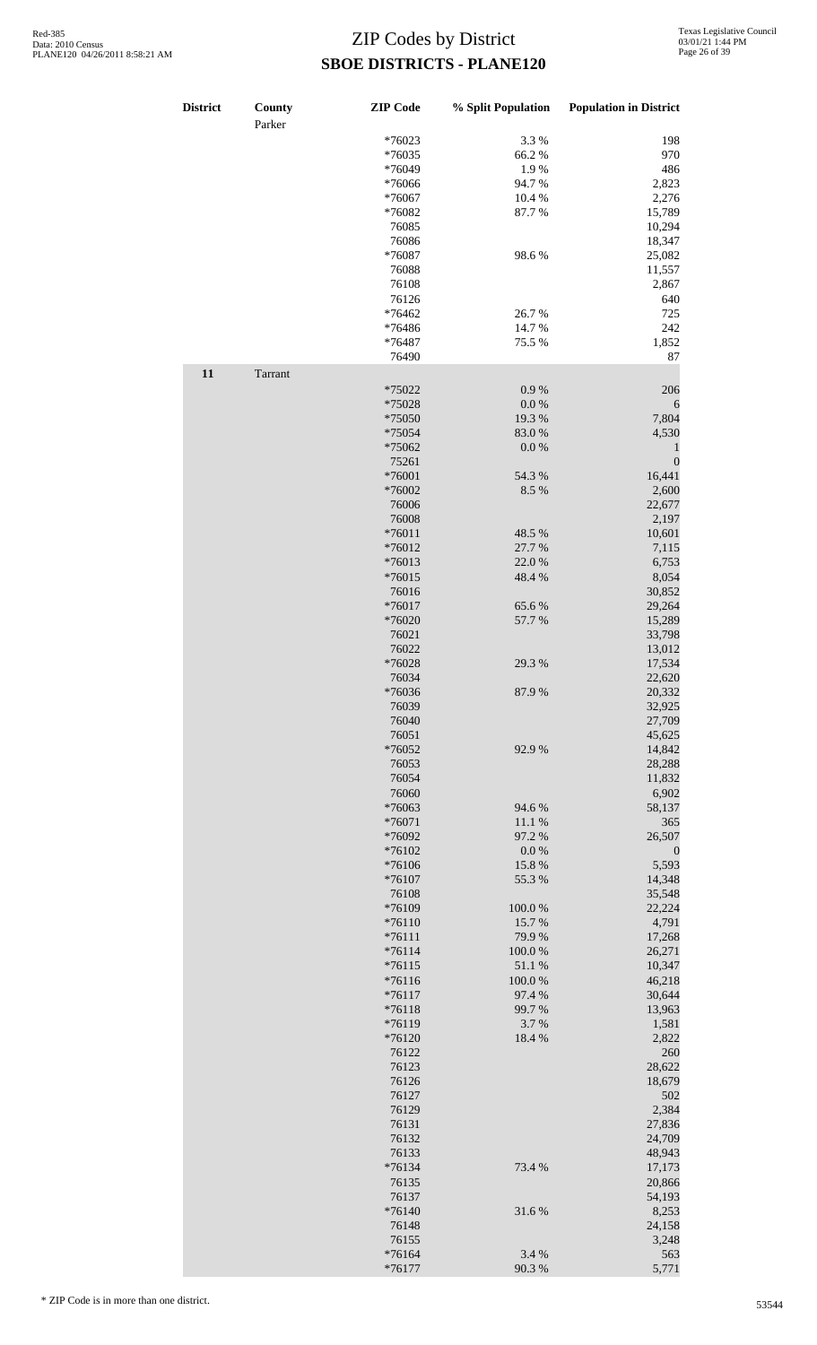# ZIP Codes by District

## SBOE DISTRICTS - PLANE120

| District | County | ZIP Code | % Split Population | Population in District |
|---|---|---|---|---|
| | Parker | | | |
| | | *76023 | 3.3 % | 198 |
| | | *76035 | 66.2 % | 970 |
| | | *76049 | 1.9 % | 486 |
| | | *76066 | 94.7 % | 2,823 |
| | | *76067 | 10.4 % | 2,276 |
| | | *76082 | 87.7 % | 15,789 |
| | | 76085 | | 10,294 |
| | | 76086 | | 18,347 |
| | | *76087 | 98.6 % | 25,082 |
| | | 76088 | | 11,557 |
| | | 76108 | | 2,867 |
| | | 76126 | | 640 |
| | | *76462 | 26.7 % | 725 |
| | | *76486 | 14.7 % | 242 |
| | | *76487 | 75.5 % | 1,852 |
| | | 76490 | | 87 |
| **11** | Tarrant | | | |
| | | *75022 | 0.9 % | 206 |
| | | *75028 | 0.0 % | 6 |
| | | *75050 | 19.3 % | 7,804 |
| | | *75054 | 83.0 % | 4,530 |
| | | *75062 | 0.0 % | 1 |
| | | 75261 | | 0 |
| | | *76001 | 54.3 % | 16,441 |
| | | *76002 | 8.5 % | 2,600 |
| | | 76006 | | 22,677 |
| | | 76008 | | 2,197 |
| | | *76011 | 48.5 % | 10,601 |
| | | *76012 | 27.7 % | 7,115 |
| | | *76013 | 22.0 % | 6,753 |
| | | *76015 | 48.4 % | 8,054 |
| | | 76016 | | 30,852 |
| | | *76017 | 65.6 % | 29,264 |
| | | *76020 | 57.7 % | 15,289 |
| | | 76021 | | 33,798 |
| | | 76022 | | 13,012 |
| | | *76028 | 29.3 % | 17,534 |
| | | 76034 | | 22,620 |
| | | *76036 | 87.9 % | 20,332 |
| | | 76039 | | 32,925 |
| | | 76040 | | 27,709 |
| | | 76051 | | 45,625 |
| | | *76052 | 92.9 % | 14,842 |
| | | 76053 | | 28,288 |
| | | 76054 | | 11,832 |
| | | 76060 | | 6,902 |
| | | *76063 | 94.6 % | 58,137 |
| | | *76071 | 11.1 % | 365 |
| | | *76092 | 97.2 % | 26,507 |
| | | *76102 | 0.0 % | 0 |
| | | *76106 | 15.8 % | 5,593 |
| | | *76107 | 55.3 % | 14,348 |
| | | 76108 | | 35,548 |
| | | *76109 | 100.0 % | 22,224 |
| | | *76110 | 15.7 % | 4,791 |
| | | *76111 | 79.9 % | 17,268 |
| | | *76114 | 100.0 % | 26,271 |
| | | *76115 | 51.1 % | 10,347 |
| | | *76116 | 100.0 % | 46,218 |
| | | *76117 | 97.4 % | 30,644 |
| | | *76118 | 99.7 % | 13,963 |
| | | *76119 | 3.7 % | 1,581 |
| | | *76120 | 18.4 % | 2,822 |
| | | 76122 | | 260 |
| | | 76123 | | 28,622 |
| | | 76126 | | 18,679 |
| | | 76127 | | 502 |
| | | 76129 | | 2,384 |
| | | 76131 | | 27,836 |
| | | 76132 | | 24,709 |
| | | 76133 | | 48,943 |
| | | *76134 | 73.4 % | 17,173 |
| | | 76135 | | 20,866 |
| | | 76137 | | 54,193 |
| | | *76140 | 31.6 % | 8,253 |
| | | 76148 | | 24,158 |
| | | 76155 | | 3,248 |
| | | *76164 | 3.4 % | 563 |
| | | *76177 | 90.3 % | 5,771 |

\* ZIP Code is in more than one district.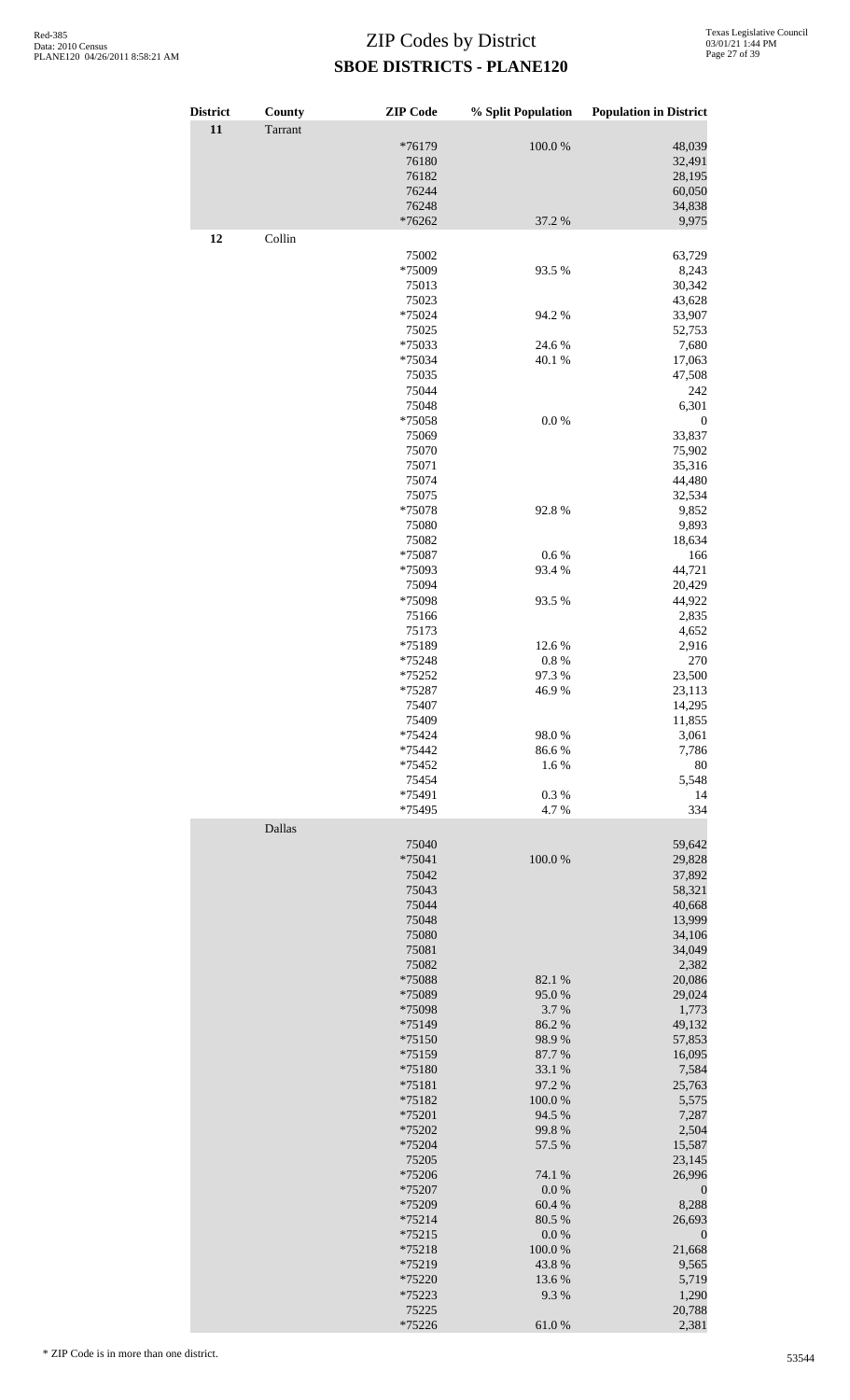# ZIP Codes by District

## SBOE DISTRICTS - PLANE120

| District | County | ZIP Code | % Split Population | Population in District |
|---|---|---|---|---|
| 11 | Tarrant | | | |
| | | *76179 | 100.0 % | 48,039 |
| | | 76180 | | 32,491 |
| | | 76182 | | 28,195 |
| | | 76244 | | 60,050 |
| | | 76248 | | 34,838 |
| | | *76262 | 37.2 % | 9,975 |
| 12 | Collin | | | |
| | | 75002 | | 63,729 |
| | | *75009 | 93.5 % | 8,243 |
| | | 75013 | | 30,342 |
| | | 75023 | | 43,628 |
| | | *75024 | 94.2 % | 33,907 |
| | | 75025 | | 52,753 |
| | | *75033 | 24.6 % | 7,680 |
| | | *75034 | 40.1 % | 17,063 |
| | | 75035 | | 47,508 |
| | | 75044 | | 242 |
| | | 75048 | | 6,301 |
| | | *75058 | 0.0 % | 0 |
| | | 75069 | | 33,837 |
| | | 75070 | | 75,902 |
| | | 75071 | | 35,316 |
| | | 75074 | | 44,480 |
| | | 75075 | | 32,534 |
| | | *75078 | 92.8 % | 9,852 |
| | | 75080 | | 9,893 |
| | | 75082 | | 18,634 |
| | | *75087 | 0.6 % | 166 |
| | | *75093 | 93.4 % | 44,721 |
| | | 75094 | | 20,429 |
| | | *75098 | 93.5 % | 44,922 |
| | | 75166 | | 2,835 |
| | | 75173 | | 4,652 |
| | | *75189 | 12.6 % | 2,916 |
| | | *75248 | 0.8 % | 270 |
| | | *75252 | 97.3 % | 23,500 |
| | | *75287 | 46.9 % | 23,113 |
| | | 75407 | | 14,295 |
| | | 75409 | | 11,855 |
| | | *75424 | 98.0 % | 3,061 |
| | | *75442 | 86.6 % | 7,786 |
| | | *75452 | 1.6 % | 80 |
| | | 75454 | | 5,548 |
| | | *75491 | 0.3 % | 14 |
| | | *75495 | 4.7 % | 334 |
| | Dallas | | | |
| | | 75040 | | 59,642 |
| | | *75041 | 100.0 % | 29,828 |
| | | 75042 | | 37,892 |
| | | 75043 | | 58,321 |
| | | 75044 | | 40,668 |
| | | 75048 | | 13,999 |
| | | 75080 | | 34,106 |
| | | 75081 | | 34,049 |
| | | 75082 | | 2,382 |
| | | *75088 | 82.1 % | 20,086 |
| | | *75089 | 95.0 % | 29,024 |
| | | *75098 | 3.7 % | 1,773 |
| | | *75149 | 86.2 % | 49,132 |
| | | *75150 | 98.9 % | 57,853 |
| | | *75159 | 87.7 % | 16,095 |
| | | *75180 | 33.1 % | 7,584 |
| | | *75181 | 97.2 % | 25,763 |
| | | *75182 | 100.0 % | 5,575 |
| | | *75201 | 94.5 % | 7,287 |
| | | *75202 | 99.8 % | 2,504 |
| | | *75204 | 57.5 % | 15,587 |
| | | 75205 | | 23,145 |
| | | *75206 | 74.1 % | 26,996 |
| | | *75207 | 0.0 % | 0 |
| | | *75209 | 60.4 % | 8,288 |
| | | *75214 | 80.5 % | 26,693 |
| | | *75215 | 0.0 % | 0 |
| | | *75218 | 100.0 % | 21,668 |
| | | *75219 | 43.8 % | 9,565 |
| | | *75220 | 13.6 % | 5,719 |
| | | *75223 | 9.3 % | 1,290 |
| | | 75225 | | 20,788 |
| | | *75226 | 61.0 % | 2,381 |

* ZIP Code is in more than one district.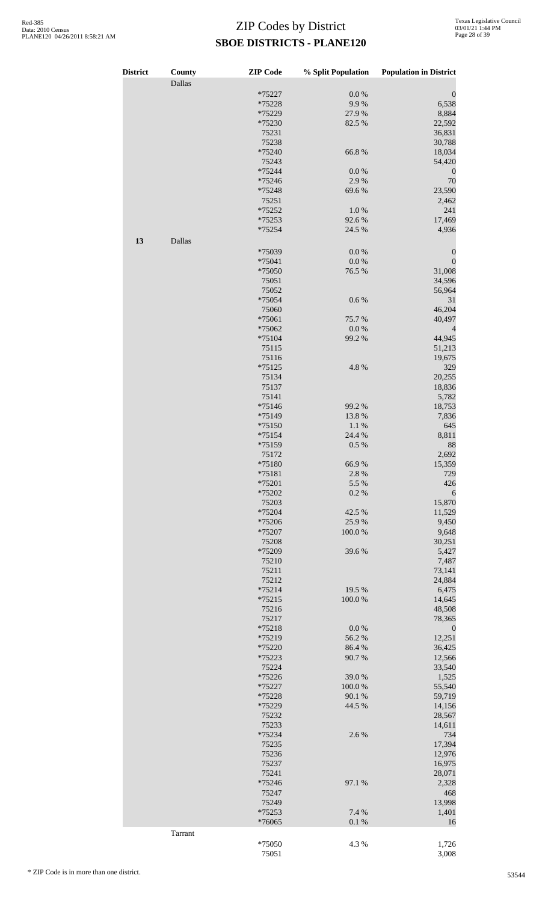# ZIP Codes by District

## SBOE DISTRICTS - PLANE120

| District | County | ZIP Code | % Split Population | Population in District |
|---|---|---|---|---|
| | Dallas | | | |
| | | *75227 | 0.0 % | 0 |
| | | *75228 | 9.9 % | 6,538 |
| | | *75229 | 27.9 % | 8,884 |
| | | *75230 | 82.5 % | 22,592 |
| | | 75231 | | 36,831 |
| | | 75238 | | 30,788 |
| | | *75240 | 66.8 % | 18,034 |
| | | 75243 | | 54,420 |
| | | *75244 | 0.0 % | 0 |
| | | *75246 | 2.9 % | 70 |
| | | *75248 | 69.6 % | 23,590 |
| | | 75251 | | 2,462 |
| | | *75252 | 1.0 % | 241 |
| | | *75253 | 92.6 % | 17,469 |
| | | *75254 | 24.5 % | 4,936 |
| **13** | Dallas | | | |
| | | *75039 | 0.0 % | 0 |
| | | *75041 | 0.0 % | 0 |
| | | *75050 | 76.5 % | 31,008 |
| | | 75051 | | 34,596 |
| | | 75052 | | 56,964 |
| | | *75054 | 0.6 % | 31 |
| | | 75060 | | 46,204 |
| | | *75061 | 75.7 % | 40,497 |
| | | *75062 | 0.0 % | 4 |
| | | *75104 | 99.2 % | 44,945 |
| | | 75115 | | 51,213 |
| | | 75116 | | 19,675 |
| | | *75125 | 4.8 % | 329 |
| | | 75134 | | 20,255 |
| | | 75137 | | 18,836 |
| | | 75141 | | 5,782 |
| | | *75146 | 99.2 % | 18,753 |
| | | *75149 | 13.8 % | 7,836 |
| | | *75150 | 1.1 % | 645 |
| | | *75154 | 24.4 % | 8,811 |
| | | *75159 | 0.5 % | 88 |
| | | 75172 | | 2,692 |
| | | *75180 | 66.9 % | 15,359 |
| | | *75181 | 2.8 % | 729 |
| | | *75201 | 5.5 % | 426 |
| | | *75202 | 0.2 % | 6 |
| | | 75203 | | 15,870 |
| | | *75204 | 42.5 % | 11,529 |
| | | *75206 | 25.9 % | 9,450 |
| | | *75207 | 100.0 % | 9,648 |
| | | 75208 | | 30,251 |
| | | *75209 | 39.6 % | 5,427 |
| | | 75210 | | 7,487 |
| | | 75211 | | 73,141 |
| | | 75212 | | 24,884 |
| | | *75214 | 19.5 % | 6,475 |
| | | *75215 | 100.0 % | 14,645 |
| | | 75216 | | 48,508 |
| | | 75217 | | 78,365 |
| | | *75218 | 0.0 % | 0 |
| | | *75219 | 56.2 % | 12,251 |
| | | *75220 | 86.4 % | 36,425 |
| | | *75223 | 90.7 % | 12,566 |
| | | 75224 | | 33,540 |
| | | *75226 | 39.0 % | 1,525 |
| | | *75227 | 100.0 % | 55,540 |
| | | *75228 | 90.1 % | 59,719 |
| | | *75229 | 44.5 % | 14,156 |
| | | 75232 | | 28,567 |
| | | 75233 | | 14,611 |
| | | *75234 | 2.6 % | 734 |
| | | 75235 | | 17,394 |
| | | 75236 | | 12,976 |
| | | 75237 | | 16,975 |
| | | 75241 | | 28,071 |
| | | *75246 | 97.1 % | 2,328 |
| | | 75247 | | 468 |
| | | 75249 | | 13,998 |
| | | *75253 | 7.4 % | 1,401 |
| | | *76065 | 0.1 % | 16 |
| | Tarrant | | | |
| | | *75050 | 4.3 % | 1,726 |
| | | 75051 | | 3,008 |

\* ZIP Code is in more than one district.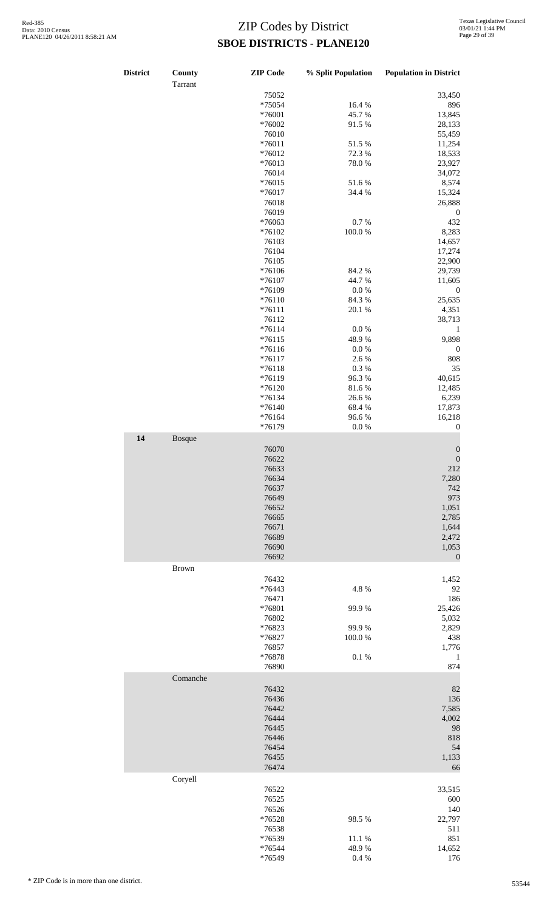# ZIP Codes by District

## SBOE DISTRICTS - PLANE120

| District | County | ZIP Code | % Split Population | Population in District |
|---|---|---|---|---|
| | Tarrant | | | |
| | | 75052 | | 33,450 |
| | | *75054 | 16.4 % | 896 |
| | | *76001 | 45.7 % | 13,845 |
| | | *76002 | 91.5 % | 28,133 |
| | | 76010 | | 55,459 |
| | | *76011 | 51.5 % | 11,254 |
| | | *76012 | 72.3 % | 18,533 |
| | | *76013 | 78.0 % | 23,927 |
| | | 76014 | | 34,072 |
| | | *76015 | 51.6 % | 8,574 |
| | | *76017 | 34.4 % | 15,324 |
| | | 76018 | | 26,888 |
| | | 76019 | | 0 |
| | | *76063 | 0.7 % | 432 |
| | | *76102 | 100.0 % | 8,283 |
| | | 76103 | | 14,657 |
| | | 76104 | | 17,274 |
| | | 76105 | | 22,900 |
| | | *76106 | 84.2 % | 29,739 |
| | | *76107 | 44.7 % | 11,605 |
| | | *76109 | 0.0 % | 0 |
| | | *76110 | 84.3 % | 25,635 |
| | | *76111 | 20.1 % | 4,351 |
| | | 76112 | | 38,713 |
| | | *76114 | 0.0 % | 1 |
| | | *76115 | 48.9 % | 9,898 |
| | | *76116 | 0.0 % | 0 |
| | | *76117 | 2.6 % | 808 |
| | | *76118 | 0.3 % | 35 |
| | | *76119 | 96.3 % | 40,615 |
| | | *76120 | 81.6 % | 12,485 |
| | | *76134 | 26.6 % | 6,239 |
| | | *76140 | 68.4 % | 17,873 |
| | | *76164 | 96.6 % | 16,218 |
| | | *76179 | 0.0 % | 0 |
| 14 | Bosque | | | |
| | | 76070 | | 0 |
| | | 76622 | | 0 |
| | | 76633 | | 212 |
| | | 76634 | | 7,280 |
| | | 76637 | | 742 |
| | | 76649 | | 973 |
| | | 76652 | | 1,051 |
| | | 76665 | | 2,785 |
| | | 76671 | | 1,644 |
| | | 76689 | | 2,472 |
| | | 76690 | | 1,053 |
| | | 76692 | | 0 |
| | Brown | | | |
| | | 76432 | | 1,452 |
| | | *76443 | 4.8 % | 92 |
| | | 76471 | | 186 |
| | | *76801 | 99.9 % | 25,426 |
| | | 76802 | | 5,032 |
| | | *76823 | 99.9 % | 2,829 |
| | | *76827 | 100.0 % | 438 |
| | | 76857 | | 1,776 |
| | | *76878 | 0.1 % | 1 |
| | | 76890 | | 874 |
| | Comanche | | | |
| | | 76432 | | 82 |
| | | 76436 | | 136 |
| | | 76442 | | 7,585 |
| | | 76444 | | 4,002 |
| | | 76445 | | 98 |
| | | 76446 | | 818 |
| | | 76454 | | 54 |
| | | 76455 | | 1,133 |
| | | 76474 | | 66 |
| | Coryell | | | |
| | | 76522 | | 33,515 |
| | | 76525 | | 600 |
| | | 76526 | | 140 |
| | | *76528 | 98.5 % | 22,797 |
| | | 76538 | | 511 |
| | | *76539 | 11.1 % | 851 |
| | | *76544 | 48.9 % | 14,652 |
| | | *76549 | 0.4 % | 176 |

\* ZIP Code is in more than one district.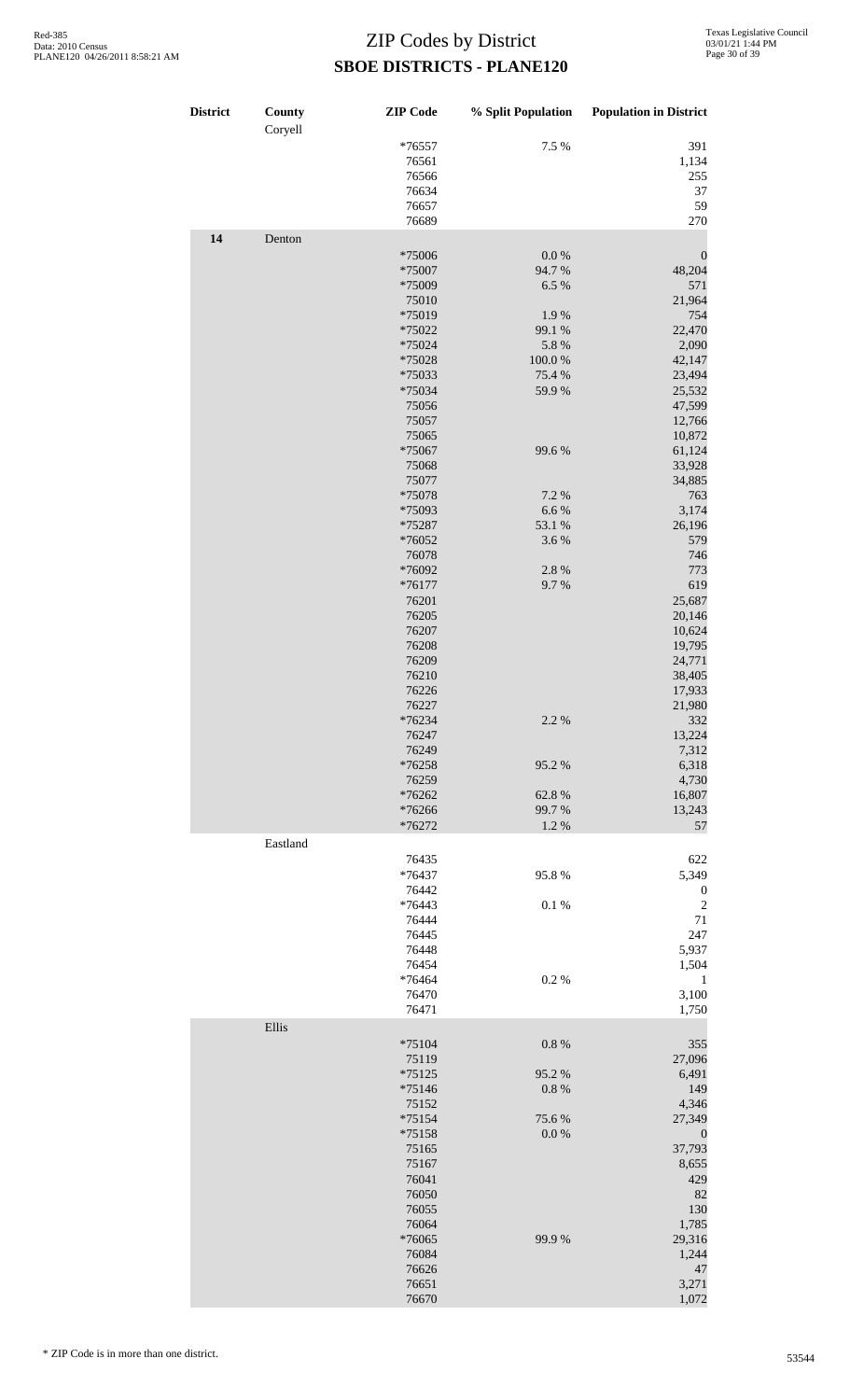# ZIP Codes by District

## SBOE DISTRICTS - PLANE120

| District | County | ZIP Code | % Split Population | Population in District |
|---|---|---|---|---|
| | Coryell | | | |
| | | *76557 | 7.5 % | 391 |
| | | 76561 | | 1,134 |
| | | 76566 | | 255 |
| | | 76634 | | 37 |
| | | 76657 | | 59 |
| | | 76689 | | 270 |
| 14 | Denton | | | |
| | | *75006 | 0.0 % | 0 |
| | | *75007 | 94.7 % | 48,204 |
| | | *75009 | 6.5 % | 571 |
| | | 75010 | | 21,964 |
| | | *75019 | 1.9 % | 754 |
| | | *75022 | 99.1 % | 22,470 |
| | | *75024 | 5.8 % | 2,090 |
| | | *75028 | 100.0 % | 42,147 |
| | | *75033 | 75.4 % | 23,494 |
| | | *75034 | 59.9 % | 25,532 |
| | | 75056 | | 47,599 |
| | | 75057 | | 12,766 |
| | | 75065 | | 10,872 |
| | | *75067 | 99.6 % | 61,124 |
| | | 75068 | | 33,928 |
| | | 75077 | | 34,885 |
| | | *75078 | 7.2 % | 763 |
| | | *75093 | 6.6 % | 3,174 |
| | | *75287 | 53.1 % | 26,196 |
| | | *76052 | 3.6 % | 579 |
| | | 76078 | | 746 |
| | | *76092 | 2.8 % | 773 |
| | | *76177 | 9.7 % | 619 |
| | | 76201 | | 25,687 |
| | | 76205 | | 20,146 |
| | | 76207 | | 10,624 |
| | | 76208 | | 19,795 |
| | | 76209 | | 24,771 |
| | | 76210 | | 38,405 |
| | | 76226 | | 17,933 |
| | | 76227 | | 21,980 |
| | | *76234 | 2.2 % | 332 |
| | | 76247 | | 13,224 |
| | | 76249 | | 7,312 |
| | | *76258 | 95.2 % | 6,318 |
| | | 76259 | | 4,730 |
| | | *76262 | 62.8 % | 16,807 |
| | | *76266 | 99.7 % | 13,243 |
| | | *76272 | 1.2 % | 57 |
| | Eastland | | | |
| | | 76435 | | 622 |
| | | *76437 | 95.8 % | 5,349 |
| | | 76442 | | 0 |
| | | *76443 | 0.1 % | 2 |
| | | 76444 | | 71 |
| | | 76445 | | 247 |
| | | 76448 | | 5,937 |
| | | 76454 | | 1,504 |
| | | *76464 | 0.2 % | 1 |
| | | 76470 | | 3,100 |
| | | 76471 | | 1,750 |
| | Ellis | | | |
| | | *75104 | 0.8 % | 355 |
| | | 75119 | | 27,096 |
| | | *75125 | 95.2 % | 6,491 |
| | | *75146 | 0.8 % | 149 |
| | | 75152 | | 4,346 |
| | | *75154 | 75.6 % | 27,349 |
| | | *75158 | 0.0 % | 0 |
| | | 75165 | | 37,793 |
| | | 75167 | | 8,655 |
| | | 76041 | | 429 |
| | | 76050 | | 82 |
| | | 76055 | | 130 |
| | | 76064 | | 1,785 |
| | | *76065 | 99.9 % | 29,316 |
| | | 76084 | | 1,244 |
| | | 76626 | | 47 |
| | | 76651 | | 3,271 |
| | | 76670 | | 1,072 |

\* ZIP Code is in more than one district.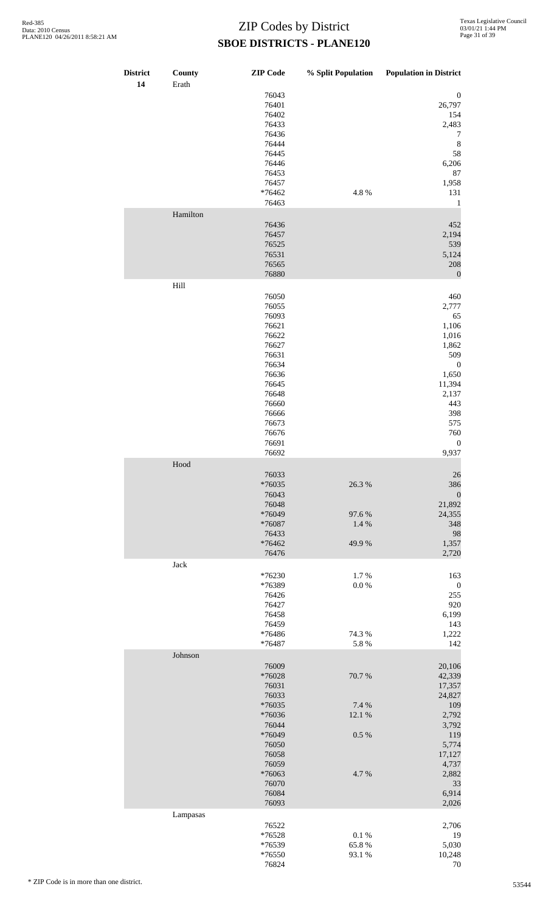# ZIP Codes by District

## SBOE DISTRICTS - PLANE120

| District | County | ZIP Code | % Split Population | Population in District |
|---|---|---|---|---|
| 14 | Erath | | | |
| | | 76043 | | 0 |
| | | 76401 | | 26,797 |
| | | 76402 | | 154 |
| | | 76433 | | 2,483 |
| | | 76436 | | 7 |
| | | 76444 | | 8 |
| | | 76445 | | 58 |
| | | 76446 | | 6,206 |
| | | 76453 | | 87 |
| | | 76457 | | 1,958 |
| | | *76462 | 4.8 % | 131 |
| | | 76463 | | 1 |
| | Hamilton | | | |
| | | 76436 | | 452 |
| | | 76457 | | 2,194 |
| | | 76525 | | 539 |
| | | 76531 | | 5,124 |
| | | 76565 | | 208 |
| | | 76880 | | 0 |
| | Hill | | | |
| | | 76050 | | 460 |
| | | 76055 | | 2,777 |
| | | 76093 | | 65 |
| | | 76621 | | 1,106 |
| | | 76622 | | 1,016 |
| | | 76627 | | 1,862 |
| | | 76631 | | 509 |
| | | 76634 | | 0 |
| | | 76636 | | 1,650 |
| | | 76645 | | 11,394 |
| | | 76648 | | 2,137 |
| | | 76660 | | 443 |
| | | 76666 | | 398 |
| | | 76673 | | 575 |
| | | 76676 | | 760 |
| | | 76691 | | 0 |
| | | 76692 | | 9,937 |
| | Hood | | | |
| | | 76033 | | 26 |
| | | *76035 | 26.3 % | 386 |
| | | 76043 | | 0 |
| | | 76048 | | 21,892 |
| | | *76049 | 97.6 % | 24,355 |
| | | *76087 | 1.4 % | 348 |
| | | 76433 | | 98 |
| | | *76462 | 49.9 % | 1,357 |
| | | 76476 | | 2,720 |
| | Jack | | | |
| | | *76230 | 1.7 % | 163 |
| | | *76389 | 0.0 % | 0 |
| | | 76426 | | 255 |
| | | 76427 | | 920 |
| | | 76458 | | 6,199 |
| | | 76459 | | 143 |
| | | *76486 | 74.3 % | 1,222 |
| | | *76487 | 5.8 % | 142 |
| | Johnson | | | |
| | | 76009 | | 20,106 |
| | | *76028 | 70.7 % | 42,339 |
| | | 76031 | | 17,357 |
| | | 76033 | | 24,827 |
| | | *76035 | 7.4 % | 109 |
| | | *76036 | 12.1 % | 2,792 |
| | | 76044 | | 3,792 |
| | | *76049 | 0.5 % | 119 |
| | | 76050 | | 5,774 |
| | | 76058 | | 17,127 |
| | | 76059 | | 4,737 |
| | | *76063 | 4.7 % | 2,882 |
| | | 76070 | | 33 |
| | | 76084 | | 6,914 |
| | | 76093 | | 2,026 |
| | Lampasas | | | |
| | | 76522 | | 2,706 |
| | | *76528 | 0.1 % | 19 |
| | | *76539 | 65.8 % | 5,030 |
| | | *76550 | 93.1 % | 10,248 |
| | | 76824 | | 70 |

\* ZIP Code is in more than one district.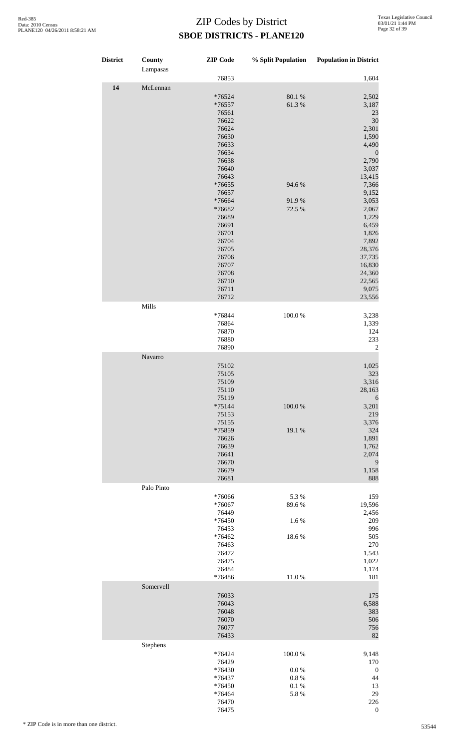# ZIP Codes by District

**SBOE DISTRICTS - PLANE120**

| District | County | ZIP Code | % Split Population | Population in District |
|---|---|---|---|---|
| | Lampasas | | | |
| | | 76853 | | 1,604 |
| 14 | McLennan | | | |
| | | *76524 | 80.1 % | 2,502 |
| | | *76557 | 61.3 % | 3,187 |
| | | 76561 | | 23 |
| | | 76622 | | 30 |
| | | 76624 | | 2,301 |
| | | 76630 | | 1,590 |
| | | 76633 | | 4,490 |
| | | 76634 | | 0 |
| | | 76638 | | 2,790 |
| | | 76640 | | 3,037 |
| | | 76643 | | 13,415 |
| | | *76655 | 94.6 % | 7,366 |
| | | 76657 | | 9,152 |
| | | *76664 | 91.9 % | 3,053 |
| | | *76682 | 72.5 % | 2,067 |
| | | 76689 | | 1,229 |
| | | 76691 | | 6,459 |
| | | 76701 | | 1,826 |
| | | 76704 | | 7,892 |
| | | 76705 | | 28,376 |
| | | 76706 | | 37,735 |
| | | 76707 | | 16,830 |
| | | 76708 | | 24,360 |
| | | 76710 | | 22,565 |
| | | 76711 | | 9,075 |
| | | 76712 | | 23,556 |
| | Mills | | | |
| | | *76844 | 100.0 % | 3,238 |
| | | 76864 | | 1,339 |
| | | 76870 | | 124 |
| | | 76880 | | 233 |
| | | 76890 | | 2 |
| | Navarro | | | |
| | | 75102 | | 1,025 |
| | | 75105 | | 323 |
| | | 75109 | | 3,316 |
| | | 75110 | | 28,163 |
| | | 75119 | | 6 |
| | | *75144 | 100.0 % | 3,201 |
| | | 75153 | | 219 |
| | | 75155 | | 3,376 |
| | | *75859 | 19.1 % | 324 |
| | | 76626 | | 1,891 |
| | | 76639 | | 1,762 |
| | | 76641 | | 2,074 |
| | | 76670 | | 9 |
| | | 76679 | | 1,158 |
| | | 76681 | | 888 |
| | Palo Pinto | | | |
| | | *76066 | 5.3 % | 159 |
| | | *76067 | 89.6 % | 19,596 |
| | | 76449 | | 2,456 |
| | | *76450 | 1.6 % | 209 |
| | | 76453 | | 996 |
| | | *76462 | 18.6 % | 505 |
| | | 76463 | | 270 |
| | | 76472 | | 1,543 |
| | | 76475 | | 1,022 |
| | | 76484 | | 1,174 |
| | | *76486 | 11.0 % | 181 |
| | Somervell | | | |
| | | 76033 | | 175 |
| | | 76043 | | 6,588 |
| | | 76048 | | 383 |
| | | 76070 | | 506 |
| | | 76077 | | 756 |
| | | 76433 | | 82 |
| | Stephens | | | |
| | | *76424 | 100.0 % | 9,148 |
| | | 76429 | | 170 |
| | | *76430 | 0.0 % | 0 |
| | | *76437 | 0.8 % | 44 |
| | | *76450 | 0.1 % | 13 |
| | | *76464 | 5.8 % | 29 |
| | | 76470 | | 226 |
| | | 76475 | | 0 |

\* ZIP Code is in more than one district.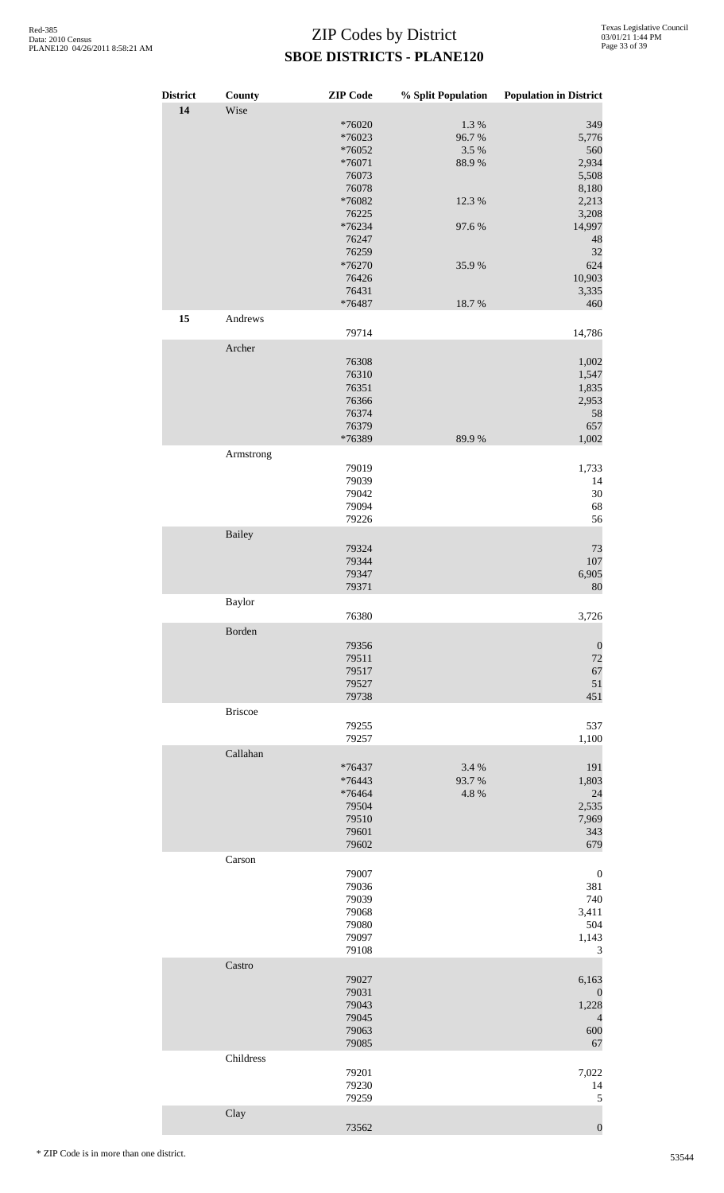# ZIP Codes by District

## SBOE DISTRICTS - PLANE120

| District | County | ZIP Code | % Split Population | Population in District |
|---|---|---|---|---|
| 14 | Wise | | | |
| | | *76020 | 1.3 % | 349 |
| | | *76023 | 96.7 % | 5,776 |
| | | *76052 | 3.5 % | 560 |
| | | *76071 | 88.9 % | 2,934 |
| | | 76073 | | 5,508 |
| | | 76078 | | 8,180 |
| | | *76082 | 12.3 % | 2,213 |
| | | 76225 | | 3,208 |
| | | *76234 | 97.6 % | 14,997 |
| | | 76247 | | 48 |
| | | 76259 | | 32 |
| | | *76270 | 35.9 % | 624 |
| | | 76426 | | 10,903 |
| | | 76431 | | 3,335 |
| | | *76487 | 18.7 % | 460 |
| 15 | Andrews | | | |
| | | 79714 | | 14,786 |
| | Archer | | | |
| | | 76308 | | 1,002 |
| | | 76310 | | 1,547 |
| | | 76351 | | 1,835 |
| | | 76366 | | 2,953 |
| | | 76374 | | 58 |
| | | 76379 | | 657 |
| | | *76389 | 89.9 % | 1,002 |
| | Armstrong | | | |
| | | 79019 | | 1,733 |
| | | 79039 | | 14 |
| | | 79042 | | 30 |
| | | 79094 | | 68 |
| | | 79226 | | 56 |
| | Bailey | | | |
| | | 79324 | | 73 |
| | | 79344 | | 107 |
| | | 79347 | | 6,905 |
| | | 79371 | | 80 |
| | Baylor | | | |
| | | 76380 | | 3,726 |
| | Borden | | | |
| | | 79356 | | 0 |
| | | 79511 | | 72 |
| | | 79517 | | 67 |
| | | 79527 | | 51 |
| | | 79738 | | 451 |
| | Briscoe | | | |
| | | 79255 | | 537 |
| | | 79257 | | 1,100 |
| | Callahan | | | |
| | | *76437 | 3.4 % | 191 |
| | | *76443 | 93.7 % | 1,803 |
| | | *76464 | 4.8 % | 24 |
| | | 79504 | | 2,535 |
| | | 79510 | | 7,969 |
| | | 79601 | | 343 |
| | | 79602 | | 679 |
| | Carson | | | |
| | | 79007 | | 0 |
| | | 79036 | | 381 |
| | | 79039 | | 740 |
| | | 79068 | | 3,411 |
| | | 79080 | | 504 |
| | | 79097 | | 1,143 |
| | | 79108 | | 3 |
| | Castro | | | |
| | | 79027 | | 6,163 |
| | | 79031 | | 0 |
| | | 79043 | | 1,228 |
| | | 79045 | | 4 |
| | | 79063 | | 600 |
| | | 79085 | | 67 |
| | Childress | | | |
| | | 79201 | | 7,022 |
| | | 79230 | | 14 |
| | | 79259 | | 5 |
| | Clay | | | |
| | | 73562 | | 0 |

\* ZIP Code is in more than one district.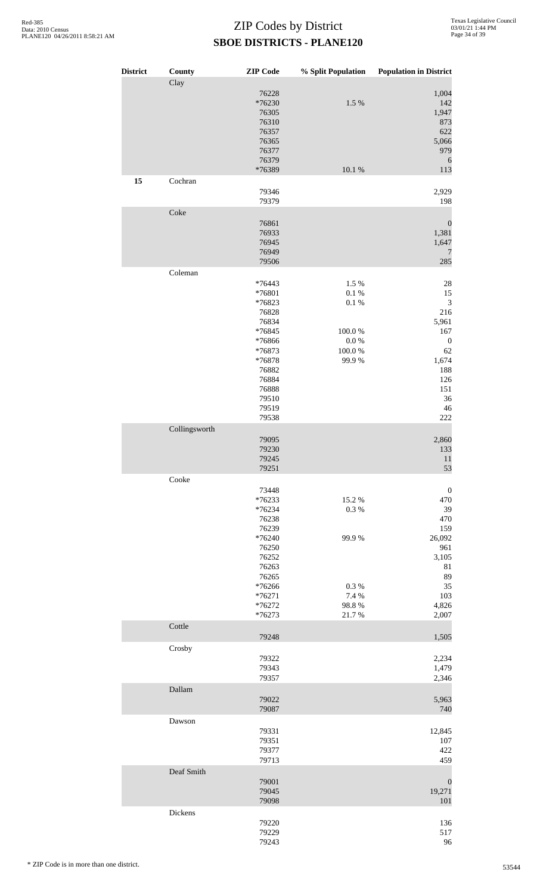# ZIP Codes by District

## SBOE DISTRICTS - PLANE120

| District | County | ZIP Code | % Split Population | Population in District |
|---|---|---|---|---|
| | Clay | | | |
| | | 76228 | | 1,004 |
| | | *76230 | 1.5 % | 142 |
| | | 76305 | | 1,947 |
| | | 76310 | | 873 |
| | | 76357 | | 622 |
| | | 76365 | | 5,066 |
| | | 76377 | | 979 |
| | | 76379 | | 6 |
| | | *76389 | 10.1 % | 113 |
| **15** | Cochran | | | |
| | | 79346 | | 2,929 |
| | | 79379 | | 198 |
| | Coke | | | |
| | | 76861 | | 0 |
| | | 76933 | | 1,381 |
| | | 76945 | | 1,647 |
| | | 76949 | | 7 |
| | | 79506 | | 285 |
| | Coleman | | | |
| | | *76443 | 1.5 % | 28 |
| | | *76801 | 0.1 % | 15 |
| | | *76823 | 0.1 % | 3 |
| | | 76828 | | 216 |
| | | 76834 | | 5,961 |
| | | *76845 | 100.0 % | 167 |
| | | *76866 | 0.0 % | 0 |
| | | *76873 | 100.0 % | 62 |
| | | *76878 | 99.9 % | 1,674 |
| | | 76882 | | 188 |
| | | 76884 | | 126 |
| | | 76888 | | 151 |
| | | 79510 | | 36 |
| | | 79519 | | 46 |
| | | 79538 | | 222 |
| | Collingsworth | | | |
| | | 79095 | | 2,860 |
| | | 79230 | | 133 |
| | | 79245 | | 11 |
| | | 79251 | | 53 |
| | Cooke | | | |
| | | 73448 | | 0 |
| | | *76233 | 15.2 % | 470 |
| | | *76234 | 0.3 % | 39 |
| | | 76238 | | 470 |
| | | 76239 | | 159 |
| | | *76240 | 99.9 % | 26,092 |
| | | 76250 | | 961 |
| | | 76252 | | 3,105 |
| | | 76263 | | 81 |
| | | 76265 | | 89 |
| | | *76266 | 0.3 % | 35 |
| | | *76271 | 7.4 % | 103 |
| | | *76272 | 98.8 % | 4,826 |
| | | *76273 | 21.7 % | 2,007 |
| | Cottle | | | |
| | | 79248 | | 1,505 |
| | Crosby | | | |
| | | 79322 | | 2,234 |
| | | 79343 | | 1,479 |
| | | 79357 | | 2,346 |
| | Dallam | | | |
| | | 79022 | | 5,963 |
| | | 79087 | | 740 |
| | Dawson | | | |
| | | 79331 | | 12,845 |
| | | 79351 | | 107 |
| | | 79377 | | 422 |
| | | 79713 | | 459 |
| | Deaf Smith | | | |
| | | 79001 | | 0 |
| | | 79045 | | 19,271 |
| | | 79098 | | 101 |
| | Dickens | | | |
| | | 79220 | | 136 |
| | | 79229 | | 517 |
| | | 79243 | | 96 |

* ZIP Code is in more than one district.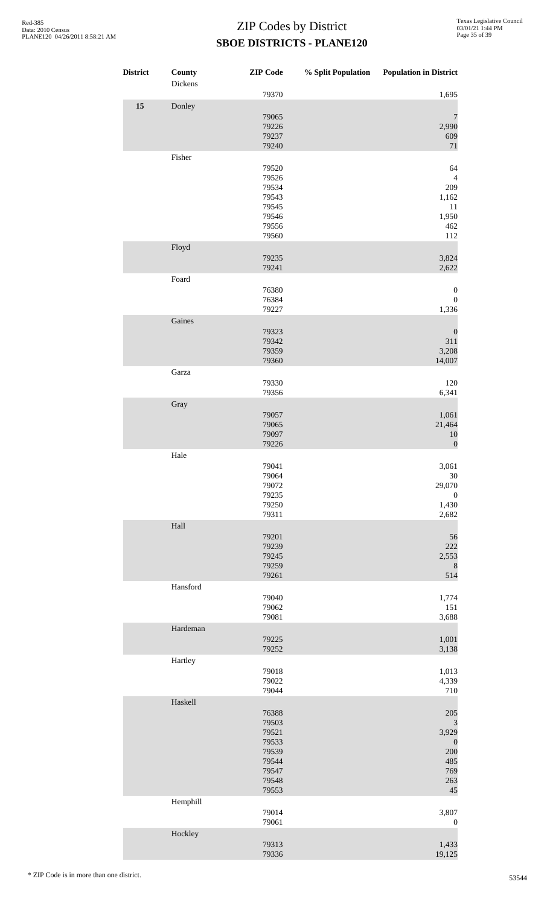# ZIP Codes by District

## SBOE DISTRICTS - PLANE120

| District | County | ZIP Code | % Split Population | Population in District |
|---|---|---|---|---|
| | Dickens | | | |
| | | 79370 | | 1,695 |
| 15 | Donley | | | |
| | | 79065 | | 7 |
| | | 79226 | | 2,990 |
| | | 79237 | | 609 |
| | | 79240 | | 71 |
| | Fisher | | | |
| | | 79520 | | 64 |
| | | 79526 | | 4 |
| | | 79534 | | 209 |
| | | 79543 | | 1,162 |
| | | 79545 | | 11 |
| | | 79546 | | 1,950 |
| | | 79556 | | 462 |
| | | 79560 | | 112 |
| | Floyd | | | |
| | | 79235 | | 3,824 |
| | | 79241 | | 2,622 |
| | Foard | | | |
| | | 76380 | | 0 |
| | | 76384 | | 0 |
| | | 79227 | | 1,336 |
| | Gaines | | | |
| | | 79323 | | 0 |
| | | 79342 | | 311 |
| | | 79359 | | 3,208 |
| | | 79360 | | 14,007 |
| | Garza | | | |
| | | 79330 | | 120 |
| | | 79356 | | 6,341 |
| | Gray | | | |
| | | 79057 | | 1,061 |
| | | 79065 | | 21,464 |
| | | 79097 | | 10 |
| | | 79226 | | 0 |
| | Hale | | | |
| | | 79041 | | 3,061 |
| | | 79064 | | 30 |
| | | 79072 | | 29,070 |
| | | 79235 | | 0 |
| | | 79250 | | 1,430 |
| | | 79311 | | 2,682 |
| | Hall | | | |
| | | 79201 | | 56 |
| | | 79239 | | 222 |
| | | 79245 | | 2,553 |
| | | 79259 | | 8 |
| | | 79261 | | 514 |
| | Hansford | | | |
| | | 79040 | | 1,774 |
| | | 79062 | | 151 |
| | | 79081 | | 3,688 |
| | Hardeman | | | |
| | | 79225 | | 1,001 |
| | | 79252 | | 3,138 |
| | Hartley | | | |
| | | 79018 | | 1,013 |
| | | 79022 | | 4,339 |
| | | 79044 | | 710 |
| | Haskell | | | |
| | | 76388 | | 205 |
| | | 79503 | | 3 |
| | | 79521 | | 3,929 |
| | | 79533 | | 0 |
| | | 79539 | | 200 |
| | | 79544 | | 485 |
| | | 79547 | | 769 |
| | | 79548 | | 263 |
| | | 79553 | | 45 |
| | Hemphill | | | |
| | | 79014 | | 3,807 |
| | | 79061 | | 0 |
| | Hockley | | | |
| | | 79313 | | 1,433 |
| | | 79336 | | 19,125 |

\* ZIP Code is in more than one district.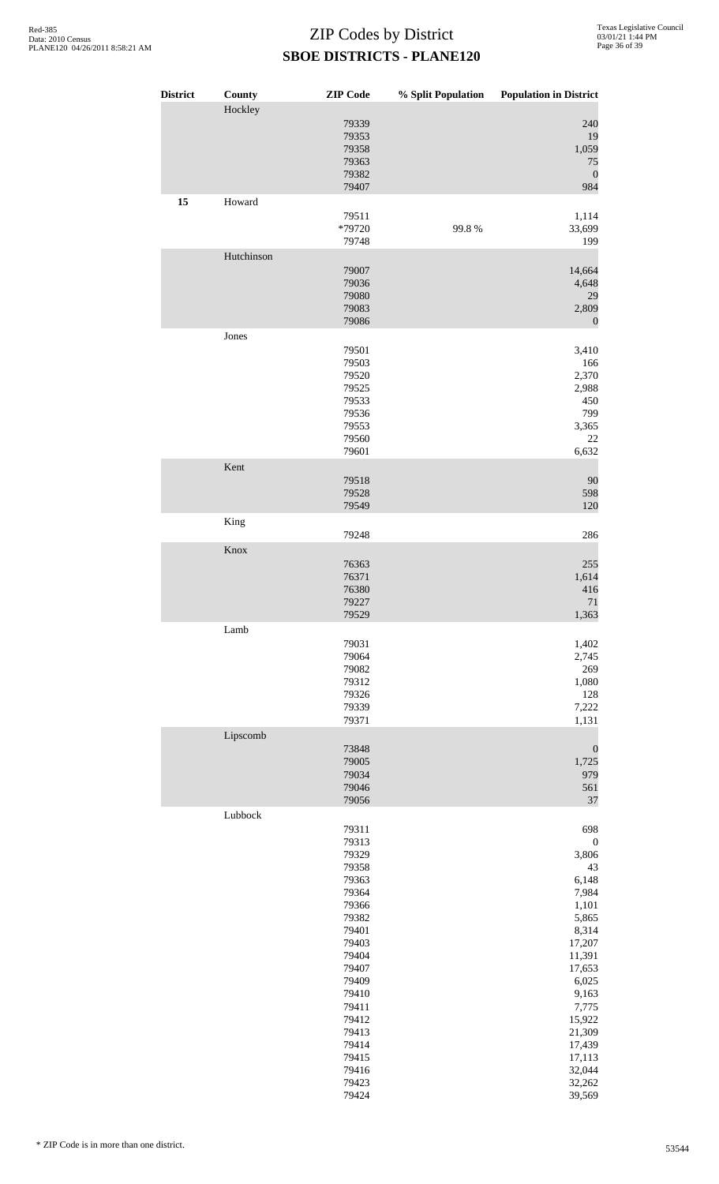# ZIP Codes by District
## SBOE DISTRICTS - PLANE120

| District | County | ZIP Code | % Split Population | Population in District |
|---|---|---|---|---|
| | Hockley | | | |
| | | 79339 | | 240 |
| | | 79353 | | 19 |
| | | 79358 | | 1,059 |
| | | 79363 | | 75 |
| | | 79382 | | 0 |
| | | 79407 | | 984 |
| **15** | Howard | | | |
| | | 79511 | | 1,114 |
| | | *79720 | 99.8 % | 33,699 |
| | | 79748 | | 199 |
| | Hutchinson | | | |
| | | 79007 | | 14,664 |
| | | 79036 | | 4,648 |
| | | 79080 | | 29 |
| | | 79083 | | 2,809 |
| | | 79086 | | 0 |
| | Jones | | | |
| | | 79501 | | 3,410 |
| | | 79503 | | 166 |
| | | 79520 | | 2,370 |
| | | 79525 | | 2,988 |
| | | 79533 | | 450 |
| | | 79536 | | 799 |
| | | 79553 | | 3,365 |
| | | 79560 | | 22 |
| | | 79601 | | 6,632 |
| | Kent | | | |
| | | 79518 | | 90 |
| | | 79528 | | 598 |
| | | 79549 | | 120 |
| | King | | | |
| | | 79248 | | 286 |
| | Knox | | | |
| | | 76363 | | 255 |
| | | 76371 | | 1,614 |
| | | 76380 | | 416 |
| | | 79227 | | 71 |
| | | 79529 | | 1,363 |
| | Lamb | | | |
| | | 79031 | | 1,402 |
| | | 79064 | | 2,745 |
| | | 79082 | | 269 |
| | | 79312 | | 1,080 |
| | | 79326 | | 128 |
| | | 79339 | | 7,222 |
| | | 79371 | | 1,131 |
| | Lipscomb | | | |
| | | 73848 | | 0 |
| | | 79005 | | 1,725 |
| | | 79034 | | 979 |
| | | 79046 | | 561 |
| | | 79056 | | 37 |
| | Lubbock | | | |
| | | 79311 | | 698 |
| | | 79313 | | 0 |
| | | 79329 | | 3,806 |
| | | 79358 | | 43 |
| | | 79363 | | 6,148 |
| | | 79364 | | 7,984 |
| | | 79366 | | 1,101 |
| | | 79382 | | 5,865 |
| | | 79401 | | 8,314 |
| | | 79403 | | 17,207 |
| | | 79404 | | 11,391 |
| | | 79407 | | 17,653 |
| | | 79409 | | 6,025 |
| | | 79410 | | 9,163 |
| | | 79411 | | 7,775 |
| | | 79412 | | 15,922 |
| | | 79413 | | 21,309 |
| | | 79414 | | 17,439 |
| | | 79415 | | 17,113 |
| | | 79416 | | 32,044 |
| | | 79423 | | 32,262 |
| | | 79424 | | 39,569 |

\* ZIP Code is in more than one district.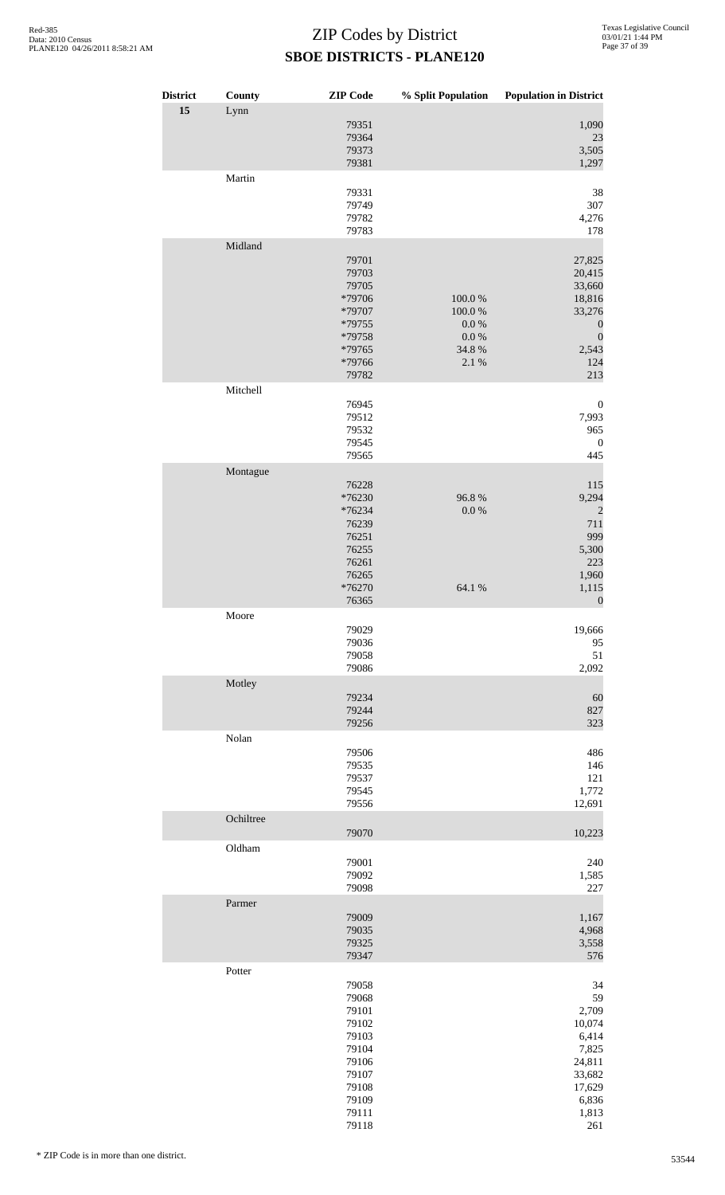# ZIP Codes by District

## SBOE DISTRICTS - PLANE120

| District | County | ZIP Code | % Split Population | Population in District |
|---|---|---|---|---|
| 15 | Lynn | | | |
| | | 79351 | | 1,090 |
| | | 79364 | | 23 |
| | | 79373 | | 3,505 |
| | | 79381 | | 1,297 |
| | Martin | | | |
| | | 79331 | | 38 |
| | | 79749 | | 307 |
| | | 79782 | | 4,276 |
| | | 79783 | | 178 |
| | Midland | | | |
| | | 79701 | | 27,825 |
| | | 79703 | | 20,415 |
| | | 79705 | | 33,660 |
| | | *79706 | 100.0 % | 18,816 |
| | | *79707 | 100.0 % | 33,276 |
| | | *79755 | 0.0 % | 0 |
| | | *79758 | 0.0 % | 0 |
| | | *79765 | 34.8 % | 2,543 |
| | | *79766 | 2.1 % | 124 |
| | | 79782 | | 213 |
| | Mitchell | | | |
| | | 76945 | | 0 |
| | | 79512 | | 7,993 |
| | | 79532 | | 965 |
| | | 79545 | | 0 |
| | | 79565 | | 445 |
| | Montague | | | |
| | | 76228 | | 115 |
| | | *76230 | 96.8 % | 9,294 |
| | | *76234 | 0.0 % | 2 |
| | | 76239 | | 711 |
| | | 76251 | | 999 |
| | | 76255 | | 5,300 |
| | | 76261 | | 223 |
| | | 76265 | | 1,960 |
| | | *76270 | 64.1 % | 1,115 |
| | | 76365 | | 0 |
| | Moore | | | |
| | | 79029 | | 19,666 |
| | | 79036 | | 95 |
| | | 79058 | | 51 |
| | | 79086 | | 2,092 |
| | Motley | | | |
| | | 79234 | | 60 |
| | | 79244 | | 827 |
| | | 79256 | | 323 |
| | Nolan | | | |
| | | 79506 | | 486 |
| | | 79535 | | 146 |
| | | 79537 | | 121 |
| | | 79545 | | 1,772 |
| | | 79556 | | 12,691 |
| | Ochiltree | | | |
| | | 79070 | | 10,223 |
| | Oldham | | | |
| | | 79001 | | 240 |
| | | 79092 | | 1,585 |
| | | 79098 | | 227 |
| | Parmer | | | |
| | | 79009 | | 1,167 |
| | | 79035 | | 4,968 |
| | | 79325 | | 3,558 |
| | | 79347 | | 576 |
| | Potter | | | |
| | | 79058 | | 34 |
| | | 79068 | | 59 |
| | | 79101 | | 2,709 |
| | | 79102 | | 10,074 |
| | | 79103 | | 6,414 |
| | | 79104 | | 7,825 |
| | | 79106 | | 24,811 |
| | | 79107 | | 33,682 |
| | | 79108 | | 17,629 |
| | | 79109 | | 6,836 |
| | | 79111 | | 1,813 |
| | | 79118 | | 261 |

\* ZIP Code is in more than one district.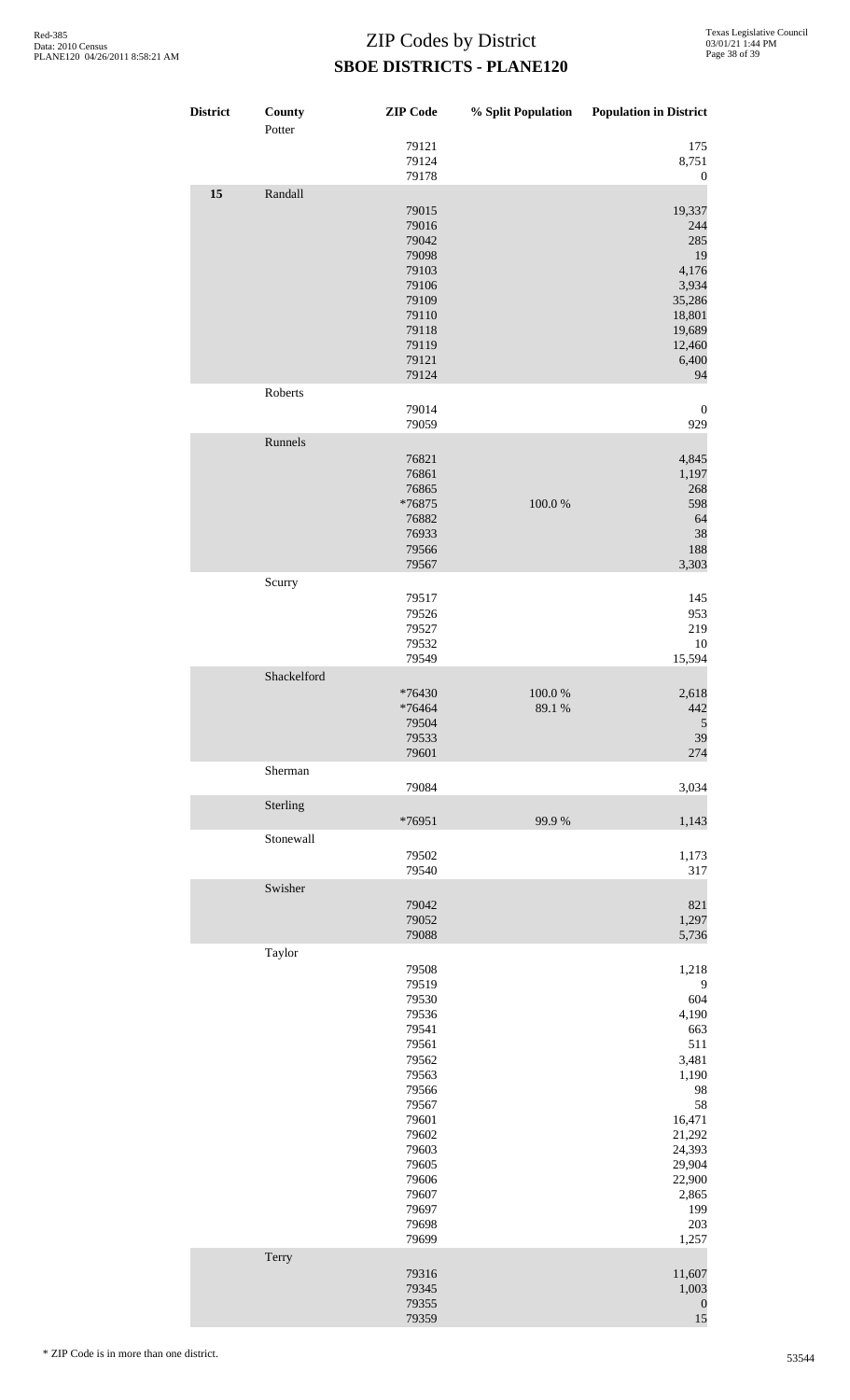# ZIP Codes by District

## SBOE DISTRICTS - PLANE120

| District | County | ZIP Code | % Split Population | Population in District |
|---|---|---|---|---|
| | Potter | | | |
| | | 79121 | | 175 |
| | | 79124 | | 8,751 |
| | | 79178 | | 0 |
| 15 | Randall | | | |
| | | 79015 | | 19,337 |
| | | 79016 | | 244 |
| | | 79042 | | 285 |
| | | 79098 | | 19 |
| | | 79103 | | 4,176 |
| | | 79106 | | 3,934 |
| | | 79109 | | 35,286 |
| | | 79110 | | 18,801 |
| | | 79118 | | 19,689 |
| | | 79119 | | 12,460 |
| | | 79121 | | 6,400 |
| | | 79124 | | 94 |
| | Roberts | | | |
| | | 79014 | | 0 |
| | | 79059 | | 929 |
| | Runnels | | | |
| | | 76821 | | 4,845 |
| | | 76861 | | 1,197 |
| | | 76865 | | 268 |
| | | *76875 | 100.0 % | 598 |
| | | 76882 | | 64 |
| | | 76933 | | 38 |
| | | 79566 | | 188 |
| | | 79567 | | 3,303 |
| | Scurry | | | |
| | | 79517 | | 145 |
| | | 79526 | | 953 |
| | | 79527 | | 219 |
| | | 79532 | | 10 |
| | | 79549 | | 15,594 |
| | Shackelford | | | |
| | | *76430 | 100.0 % | 2,618 |
| | | *76464 | 89.1 % | 442 |
| | | 79504 | | 5 |
| | | 79533 | | 39 |
| | | 79601 | | 274 |
| | Sherman | | | |
| | | 79084 | | 3,034 |
| | Sterling | | | |
| | | *76951 | 99.9 % | 1,143 |
| | Stonewall | | | |
| | | 79502 | | 1,173 |
| | | 79540 | | 317 |
| | Swisher | | | |
| | | 79042 | | 821 |
| | | 79052 | | 1,297 |
| | | 79088 | | 5,736 |
| | Taylor | | | |
| | | 79508 | | 1,218 |
| | | 79519 | | 9 |
| | | 79530 | | 604 |
| | | 79536 | | 4,190 |
| | | 79541 | | 663 |
| | | 79561 | | 511 |
| | | 79562 | | 3,481 |
| | | 79563 | | 1,190 |
| | | 79566 | | 98 |
| | | 79567 | | 58 |
| | | 79601 | | 16,471 |
| | | 79602 | | 21,292 |
| | | 79603 | | 24,393 |
| | | 79605 | | 29,904 |
| | | 79606 | | 22,900 |
| | | 79607 | | 2,865 |
| | | 79697 | | 199 |
| | | 79698 | | 203 |
| | | 79699 | | 1,257 |
| | Terry | | | |
| | | 79316 | | 11,607 |
| | | 79345 | | 1,003 |
| | | 79355 | | 0 |
| | | 79359 | | 15 |

* ZIP Code is in more than one district.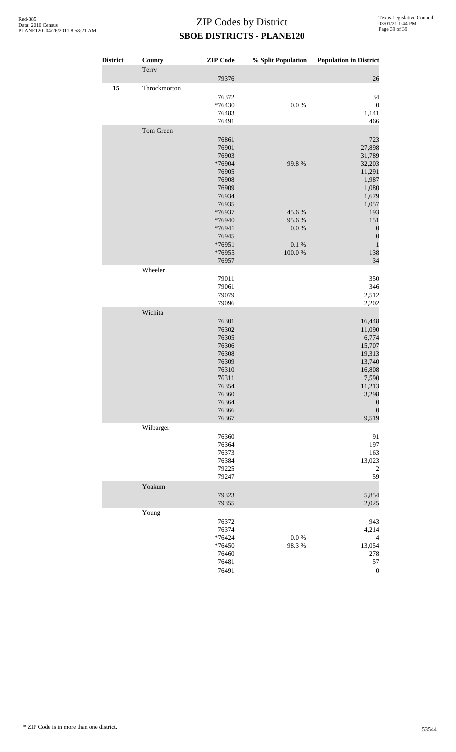# ZIP Codes by District

## SBOE DISTRICTS - PLANE120

| District | County | ZIP Code | % Split Population | Population in District |
|---|---|---|---|---|
| | Terry | | | |
| | | 79376 | | 26 |
| 15 | Throckmorton | | | |
| | | 76372 | | 34 |
| | | *76430 | 0.0 % | 0 |
| | | 76483 | | 1,141 |
| | | 76491 | | 466 |
| | Tom Green | | | |
| | | 76861 | | 723 |
| | | 76901 | | 27,898 |
| | | 76903 | | 31,789 |
| | | *76904 | 99.8 % | 32,203 |
| | | 76905 | | 11,291 |
| | | 76908 | | 1,987 |
| | | 76909 | | 1,080 |
| | | 76934 | | 1,679 |
| | | 76935 | | 1,057 |
| | | *76937 | 45.6 % | 193 |
| | | *76940 | 95.6 % | 151 |
| | | *76941 | 0.0 % | 0 |
| | | 76945 | | 0 |
| | | *76951 | 0.1 % | 1 |
| | | *76955 | 100.0 % | 138 |
| | | 76957 | | 34 |
| | Wheeler | | | |
| | | 79011 | | 350 |
| | | 79061 | | 346 |
| | | 79079 | | 2,512 |
| | | 79096 | | 2,202 |
| | Wichita | | | |
| | | 76301 | | 16,448 |
| | | 76302 | | 11,090 |
| | | 76305 | | 6,774 |
| | | 76306 | | 15,707 |
| | | 76308 | | 19,313 |
| | | 76309 | | 13,740 |
| | | 76310 | | 16,808 |
| | | 76311 | | 7,590 |
| | | 76354 | | 11,213 |
| | | 76360 | | 3,298 |
| | | 76364 | | 0 |
| | | 76366 | | 0 |
| | | 76367 | | 9,519 |
| | Wilbarger | | | |
| | | 76360 | | 91 |
| | | 76364 | | 197 |
| | | 76373 | | 163 |
| | | 76384 | | 13,023 |
| | | 79225 | | 2 |
| | | 79247 | | 59 |
| | Yoakum | | | |
| | | 79323 | | 5,854 |
| | | 79355 | | 2,025 |
| | Young | | | |
| | | 76372 | | 943 |
| | | 76374 | | 4,214 |
| | | *76424 | 0.0 % | 4 |
| | | *76450 | 98.3 % | 13,054 |
| | | 76460 | | 278 |
| | | 76481 | | 57 |
| | | 76491 | | 0 |

\* ZIP Code is in more than one district.